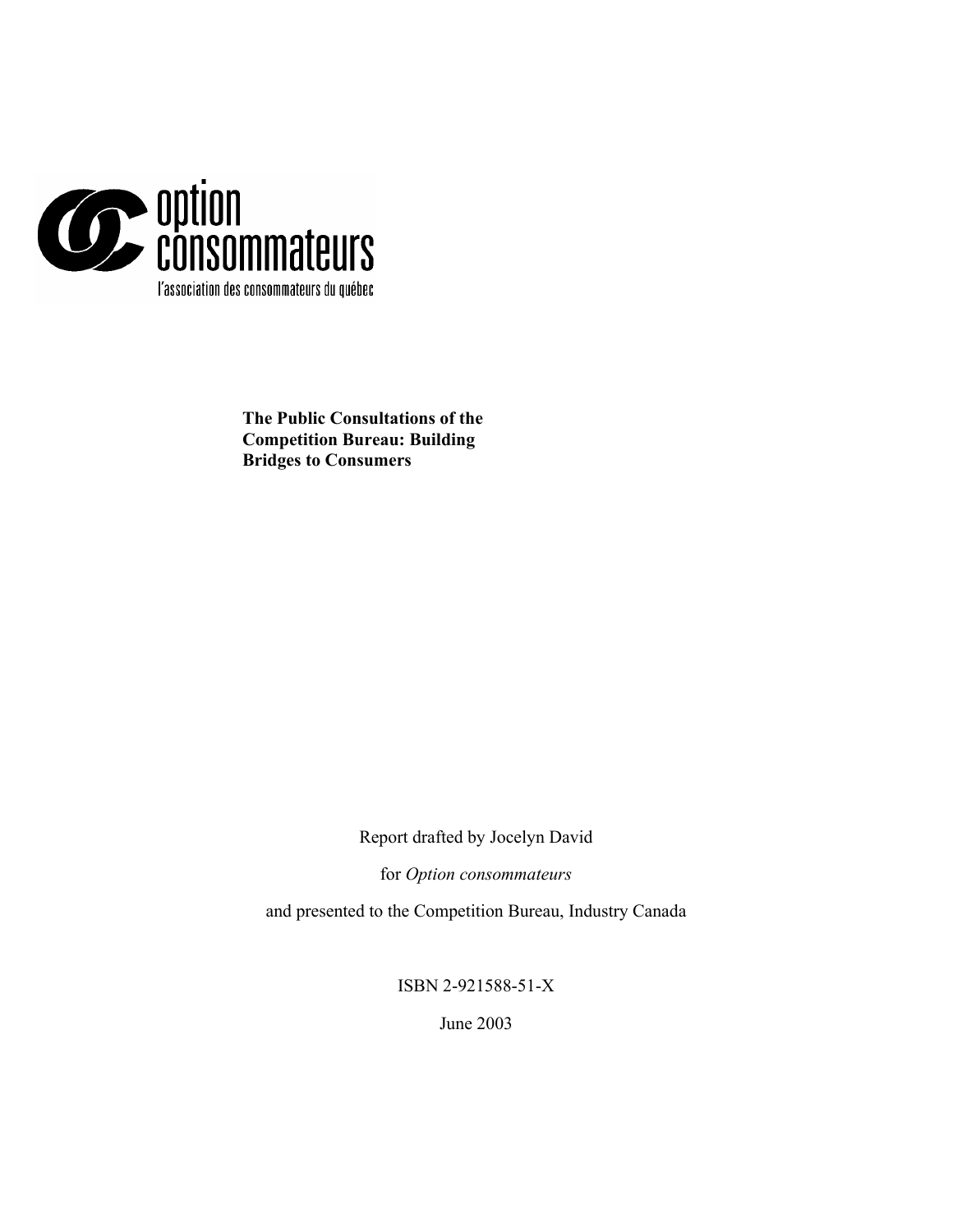option consommateurs

l'association des consommateurs du québec

**The Public Consultations of the Competition Bureau: Building Bridges to Consumers**

Report drafted by Jocelyn David

for *Option consommateurs*

and presented to the Competition Bureau, Industry Canada

ISBN 2-921588-51-X

June 2003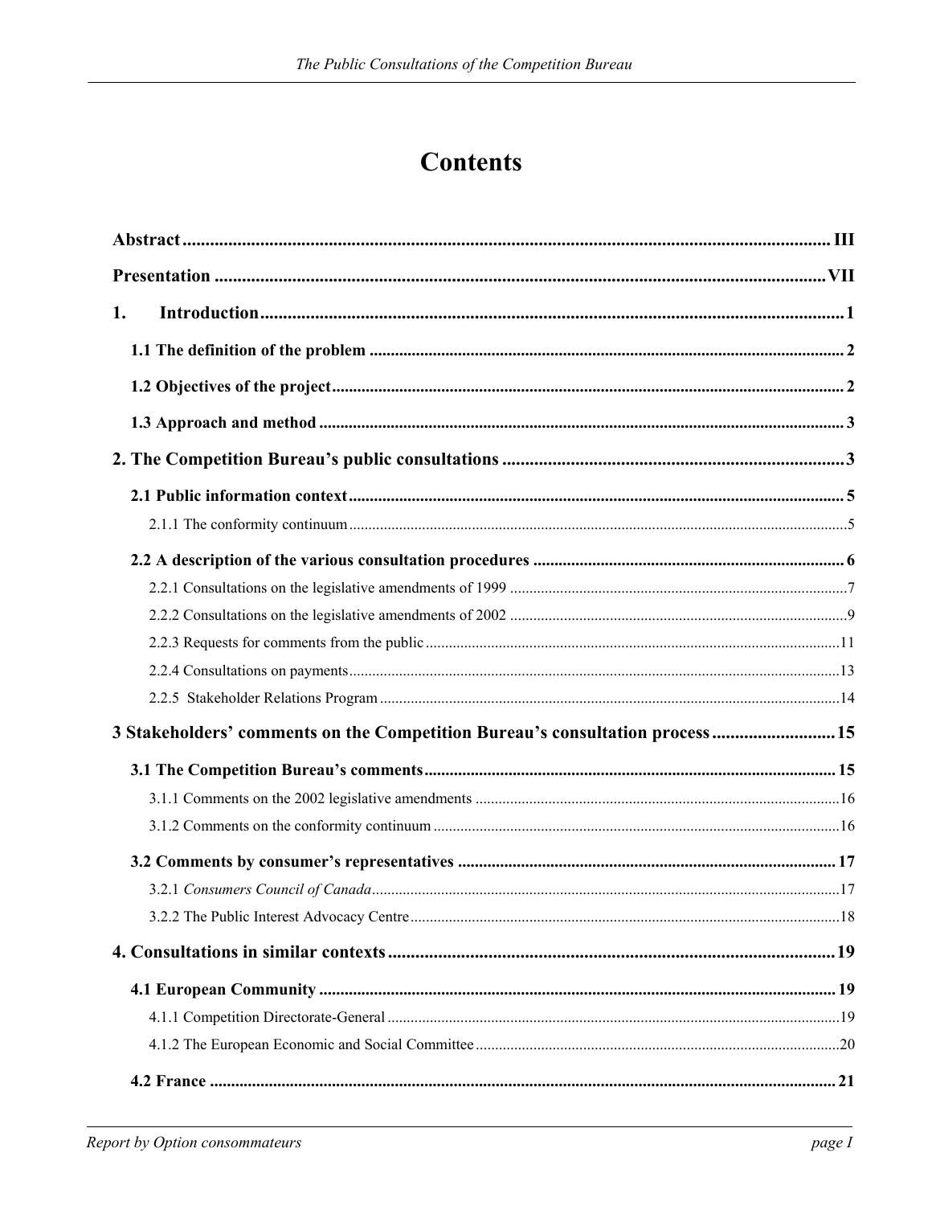# Contents

**Abstract** ........................................................................................................................................ III

**Presentation** .................................................................................................................................. VII

**1. Introduction** .................................................................................................................................. 1

**1.1 The definition of the problem** ................................................................................................... 2

**1.2 Objectives of the project** .......................................................................................................... 2

**1.3 Approach and method** ............................................................................................................... 3

**2. The Competition Bureau's public consultations** ....................................................................... 3

**2.1 Public information context** ....................................................................................................... 5

2.1.1 The conformity continuum ................................................................................................................... 5

**2.2 A description of the various consultation procedures** ............................................................ 6

2.2.1 Consultations on the legislative amendments of 1999 ......................................................................... 7

2.2.2 Consultations on the legislative amendments of 2002 ......................................................................... 9

2.2.3 Requests for comments from the public ............................................................................................. 11

2.2.4 Consultations on payments ................................................................................................................. 13

2.2.5 Stakeholder Relations Program .......................................................................................................... 14

**3 Stakeholders' comments on the Competition Bureau's consultation process** ........................... 15

**3.1 The Competition Bureau's comments** ...................................................................................... 15

3.1.1 Comments on the 2002 legislative amendments ................................................................................. 16

3.1.2 Comments on the conformity continuum ............................................................................................ 16

**3.2 Comments by consumer's representatives** ............................................................................. 17

3.2.1 *Consumers Council of Canada* ........................................................................................................... 17

3.2.2 The Public Interest Advocacy Centre .................................................................................................. 18

**4. Consultations in similar contexts** ................................................................................................ 19

**4.1 European Community** ............................................................................................................... 19

4.1.1 Competition Directorate-General ........................................................................................................ 19

4.1.2 The European Economic and Social Committee ................................................................................ 20

**4.2 France** ......................................................................................................................................... 21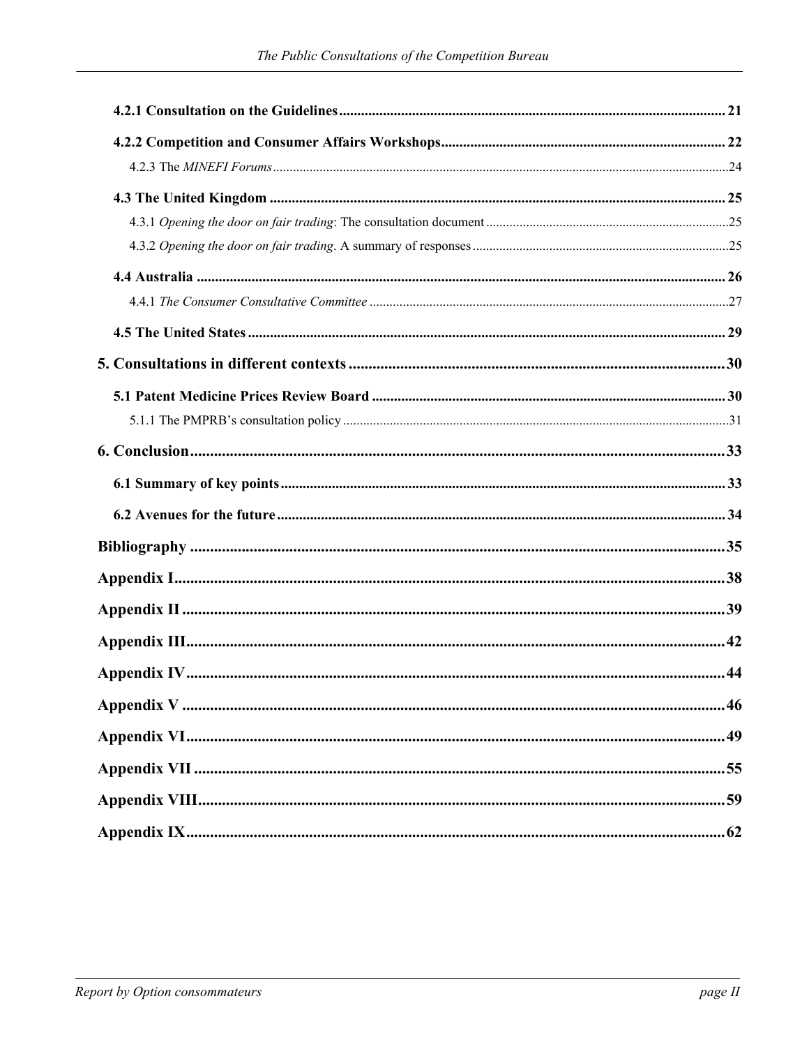**4.2.1 Consultation on the Guidelines** .......... 21

**4.2.2 Competition and Consumer Affairs Workshops** .......... 22

4.2.3 The *MINEFI Forums* .......... 24

**4.3 The United Kingdom** .......... 25

4.3.1 *Opening the door on fair trading*: The consultation document .......... 25

4.3.2 *Opening the door on fair trading*. A summary of responses .......... 25

**4.4 Australia** .......... 26

4.4.1 *The Consumer Consultative Committee* .......... 27

**4.5 The United States** .......... 29

**5. Consultations in different contexts** .......... 30

**5.1 Patent Medicine Prices Review Board** .......... 30

5.1.1 The PMPRB's consultation policy .......... 31

**6. Conclusion** .......... 33

**6.1 Summary of key points** .......... 33

**6.2 Avenues for the future** .......... 34

**Bibliography** .......... 35

**Appendix I** .......... 38

**Appendix II** .......... 39

**Appendix III** .......... 42

**Appendix IV** .......... 44

**Appendix V** .......... 46

**Appendix VI** .......... 49

**Appendix VII** .......... 55

**Appendix VIII** .......... 59

**Appendix IX** .......... 62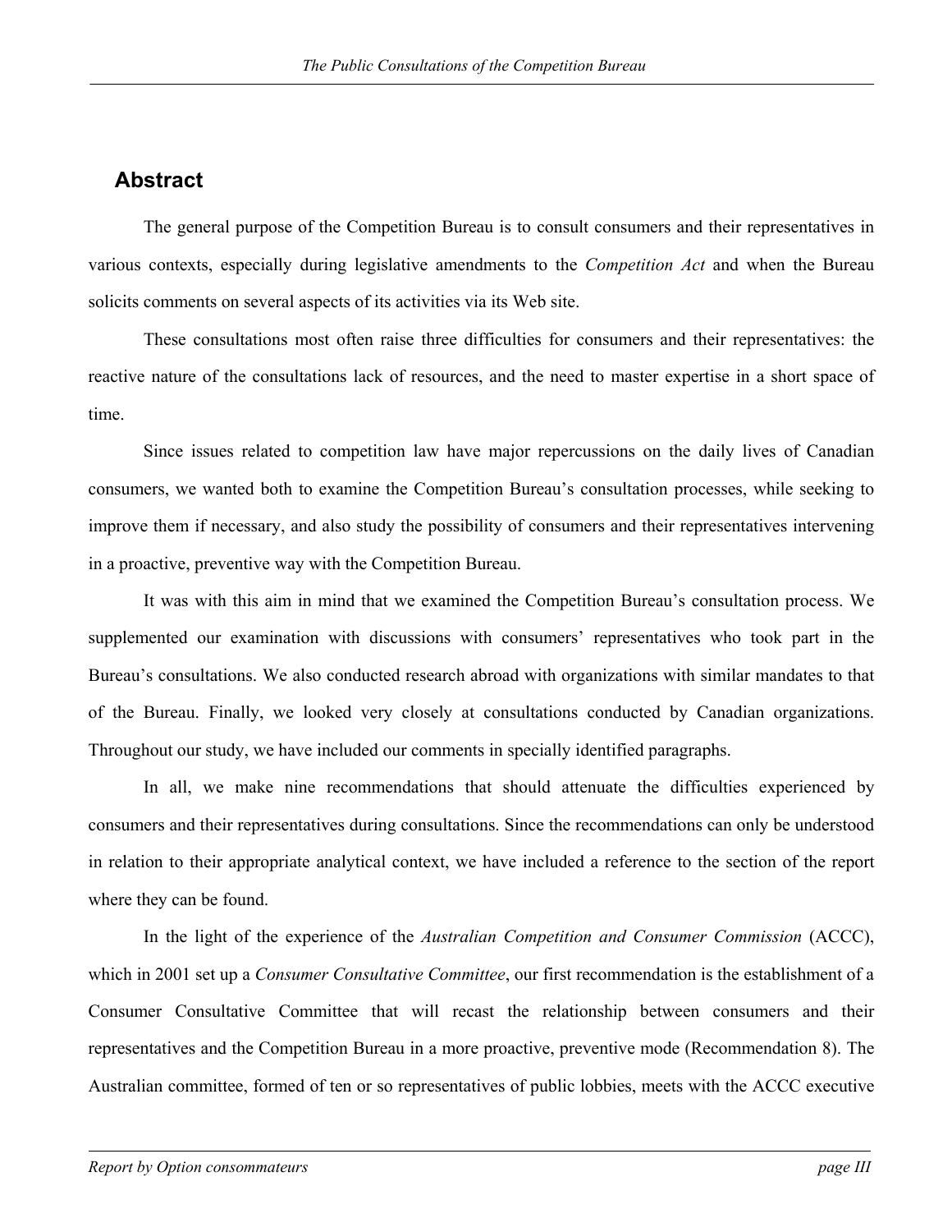## Abstract

The general purpose of the Competition Bureau is to consult consumers and their representatives in various contexts, especially during legislative amendments to the *Competition Act* and when the Bureau solicits comments on several aspects of its activities via its Web site.

These consultations most often raise three difficulties for consumers and their representatives: the reactive nature of the consultations lack of resources, and the need to master expertise in a short space of time.

Since issues related to competition law have major repercussions on the daily lives of Canadian consumers, we wanted both to examine the Competition Bureau's consultation processes, while seeking to improve them if necessary, and also study the possibility of consumers and their representatives intervening in a proactive, preventive way with the Competition Bureau.

It was with this aim in mind that we examined the Competition Bureau's consultation process. We supplemented our examination with discussions with consumers' representatives who took part in the Bureau's consultations. We also conducted research abroad with organizations with similar mandates to that of the Bureau. Finally, we looked very closely at consultations conducted by Canadian organizations. Throughout our study, we have included our comments in specially identified paragraphs.

In all, we make nine recommendations that should attenuate the difficulties experienced by consumers and their representatives during consultations. Since the recommendations can only be understood in relation to their appropriate analytical context, we have included a reference to the section of the report where they can be found.

In the light of the experience of the *Australian Competition and Consumer Commission* (ACCC), which in 2001 set up a *Consumer Consultative Committee*, our first recommendation is the establishment of a Consumer Consultative Committee that will recast the relationship between consumers and their representatives and the Competition Bureau in a more proactive, preventive mode (Recommendation 8). The Australian committee, formed of ten or so representatives of public lobbies, meets with the ACCC executive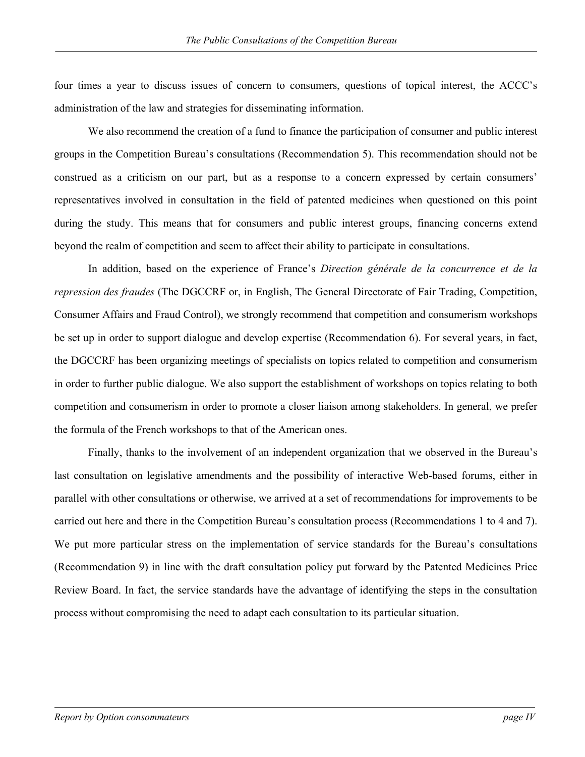four times a year to discuss issues of concern to consumers, questions of topical interest, the ACCC's administration of the law and strategies for disseminating information.

We also recommend the creation of a fund to finance the participation of consumer and public interest groups in the Competition Bureau's consultations (Recommendation 5). This recommendation should not be construed as a criticism on our part, but as a response to a concern expressed by certain consumers' representatives involved in consultation in the field of patented medicines when questioned on this point during the study. This means that for consumers and public interest groups, financing concerns extend beyond the realm of competition and seem to affect their ability to participate in consultations.

In addition, based on the experience of France's *Direction générale de la concurrence et de la repression des fraudes* (The DGCCRF or, in English, The General Directorate of Fair Trading, Competition, Consumer Affairs and Fraud Control), we strongly recommend that competition and consumerism workshops be set up in order to support dialogue and develop expertise (Recommendation 6). For several years, in fact, the DGCCRF has been organizing meetings of specialists on topics related to competition and consumerism in order to further public dialogue. We also support the establishment of workshops on topics relating to both competition and consumerism in order to promote a closer liaison among stakeholders. In general, we prefer the formula of the French workshops to that of the American ones.

Finally, thanks to the involvement of an independent organization that we observed in the Bureau's last consultation on legislative amendments and the possibility of interactive Web-based forums, either in parallel with other consultations or otherwise, we arrived at a set of recommendations for improvements to be carried out here and there in the Competition Bureau's consultation process (Recommendations 1 to 4 and 7). We put more particular stress on the implementation of service standards for the Bureau's consultations (Recommendation 9) in line with the draft consultation policy put forward by the Patented Medicines Price Review Board. In fact, the service standards have the advantage of identifying the steps in the consultation process without compromising the need to adapt each consultation to its particular situation.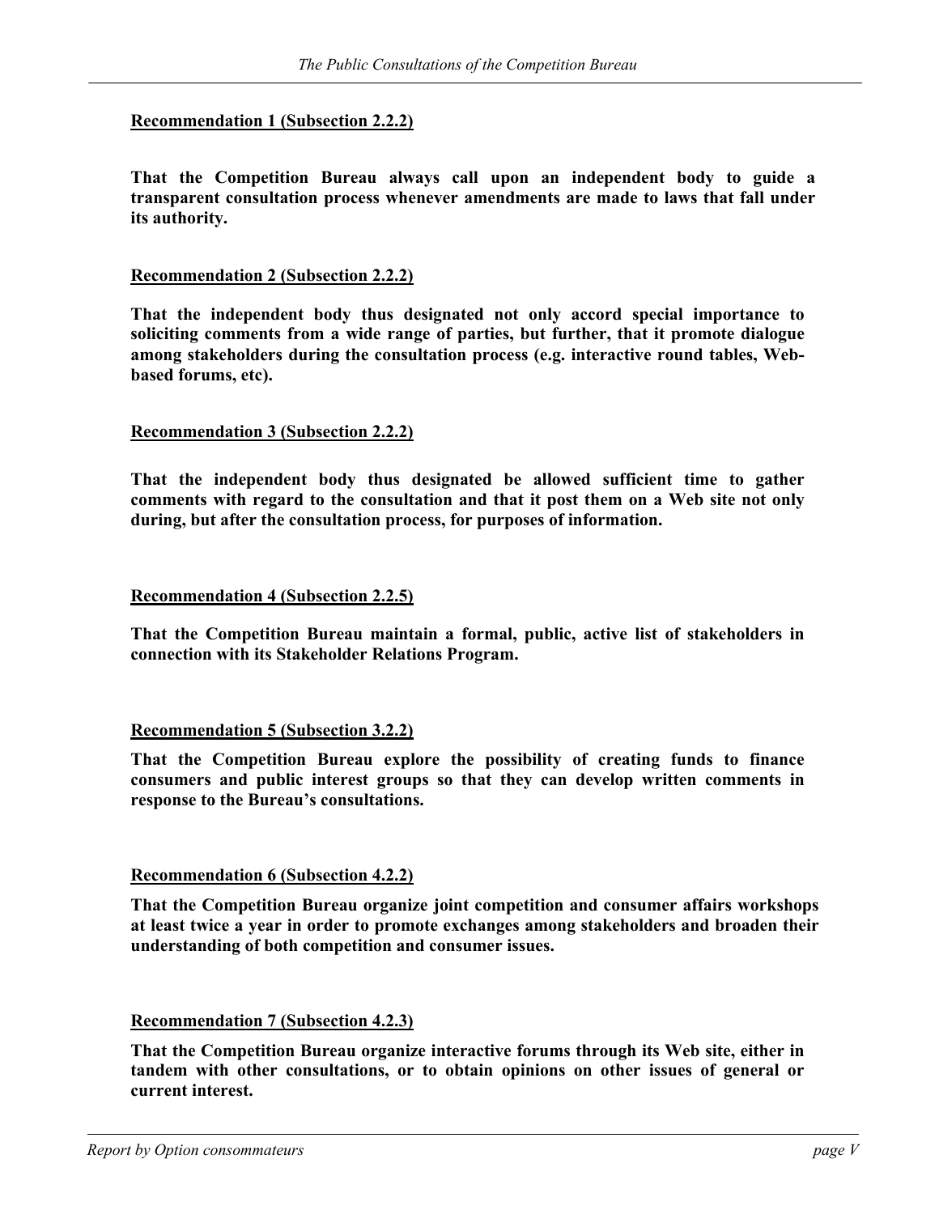**<u>Recommendation 1 (Subsection 2.2.2)</u>**

**That the Competition Bureau always call upon an independent body to guide a transparent consultation process whenever amendments are made to laws that fall under its authority.**

**<u>Recommendation 2 (Subsection 2.2.2)</u>**

**That the independent body thus designated not only accord special importance to soliciting comments from a wide range of parties, but further, that it promote dialogue among stakeholders during the consultation process (e.g. interactive round tables, Web-based forums, etc).**

**<u>Recommendation 3 (Subsection 2.2.2)</u>**

**That the independent body thus designated be allowed sufficient time to gather comments with regard to the consultation and that it post them on a Web site not only during, but after the consultation process, for purposes of information.**

**<u>Recommendation 4 (Subsection 2.2.5)</u>**

**That the Competition Bureau maintain a formal, public, active list of stakeholders in connection with its Stakeholder Relations Program.**

**<u>Recommendation 5 (Subsection 3.2.2)</u>**

**That the Competition Bureau explore the possibility of creating funds to finance consumers and public interest groups so that they can develop written comments in response to the Bureau's consultations.**

**<u>Recommendation 6 (Subsection 4.2.2)</u>**

**That the Competition Bureau organize joint competition and consumer affairs workshops at least twice a year in order to promote exchanges among stakeholders and broaden their understanding of both competition and consumer issues.**

**<u>Recommendation 7 (Subsection 4.2.3)</u>**

**That the Competition Bureau organize interactive forums through its Web site, either in tandem with other consultations, or to obtain opinions on other issues of general or current interest.**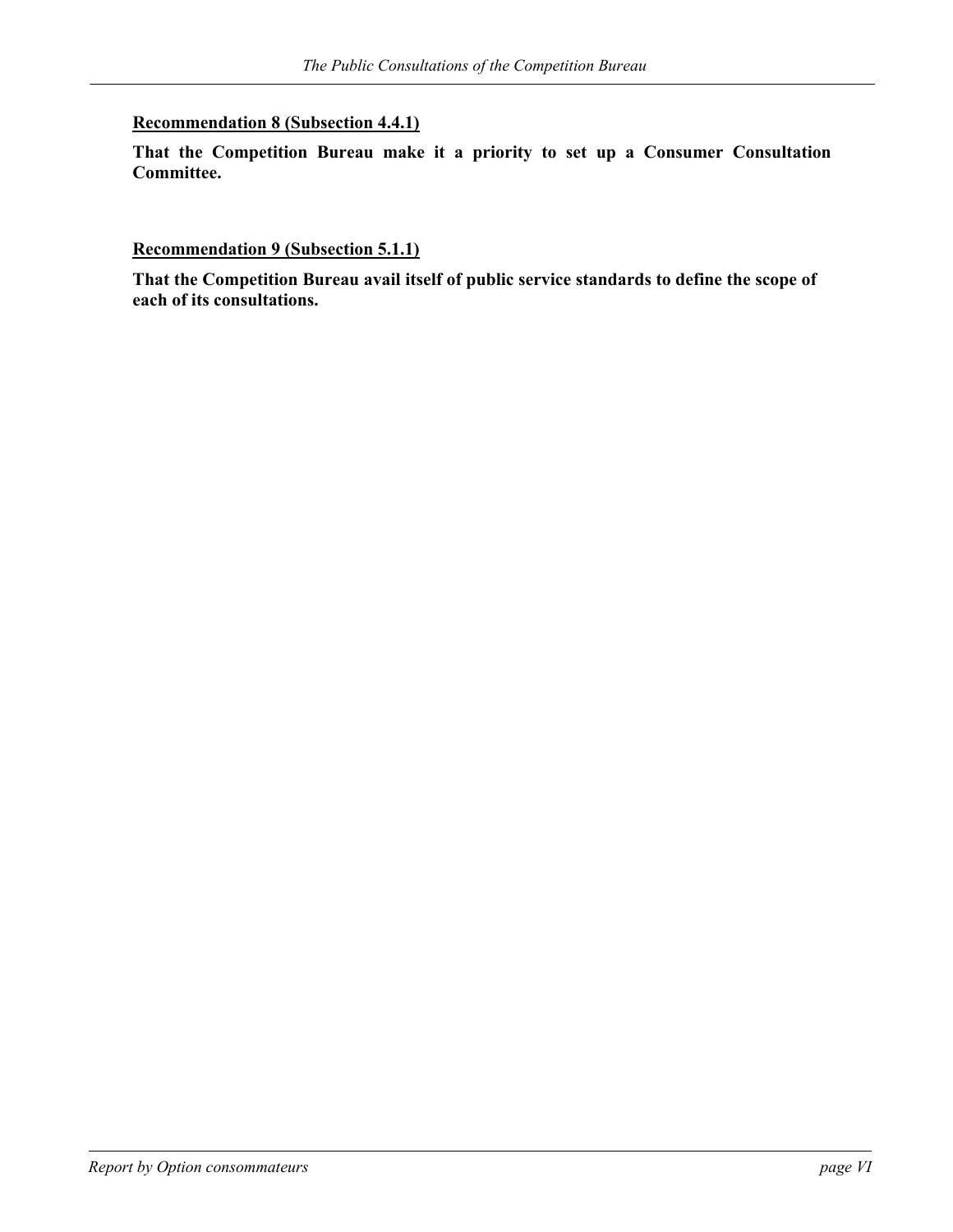**<u>Recommendation 8 (Subsection 4.4.1)</u>**

**That the Competition Bureau make it a priority to set up a Consumer Consultation Committee.**

**<u>Recommendation 9 (Subsection 5.1.1)</u>**

**That the Competition Bureau avail itself of public service standards to define the scope of each of its consultations.**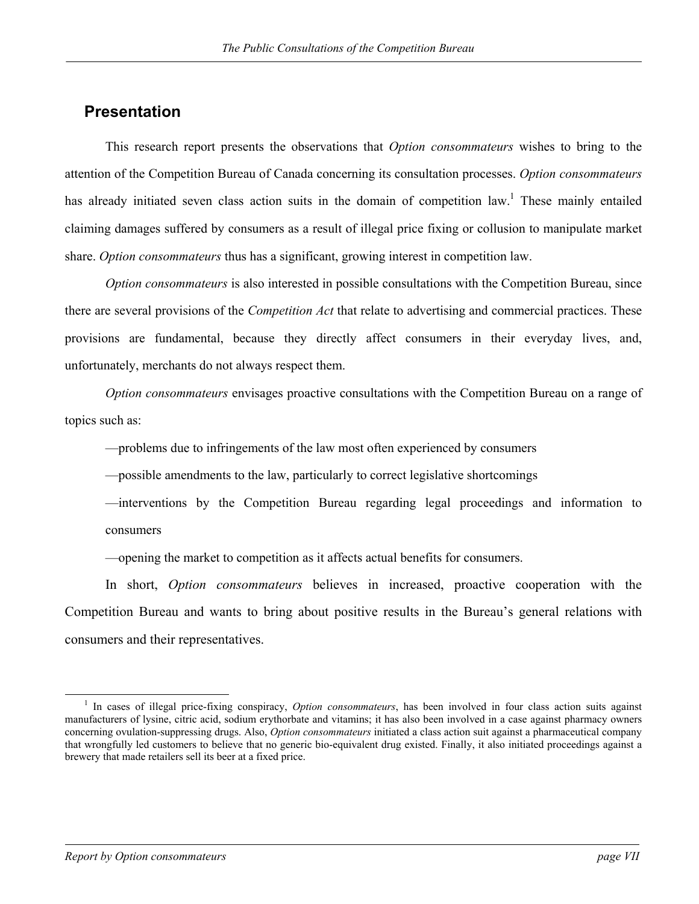## Presentation

This research report presents the observations that *Option consommateurs* wishes to bring to the attention of the Competition Bureau of Canada concerning its consultation processes. *Option consommateurs* has already initiated seven class action suits in the domain of competition law.[1] These mainly entailed claiming damages suffered by consumers as a result of illegal price fixing or collusion to manipulate market share. *Option consommateurs* thus has a significant, growing interest in competition law.

*Option consommateurs* is also interested in possible consultations with the Competition Bureau, since there are several provisions of the *Competition Act* that relate to advertising and commercial practices. These provisions are fundamental, because they directly affect consumers in their everyday lives, and, unfortunately, merchants do not always respect them.

*Option consommateurs* envisages proactive consultations with the Competition Bureau on a range of topics such as:

—problems due to infringements of the law most often experienced by consumers

—possible amendments to the law, particularly to correct legislative shortcomings

—interventions by the Competition Bureau regarding legal proceedings and information to consumers

—opening the market to competition as it affects actual benefits for consumers.

In short, *Option consommateurs* believes in increased, proactive cooperation with the Competition Bureau and wants to bring about positive results in the Bureau's general relations with consumers and their representatives.

---

[1] In cases of illegal price-fixing conspiracy, *Option consommateurs*, has been involved in four class action suits against manufacturers of lysine, citric acid, sodium erythorbate and vitamins; it has also been involved in a case against pharmacy owners concerning ovulation-suppressing drugs. Also, *Option consommateurs* initiated a class action suit against a pharmaceutical company that wrongfully led customers to believe that no generic bio-equivalent drug existed. Finally, it also initiated proceedings against a brewery that made retailers sell its beer at a fixed price.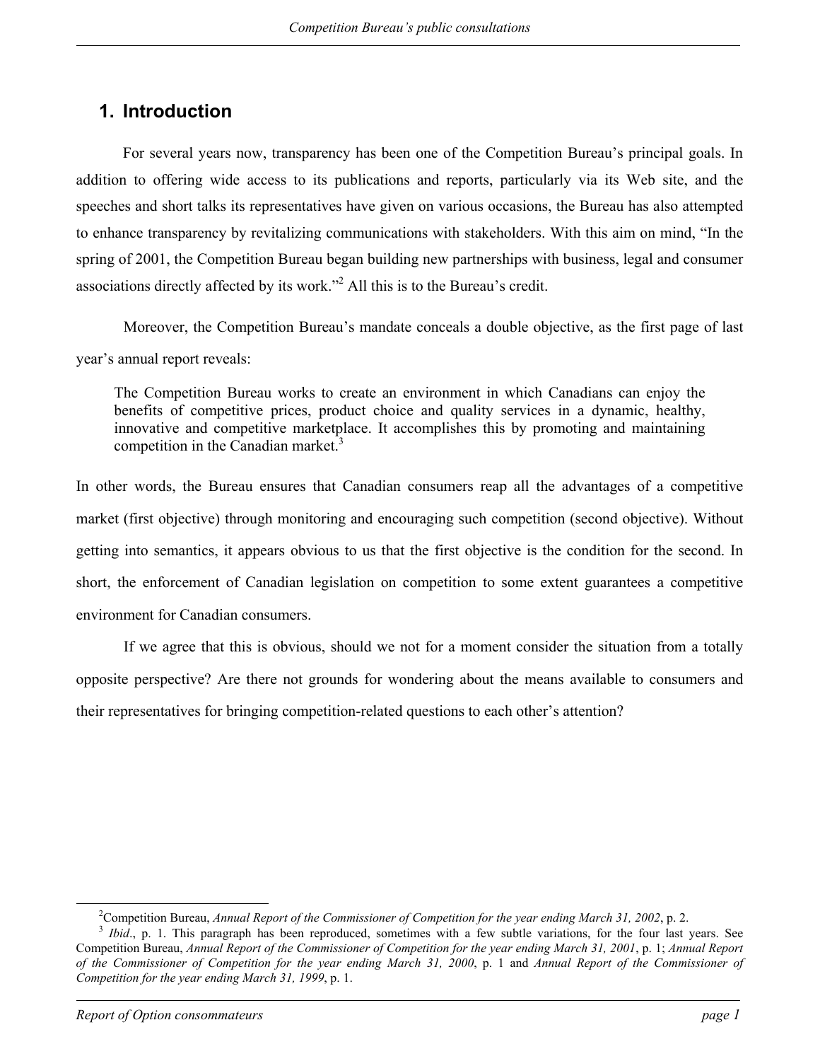# 1. Introduction

For several years now, transparency has been one of the Competition Bureau's principal goals. In addition to offering wide access to its publications and reports, particularly via its Web site, and the speeches and short talks its representatives have given on various occasions, the Bureau has also attempted to enhance transparency by revitalizing communications with stakeholders. With this aim on mind, "In the spring of 2001, the Competition Bureau began building new partnerships with business, legal and consumer associations directly affected by its work."[2] All this is to the Bureau's credit.

Moreover, the Competition Bureau's mandate conceals a double objective, as the first page of last year's annual report reveals:

> The Competition Bureau works to create an environment in which Canadians can enjoy the benefits of competitive prices, product choice and quality services in a dynamic, healthy, innovative and competitive marketplace. It accomplishes this by promoting and maintaining competition in the Canadian market.[3]

In other words, the Bureau ensures that Canadian consumers reap all the advantages of a competitive market (first objective) through monitoring and encouraging such competition (second objective). Without getting into semantics, it appears obvious to us that the first objective is the condition for the second. In short, the enforcement of Canadian legislation on competition to some extent guarantees a competitive environment for Canadian consumers.

If we agree that this is obvious, should we not for a moment consider the situation from a totally opposite perspective? Are there not grounds for wondering about the means available to consumers and their representatives for bringing competition-related questions to each other's attention?

---

[2] Competition Bureau, *Annual Report of the Commissioner of Competition for the year ending March 31, 2002*, p. 2.

[3] *Ibid*., p. 1. This paragraph has been reproduced, sometimes with a few subtle variations, for the four last years. See Competition Bureau, *Annual Report of the Commissioner of Competition for the year ending March 31, 2001*, p. 1; *Annual Report of the Commissioner of Competition for the year ending March 31, 2000*, p. 1 and *Annual Report of the Commissioner of Competition for the year ending March 31, 1999*, p. 1.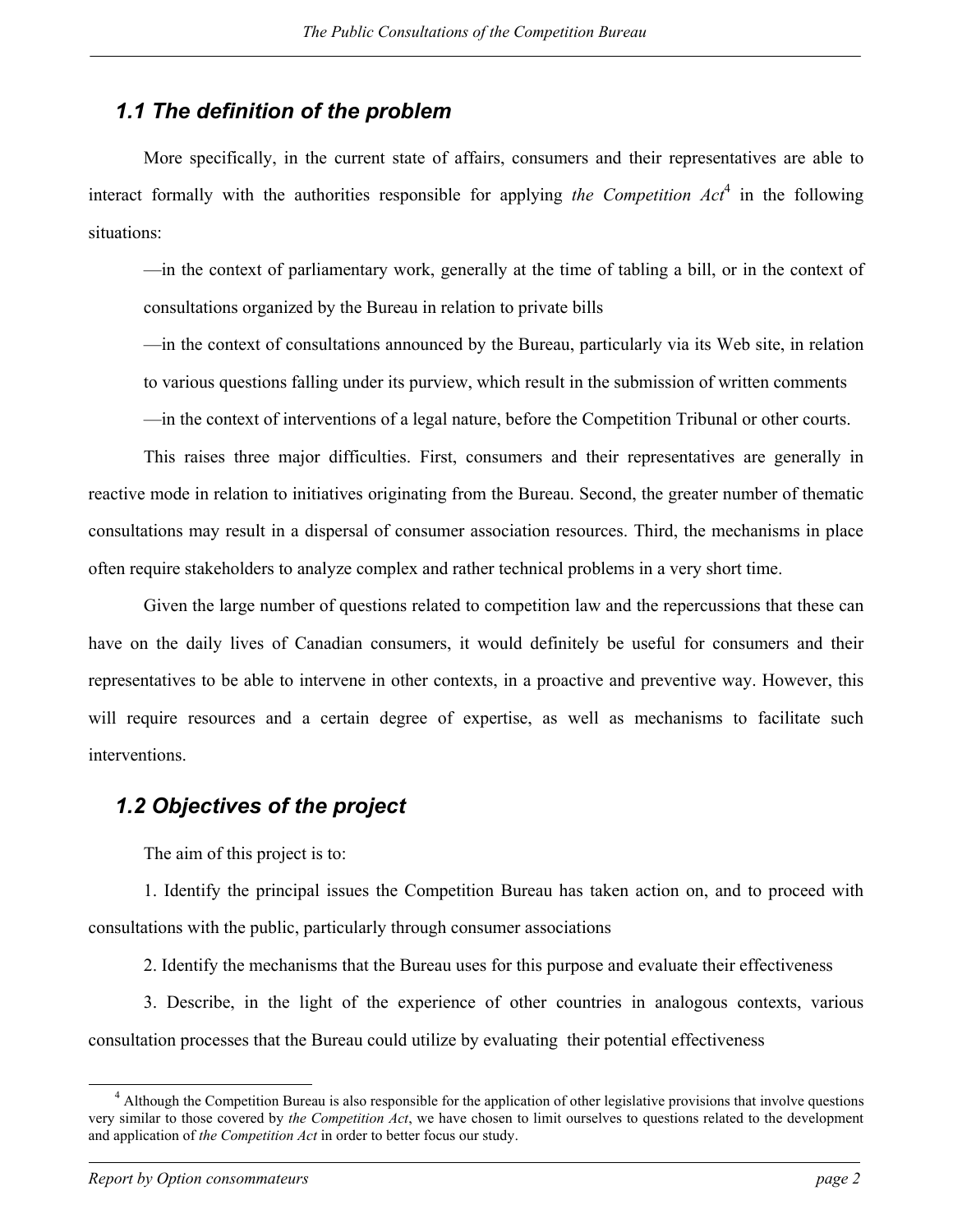## *1.1 The definition of the problem*

More specifically, in the current state of affairs, consumers and their representatives are able to interact formally with the authorities responsible for applying *the Competition Act*[4] in the following situations:

—in the context of parliamentary work, generally at the time of tabling a bill, or in the context of consultations organized by the Bureau in relation to private bills

—in the context of consultations announced by the Bureau, particularly via its Web site, in relation to various questions falling under its purview, which result in the submission of written comments

—in the context of interventions of a legal nature, before the Competition Tribunal or other courts.

This raises three major difficulties. First, consumers and their representatives are generally in reactive mode in relation to initiatives originating from the Bureau. Second, the greater number of thematic consultations may result in a dispersal of consumer association resources. Third, the mechanisms in place often require stakeholders to analyze complex and rather technical problems in a very short time.

Given the large number of questions related to competition law and the repercussions that these can have on the daily lives of Canadian consumers, it would definitely be useful for consumers and their representatives to be able to intervene in other contexts, in a proactive and preventive way. However, this will require resources and a certain degree of expertise, as well as mechanisms to facilitate such interventions.

## *1.2 Objectives of the project*

The aim of this project is to:

1. Identify the principal issues the Competition Bureau has taken action on, and to proceed with consultations with the public, particularly through consumer associations

2. Identify the mechanisms that the Bureau uses for this purpose and evaluate their effectiveness

3. Describe, in the light of the experience of other countries in analogous contexts, various consultation processes that the Bureau could utilize by evaluating their potential effectiveness

---

[4] Although the Competition Bureau is also responsible for the application of other legislative provisions that involve questions very similar to those covered by *the Competition Act*, we have chosen to limit ourselves to questions related to the development and application of *the Competition Act* in order to better focus our study.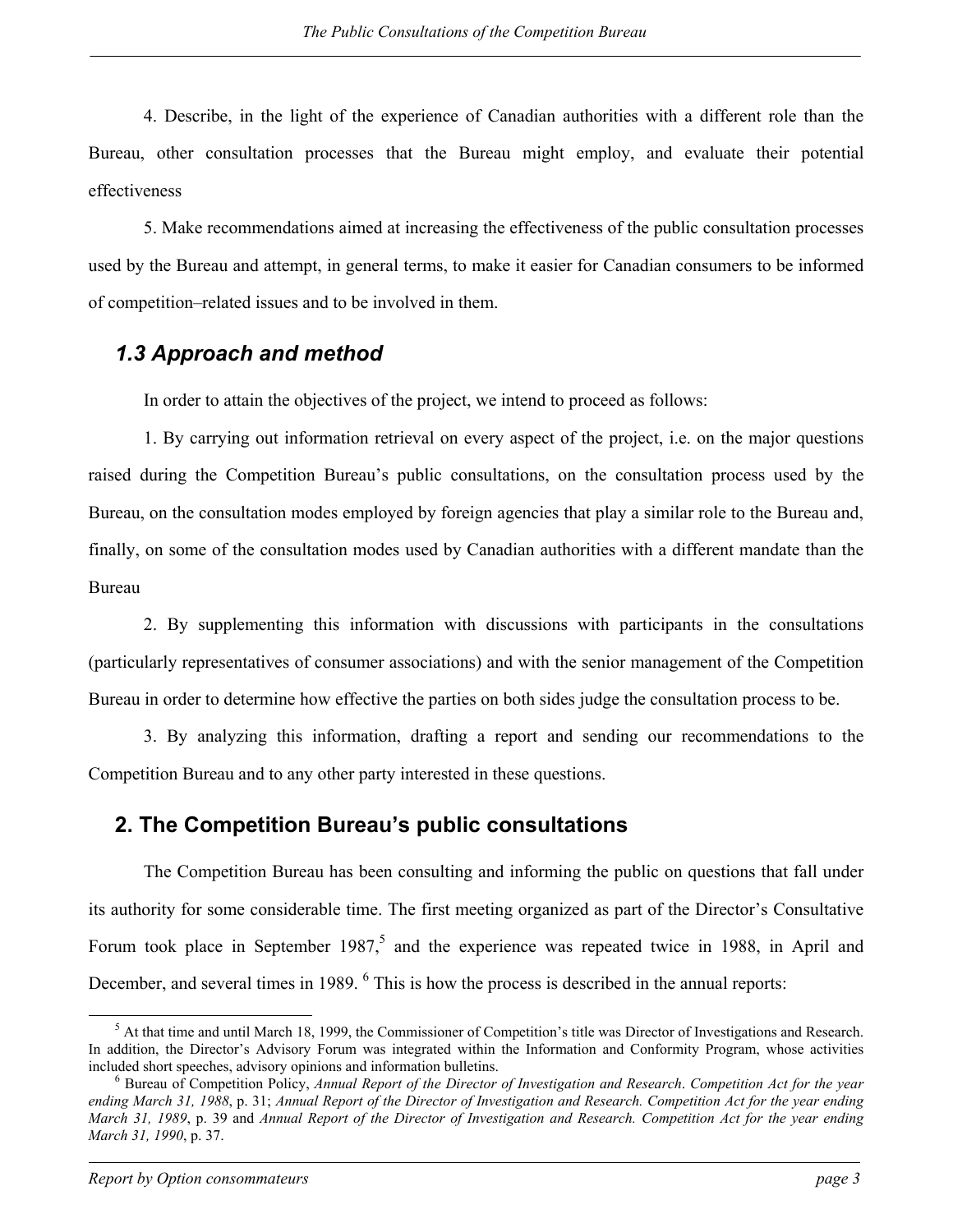4. Describe, in the light of the experience of Canadian authorities with a different role than the Bureau, other consultation processes that the Bureau might employ, and evaluate their potential effectiveness

5. Make recommendations aimed at increasing the effectiveness of the public consultation processes used by the Bureau and attempt, in general terms, to make it easier for Canadian consumers to be informed of competition–related issues and to be involved in them.

### *1.3 Approach and method*

In order to attain the objectives of the project, we intend to proceed as follows:

1. By carrying out information retrieval on every aspect of the project, i.e. on the major questions raised during the Competition Bureau's public consultations, on the consultation process used by the Bureau, on the consultation modes employed by foreign agencies that play a similar role to the Bureau and, finally, on some of the consultation modes used by Canadian authorities with a different mandate than the Bureau

2. By supplementing this information with discussions with participants in the consultations (particularly representatives of consumer associations) and with the senior management of the Competition Bureau in order to determine how effective the parties on both sides judge the consultation process to be.

3. By analyzing this information, drafting a report and sending our recommendations to the Competition Bureau and to any other party interested in these questions.

## 2. The Competition Bureau's public consultations

The Competition Bureau has been consulting and informing the public on questions that fall under its authority for some considerable time. The first meeting organized as part of the Director's Consultative Forum took place in September 1987,[5] and the experience was repeated twice in 1988, in April and December, and several times in 1989. [6] This is how the process is described in the annual reports:

---

[5] At that time and until March 18, 1999, the Commissioner of Competition's title was Director of Investigations and Research. In addition, the Director's Advisory Forum was integrated within the Information and Conformity Program, whose activities included short speeches, advisory opinions and information bulletins.

[6] Bureau of Competition Policy, *Annual Report of the Director of Investigation and Research. Competition Act for the year ending March 31, 1988*, p. 31; *Annual Report of the Director of Investigation and Research. Competition Act for the year ending March 31, 1989*, p. 39 and *Annual Report of the Director of Investigation and Research. Competition Act for the year ending March 31, 1990*, p. 37.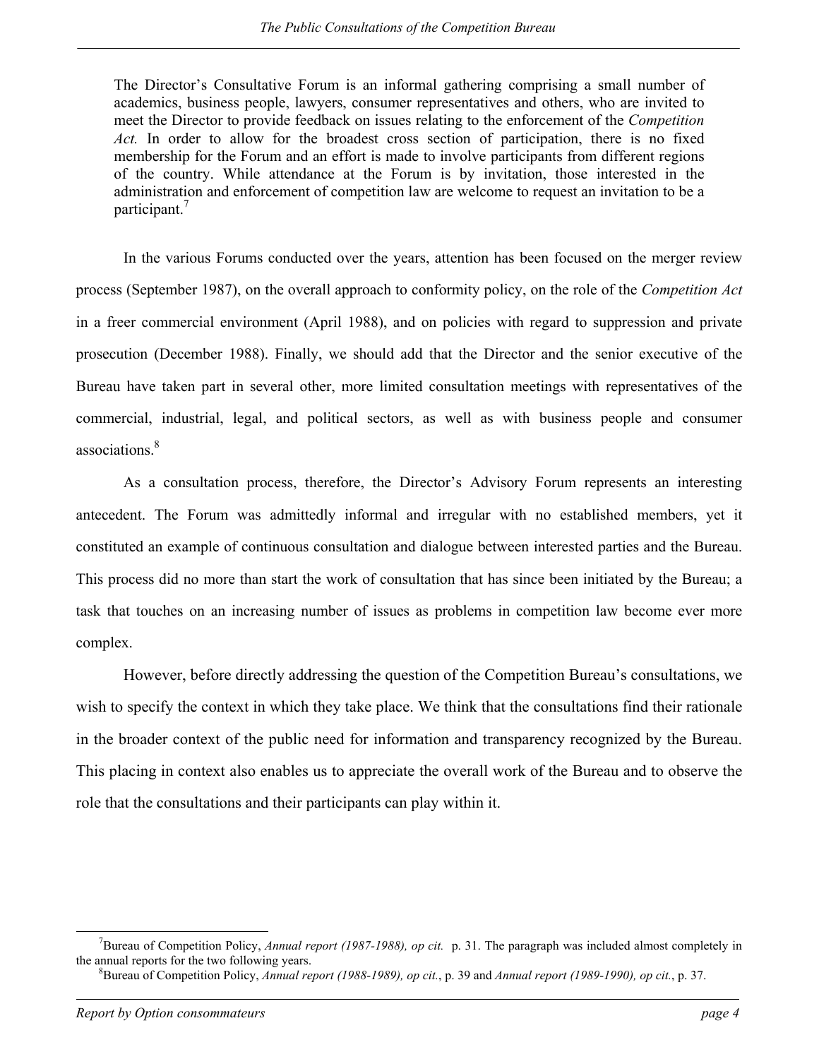> The Director's Consultative Forum is an informal gathering comprising a small number of academics, business people, lawyers, consumer representatives and others, who are invited to meet the Director to provide feedback on issues relating to the enforcement of the *Competition Act.* In order to allow for the broadest cross section of participation, there is no fixed membership for the Forum and an effort is made to involve participants from different regions of the country. While attendance at the Forum is by invitation, those interested in the administration and enforcement of competition law are welcome to request an invitation to be a participant.[7]

In the various Forums conducted over the years, attention has been focused on the merger review process (September 1987), on the overall approach to conformity policy, on the role of the *Competition Act* in a freer commercial environment (April 1988), and on policies with regard to suppression and private prosecution (December 1988). Finally, we should add that the Director and the senior executive of the Bureau have taken part in several other, more limited consultation meetings with representatives of the commercial, industrial, legal, and political sectors, as well as with business people and consumer associations.[8]

As a consultation process, therefore, the Director's Advisory Forum represents an interesting antecedent. The Forum was admittedly informal and irregular with no established members, yet it constituted an example of continuous consultation and dialogue between interested parties and the Bureau. This process did no more than start the work of consultation that has since been initiated by the Bureau; a task that touches on an increasing number of issues as problems in competition law become ever more complex.

However, before directly addressing the question of the Competition Bureau's consultations, we wish to specify the context in which they take place. We think that the consultations find their rationale in the broader context of the public need for information and transparency recognized by the Bureau. This placing in context also enables us to appreciate the overall work of the Bureau and to observe the role that the consultations and their participants can play within it.

---

[7] Bureau of Competition Policy, *Annual report (1987-1988), op cit.* p. 31. The paragraph was included almost completely in the annual reports for the two following years.

[8] Bureau of Competition Policy, *Annual report (1988-1989), op cit.*, p. 39 and *Annual report (1989-1990), op cit.*, p. 37.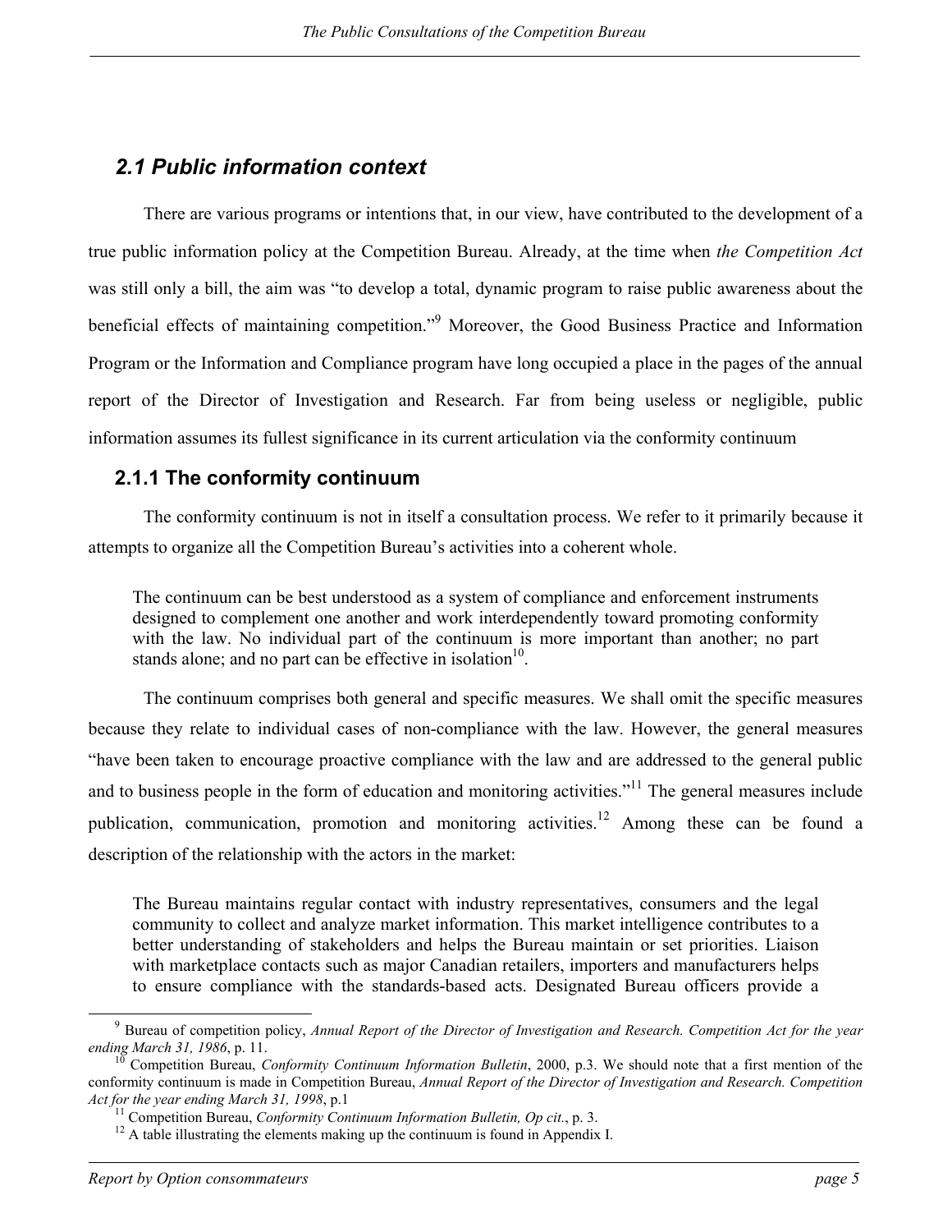## 2.1 Public information context

There are various programs or intentions that, in our view, have contributed to the development of a true public information policy at the Competition Bureau. Already, at the time when *the Competition Act* was still only a bill, the aim was "to develop a total, dynamic program to raise public awareness about the beneficial effects of maintaining competition."[9] Moreover, the Good Business Practice and Information Program or the Information and Compliance program have long occupied a place in the pages of the annual report of the Director of Investigation and Research. Far from being useless or negligible, public information assumes its fullest significance in its current articulation via the conformity continuum

### 2.1.1 The conformity continuum

The conformity continuum is not in itself a consultation process. We refer to it primarily because it attempts to organize all the Competition Bureau's activities into a coherent whole.

> The continuum can be best understood as a system of compliance and enforcement instruments designed to complement one another and work interdependently toward promoting conformity with the law. No individual part of the continuum is more important than another; no part stands alone; and no part can be effective in isolation[10].

The continuum comprises both general and specific measures. We shall omit the specific measures because they relate to individual cases of non-compliance with the law. However, the general measures "have been taken to encourage proactive compliance with the law and are addressed to the general public and to business people in the form of education and monitoring activities."[11] The general measures include publication, communication, promotion and monitoring activities.[12] Among these can be found a description of the relationship with the actors in the market:

> The Bureau maintains regular contact with industry representatives, consumers and the legal community to collect and analyze market information. This market intelligence contributes to a better understanding of stakeholders and helps the Bureau maintain or set priorities. Liaison with marketplace contacts such as major Canadian retailers, importers and manufacturers helps to ensure compliance with the standards-based acts. Designated Bureau officers provide a

---

[9] Bureau of competition policy, *Annual Report of the Director of Investigation and Research. Competition Act for the year ending March 31, 1986*, p. 11.

[10] Competition Bureau, *Conformity Continuum Information Bulletin*, 2000, p.3. We should note that a first mention of the conformity continuum is made in Competition Bureau, *Annual Report of the Director of Investigation and Research. Competition Act for the year ending March 31, 1998*, p.1

[11] Competition Bureau, *Conformity Continuum Information Bulletin, Op cit.*, p. 3.

[12] A table illustrating the elements making up the continuum is found in Appendix I.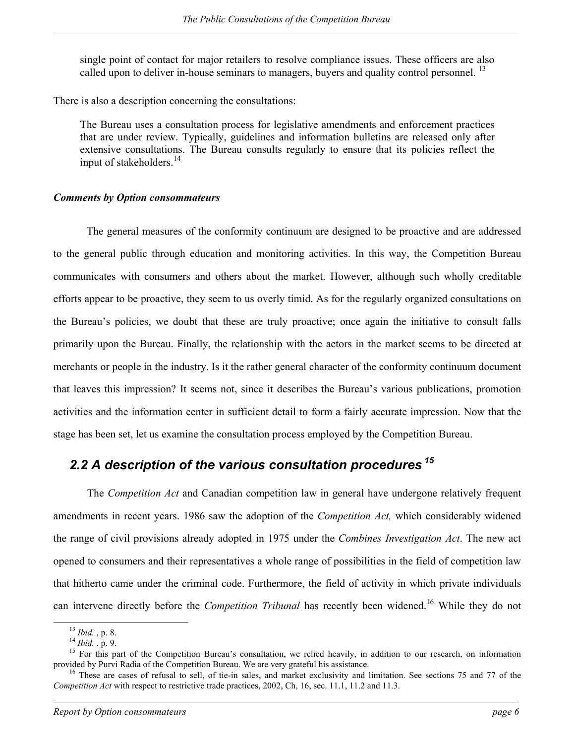> single point of contact for major retailers to resolve compliance issues. These officers are also called upon to deliver in-house seminars to managers, buyers and quality control personnel. [13]

There is also a description concerning the consultations:

> The Bureau uses a consultation process for legislative amendments and enforcement practices that are under review. Typically, guidelines and information bulletins are released only after extensive consultations. The Bureau consults regularly to ensure that its policies reflect the input of stakeholders.[14]

***Comments by Option consommateurs***

The general measures of the conformity continuum are designed to be proactive and are addressed to the general public through education and monitoring activities. In this way, the Competition Bureau communicates with consumers and others about the market. However, although such wholly creditable efforts appear to be proactive, they seem to us overly timid. As for the regularly organized consultations on the Bureau's policies, we doubt that these are truly proactive; once again the initiative to consult falls primarily upon the Bureau. Finally, the relationship with the actors in the market seems to be directed at merchants or people in the industry. Is it the rather general character of the conformity continuum document that leaves this impression? It seems not, since it describes the Bureau's various publications, promotion activities and the information center in sufficient detail to form a fairly accurate impression. Now that the stage has been set, let us examine the consultation process employed by the Competition Bureau.

## 2.2 A description of the various consultation procedures [15]

The *Competition Act* and Canadian competition law in general have undergone relatively frequent amendments in recent years. 1986 saw the adoption of the *Competition Act,* which considerably widened the range of civil provisions already adopted in 1975 under the *Combines Investigation Act*. The new act opened to consumers and their representatives a whole range of possibilities in the field of competition law that hitherto came under the criminal code. Furthermore, the field of activity in which private individuals can intervene directly before the *Competition Tribunal* has recently been widened.[16] While they do not

---

[13] *Ibid.* , p. 8.

[14] *Ibid.* , p. 9.

[15] For this part of the Competition Bureau's consultation, we relied heavily, in addition to our research, on information provided by Purvi Radia of the Competition Bureau. We are very grateful his assistance.

[16] These are cases of refusal to sell, of tie-in sales, and market exclusivity and limitation. See sections 75 and 77 of the *Competition Act* with respect to restrictive trade practices, 2002, Ch, 16, sec. 11.1, 11.2 and 11.3.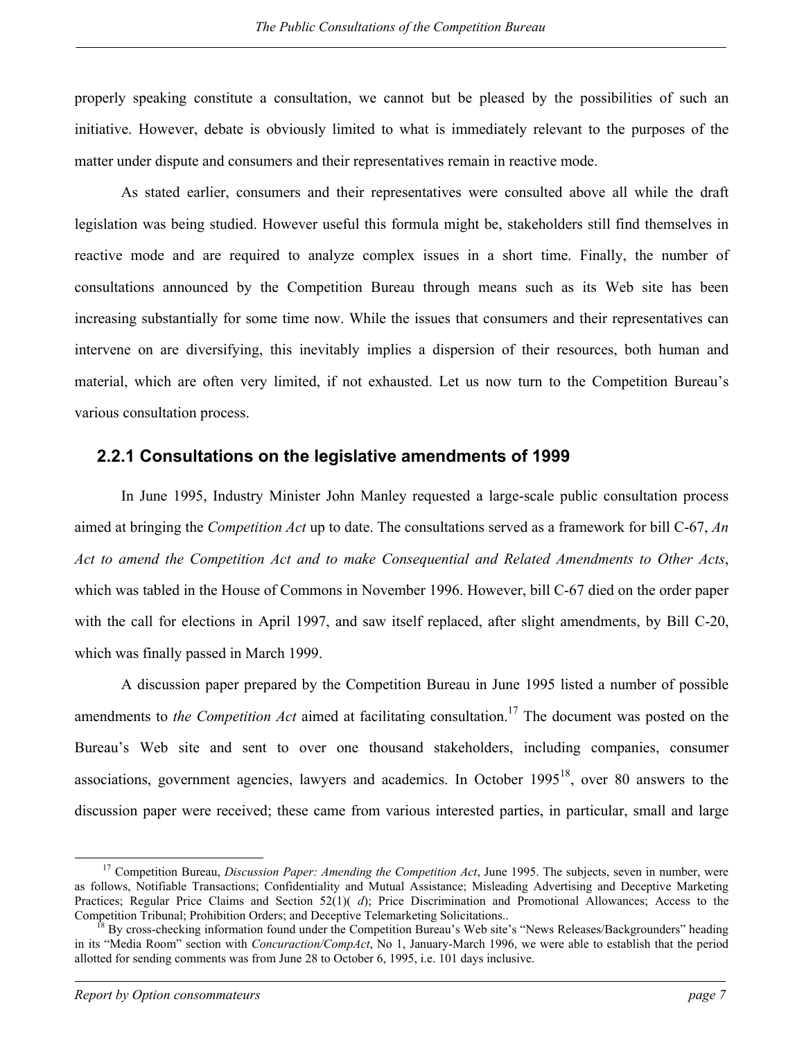properly speaking constitute a consultation, we cannot but be pleased by the possibilities of such an initiative. However, debate is obviously limited to what is immediately relevant to the purposes of the matter under dispute and consumers and their representatives remain in reactive mode.

As stated earlier, consumers and their representatives were consulted above all while the draft legislation was being studied. However useful this formula might be, stakeholders still find themselves in reactive mode and are required to analyze complex issues in a short time. Finally, the number of consultations announced by the Competition Bureau through means such as its Web site has been increasing substantially for some time now. While the issues that consumers and their representatives can intervene on are diversifying, this inevitably implies a dispersion of their resources, both human and material, which are often very limited, if not exhausted. Let us now turn to the Competition Bureau's various consultation process.

### 2.2.1 Consultations on the legislative amendments of 1999

In June 1995, Industry Minister John Manley requested a large-scale public consultation process aimed at bringing the *Competition Act* up to date. The consultations served as a framework for bill C-67, *An Act to amend the Competition Act and to make Consequential and Related Amendments to Other Acts*, which was tabled in the House of Commons in November 1996. However, bill C-67 died on the order paper with the call for elections in April 1997, and saw itself replaced, after slight amendments, by Bill C-20, which was finally passed in March 1999.

A discussion paper prepared by the Competition Bureau in June 1995 listed a number of possible amendments to *the Competition Act* aimed at facilitating consultation.[17] The document was posted on the Bureau's Web site and sent to over one thousand stakeholders, including companies, consumer associations, government agencies, lawyers and academics. In October 1995[18], over 80 answers to the discussion paper were received; these came from various interested parties, in particular, small and large

[17] Competition Bureau, *Discussion Paper: Amending the Competition Act*, June 1995. The subjects, seven in number, were as follows, Notifiable Transactions; Confidentiality and Mutual Assistance; Misleading Advertising and Deceptive Marketing Practices; Regular Price Claims and Section 52(1)( *d*); Price Discrimination and Promotional Allowances; Access to the Competition Tribunal; Prohibition Orders; and Deceptive Telemarketing Solicitations..

[18] By cross-checking information found under the Competition Bureau's Web site's "News Releases/Backgrounders" heading in its "Media Room" section with *Concuraction/CompAct*, No 1, January-March 1996, we were able to establish that the period allotted for sending comments was from June 28 to October 6, 1995, i.e. 101 days inclusive.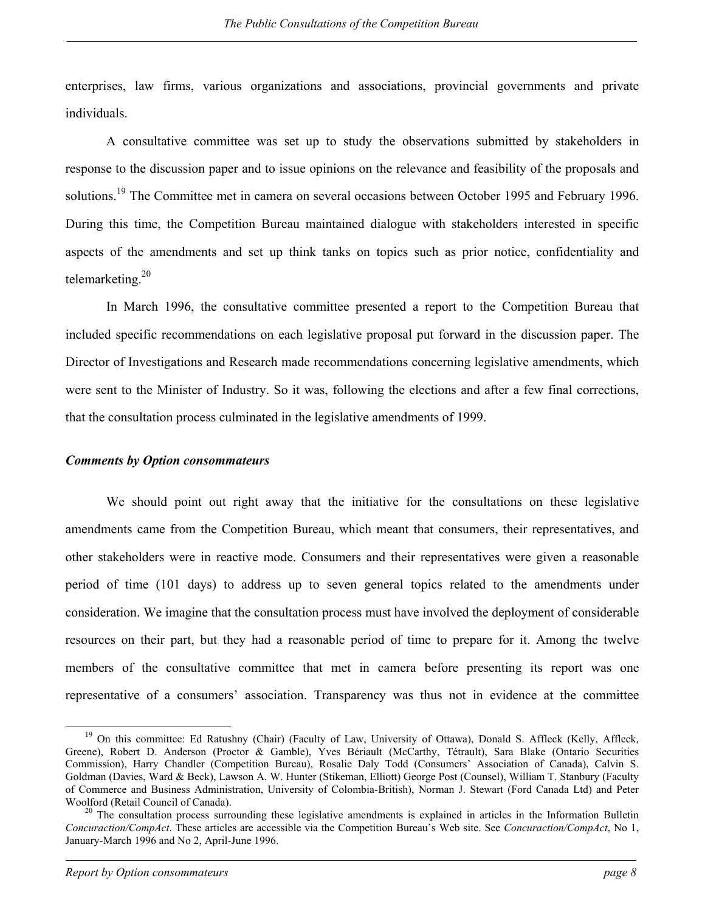enterprises, law firms, various organizations and associations, provincial governments and private individuals.

A consultative committee was set up to study the observations submitted by stakeholders in response to the discussion paper and to issue opinions on the relevance and feasibility of the proposals and solutions.[19] The Committee met in camera on several occasions between October 1995 and February 1996. During this time, the Competition Bureau maintained dialogue with stakeholders interested in specific aspects of the amendments and set up think tanks on topics such as prior notice, confidentiality and telemarketing.[20]

In March 1996, the consultative committee presented a report to the Competition Bureau that included specific recommendations on each legislative proposal put forward in the discussion paper. The Director of Investigations and Research made recommendations concerning legislative amendments, which were sent to the Minister of Industry. So it was, following the elections and after a few final corrections, that the consultation process culminated in the legislative amendments of 1999.

***Comments by Option consommateurs***

We should point out right away that the initiative for the consultations on these legislative amendments came from the Competition Bureau, which meant that consumers, their representatives, and other stakeholders were in reactive mode. Consumers and their representatives were given a reasonable period of time (101 days) to address up to seven general topics related to the amendments under consideration. We imagine that the consultation process must have involved the deployment of considerable resources on their part, but they had a reasonable period of time to prepare for it. Among the twelve members of the consultative committee that met in camera before presenting its report was one representative of a consumers' association. Transparency was thus not in evidence at the committee

---

[19] On this committee: Ed Ratushny (Chair) (Faculty of Law, University of Ottawa), Donald S. Affleck (Kelly, Affleck, Greene), Robert D. Anderson (Proctor & Gamble), Yves Bériault (McCarthy, Tétrault), Sara Blake (Ontario Securities Commission), Harry Chandler (Competition Bureau), Rosalie Daly Todd (Consumers' Association of Canada), Calvin S. Goldman (Davies, Ward & Beck), Lawson A. W. Hunter (Stikeman, Elliott) George Post (Counsel), William T. Stanbury (Faculty of Commerce and Business Administration, University of Colombia-British), Norman J. Stewart (Ford Canada Ltd) and Peter Woolford (Retail Council of Canada).

[20] The consultation process surrounding these legislative amendments is explained in articles in the Information Bulletin *Concuraction/CompAct*. These articles are accessible via the Competition Bureau's Web site. See *Concuraction/CompAct*, No 1, January-March 1996 and No 2, April-June 1996.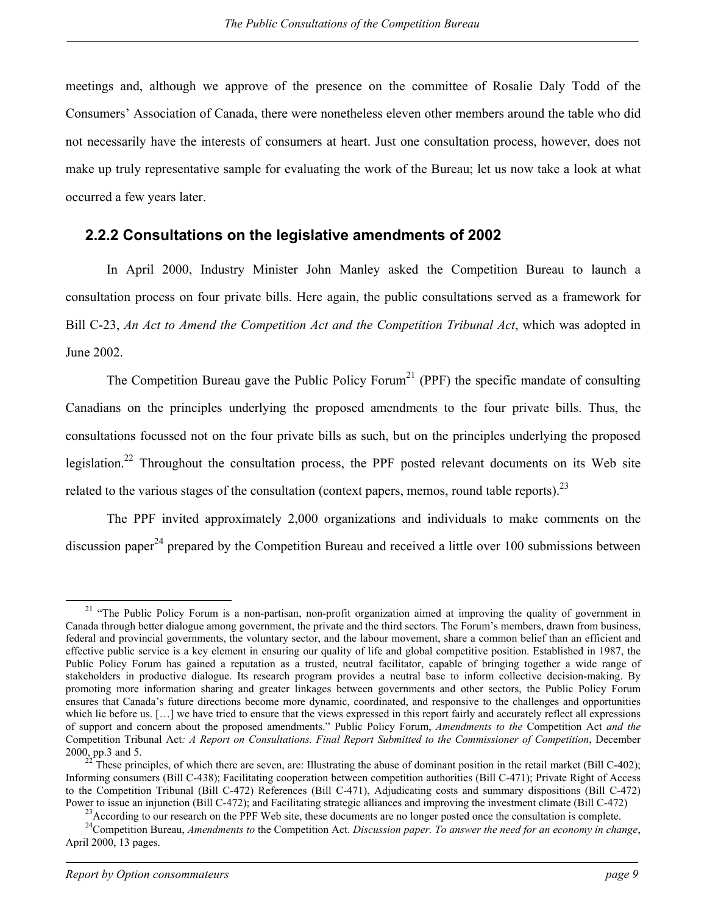meetings and, although we approve of the presence on the committee of Rosalie Daly Todd of the Consumers' Association of Canada, there were nonetheless eleven other members around the table who did not necessarily have the interests of consumers at heart. Just one consultation process, however, does not make up truly representative sample for evaluating the work of the Bureau; let us now take a look at what occurred a few years later.

### 2.2.2 Consultations on the legislative amendments of 2002

In April 2000, Industry Minister John Manley asked the Competition Bureau to launch a consultation process on four private bills. Here again, the public consultations served as a framework for Bill C-23, *An Act to Amend the Competition Act and the Competition Tribunal Act*, which was adopted in June 2002.

The Competition Bureau gave the Public Policy Forum[21] (PPF) the specific mandate of consulting Canadians on the principles underlying the proposed amendments to the four private bills. Thus, the consultations focussed not on the four private bills as such, but on the principles underlying the proposed legislation.[22] Throughout the consultation process, the PPF posted relevant documents on its Web site related to the various stages of the consultation (context papers, memos, round table reports).[23]

The PPF invited approximately 2,000 organizations and individuals to make comments on the discussion paper[24] prepared by the Competition Bureau and received a little over 100 submissions between

---

[21] "The Public Policy Forum is a non-partisan, non-profit organization aimed at improving the quality of government in Canada through better dialogue among government, the private and the third sectors. The Forum's members, drawn from business, federal and provincial governments, the voluntary sector, and the labour movement, share a common belief than an efficient and effective public service is a key element in ensuring our quality of life and global competitive position. Established in 1987, the Public Policy Forum has gained a reputation as a trusted, neutral facilitator, capable of bringing together a wide range of stakeholders in productive dialogue. Its research program provides a neutral base to inform collective decision-making. By promoting more information sharing and greater linkages between governments and other sectors, the Public Policy Forum ensures that Canada's future directions become more dynamic, coordinated, and responsive to the challenges and opportunities which lie before us. […] we have tried to ensure that the views expressed in this report fairly and accurately reflect all expressions of support and concern about the proposed amendments." Public Policy Forum, *Amendments to the* Competition Act *and the* Competition Tribunal Act*: A Report on Consultations. Final Report Submitted to the Commissioner of Competition*, December 2000, pp.3 and 5.

[22] These principles, of which there are seven, are: Illustrating the abuse of dominant position in the retail market (Bill C-402); Informing consumers (Bill C-438); Facilitating cooperation between competition authorities (Bill C-471); Private Right of Access to the Competition Tribunal (Bill C-472) References (Bill C-471), Adjudicating costs and summary dispositions (Bill C-472) Power to issue an injunction (Bill C-472); and Facilitating strategic alliances and improving the investment climate (Bill C-472)

[23] According to our research on the PPF Web site, these documents are no longer posted once the consultation is complete.

[24] Competition Bureau, *Amendments to* the Competition Act. *Discussion paper. To answer the need for an economy in change*, April 2000, 13 pages.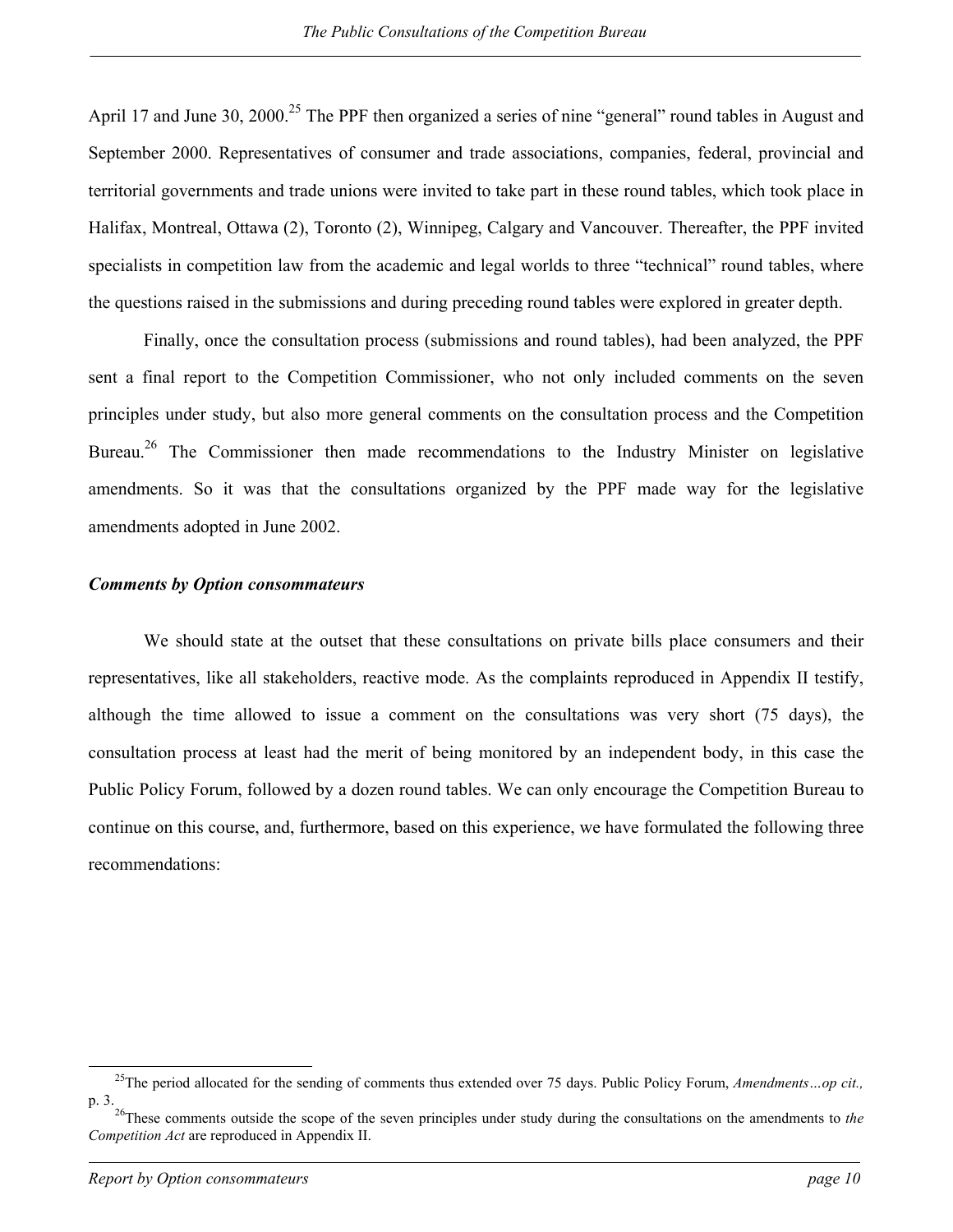April 17 and June 30, 2000.[25] The PPF then organized a series of nine "general" round tables in August and September 2000. Representatives of consumer and trade associations, companies, federal, provincial and territorial governments and trade unions were invited to take part in these round tables, which took place in Halifax, Montreal, Ottawa (2), Toronto (2), Winnipeg, Calgary and Vancouver. Thereafter, the PPF invited specialists in competition law from the academic and legal worlds to three "technical" round tables, where the questions raised in the submissions and during preceding round tables were explored in greater depth.

Finally, once the consultation process (submissions and round tables), had been analyzed, the PPF sent a final report to the Competition Commissioner, who not only included comments on the seven principles under study, but also more general comments on the consultation process and the Competition Bureau.[26] The Commissioner then made recommendations to the Industry Minister on legislative amendments. So it was that the consultations organized by the PPF made way for the legislative amendments adopted in June 2002.

***Comments by Option consommateurs***

We should state at the outset that these consultations on private bills place consumers and their representatives, like all stakeholders, reactive mode. As the complaints reproduced in Appendix II testify, although the time allowed to issue a comment on the consultations was very short (75 days), the consultation process at least had the merit of being monitored by an independent body, in this case the Public Policy Forum, followed by a dozen round tables. We can only encourage the Competition Bureau to continue on this course, and, furthermore, based on this experience, we have formulated the following three recommendations:

---

[25] The period allocated for the sending of comments thus extended over 75 days. Public Policy Forum, *Amendments…op cit.,* p. 3.

[26] These comments outside the scope of the seven principles under study during the consultations on the amendments to *the Competition Act* are reproduced in Appendix II.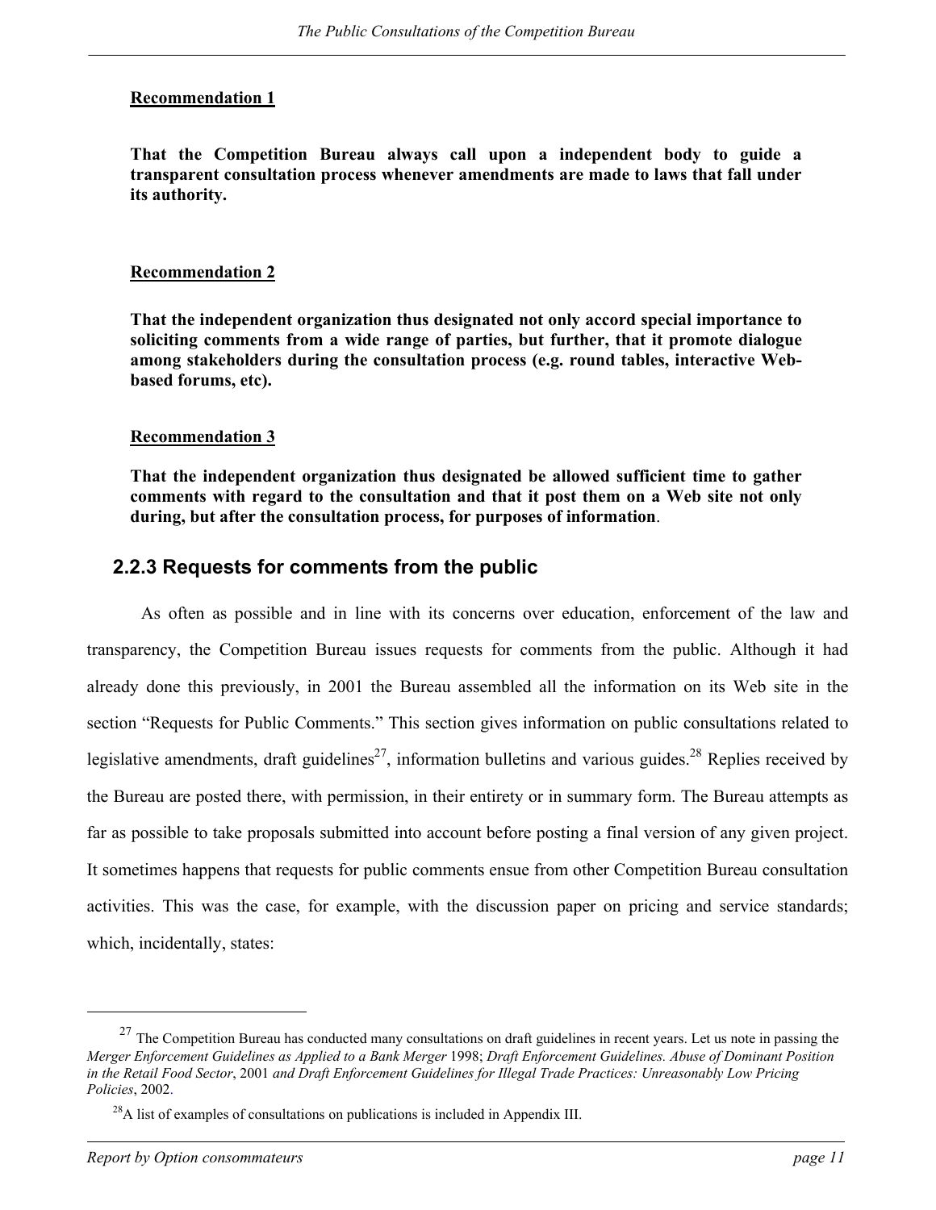**<u>Recommendation 1</u>**

**That the Competition Bureau always call upon a independent body to guide a transparent consultation process whenever amendments are made to laws that fall under its authority.**

**<u>Recommendation 2</u>**

**That the independent organization thus designated not only accord special importance to soliciting comments from a wide range of parties, but further, that it promote dialogue among stakeholders during the consultation process (e.g. round tables, interactive Web-based forums, etc).**

**<u>Recommendation 3</u>**

**That the independent organization thus designated be allowed sufficient time to gather comments with regard to the consultation and that it post them on a Web site not only during, but after the consultation process, for purposes of information**.

### 2.2.3 Requests for comments from the public

As often as possible and in line with its concerns over education, enforcement of the law and transparency, the Competition Bureau issues requests for comments from the public. Although it had already done this previously, in 2001 the Bureau assembled all the information on its Web site in the section "Requests for Public Comments." This section gives information on public consultations related to legislative amendments, draft guidelines[27], information bulletins and various guides.[28] Replies received by the Bureau are posted there, with permission, in their entirety or in summary form. The Bureau attempts as far as possible to take proposals submitted into account before posting a final version of any given project. It sometimes happens that requests for public comments ensue from other Competition Bureau consultation activities. This was the case, for example, with the discussion paper on pricing and service standards; which, incidentally, states:

---

[27] The Competition Bureau has conducted many consultations on draft guidelines in recent years. Let us note in passing the *Merger Enforcement Guidelines as Applied to a Bank Merger* 1998; *Draft Enforcement Guidelines. Abuse of Dominant Position in the Retail Food Sector*, 2001 *and Draft Enforcement Guidelines for Illegal Trade Practices: Unreasonably Low Pricing Policies*, 2002.

[28] A list of examples of consultations on publications is included in Appendix III.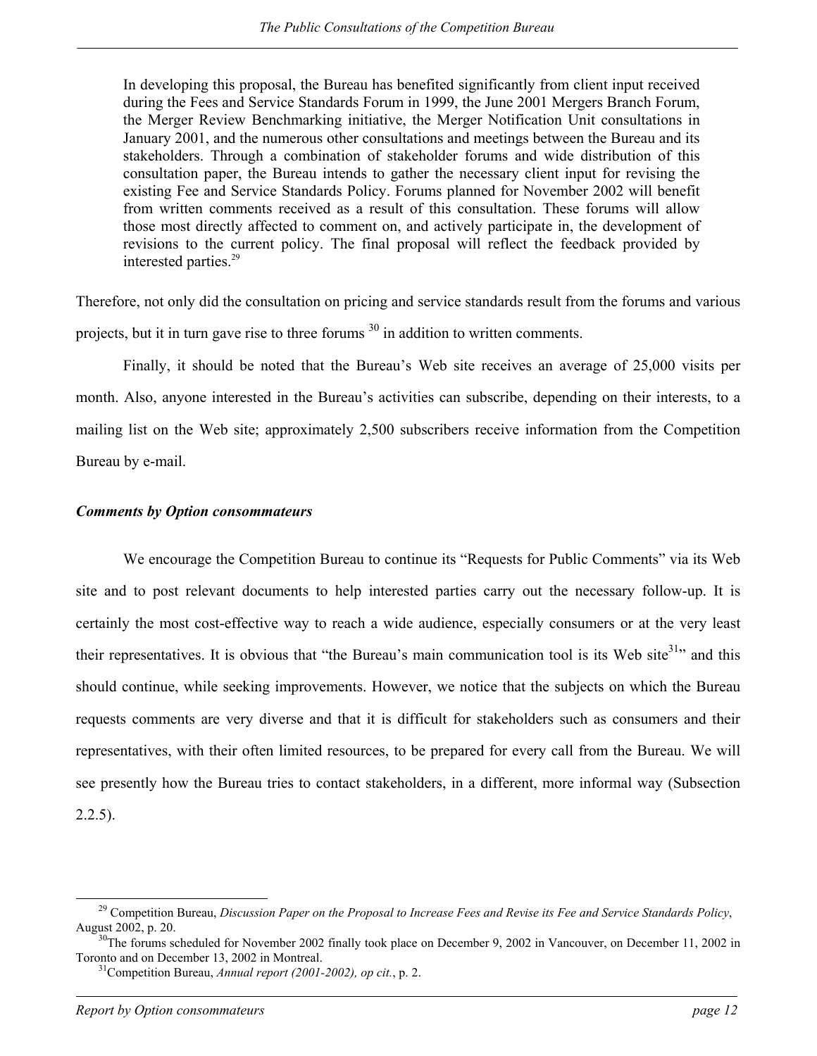> In developing this proposal, the Bureau has benefited significantly from client input received during the Fees and Service Standards Forum in 1999, the June 2001 Mergers Branch Forum, the Merger Review Benchmarking initiative, the Merger Notification Unit consultations in January 2001, and the numerous other consultations and meetings between the Bureau and its stakeholders. Through a combination of stakeholder forums and wide distribution of this consultation paper, the Bureau intends to gather the necessary client input for revising the existing Fee and Service Standards Policy. Forums planned for November 2002 will benefit from written comments received as a result of this consultation. These forums will allow those most directly affected to comment on, and actively participate in, the development of revisions to the current policy. The final proposal will reflect the feedback provided by interested parties.[29]

Therefore, not only did the consultation on pricing and service standards result from the forums and various projects, but it in turn gave rise to three forums [30] in addition to written comments.

Finally, it should be noted that the Bureau's Web site receives an average of 25,000 visits per month. Also, anyone interested in the Bureau's activities can subscribe, depending on their interests, to a mailing list on the Web site; approximately 2,500 subscribers receive information from the Competition Bureau by e-mail.

***Comments by Option consommateurs***

We encourage the Competition Bureau to continue its "Requests for Public Comments" via its Web site and to post relevant documents to help interested parties carry out the necessary follow-up. It is certainly the most cost-effective way to reach a wide audience, especially consumers or at the very least their representatives. It is obvious that "the Bureau's main communication tool is its Web site[31]" and this should continue, while seeking improvements. However, we notice that the subjects on which the Bureau requests comments are very diverse and that it is difficult for stakeholders such as consumers and their representatives, with their often limited resources, to be prepared for every call from the Bureau. We will see presently how the Bureau tries to contact stakeholders, in a different, more informal way (Subsection 2.2.5).

---

[29] Competition Bureau, *Discussion Paper on the Proposal to Increase Fees and Revise its Fee and Service Standards Policy*, August 2002, p. 20.

[30] The forums scheduled for November 2002 finally took place on December 9, 2002 in Vancouver, on December 11, 2002 in Toronto and on December 13, 2002 in Montreal.

[31] Competition Bureau, *Annual report (2001-2002), op cit.*, p. 2.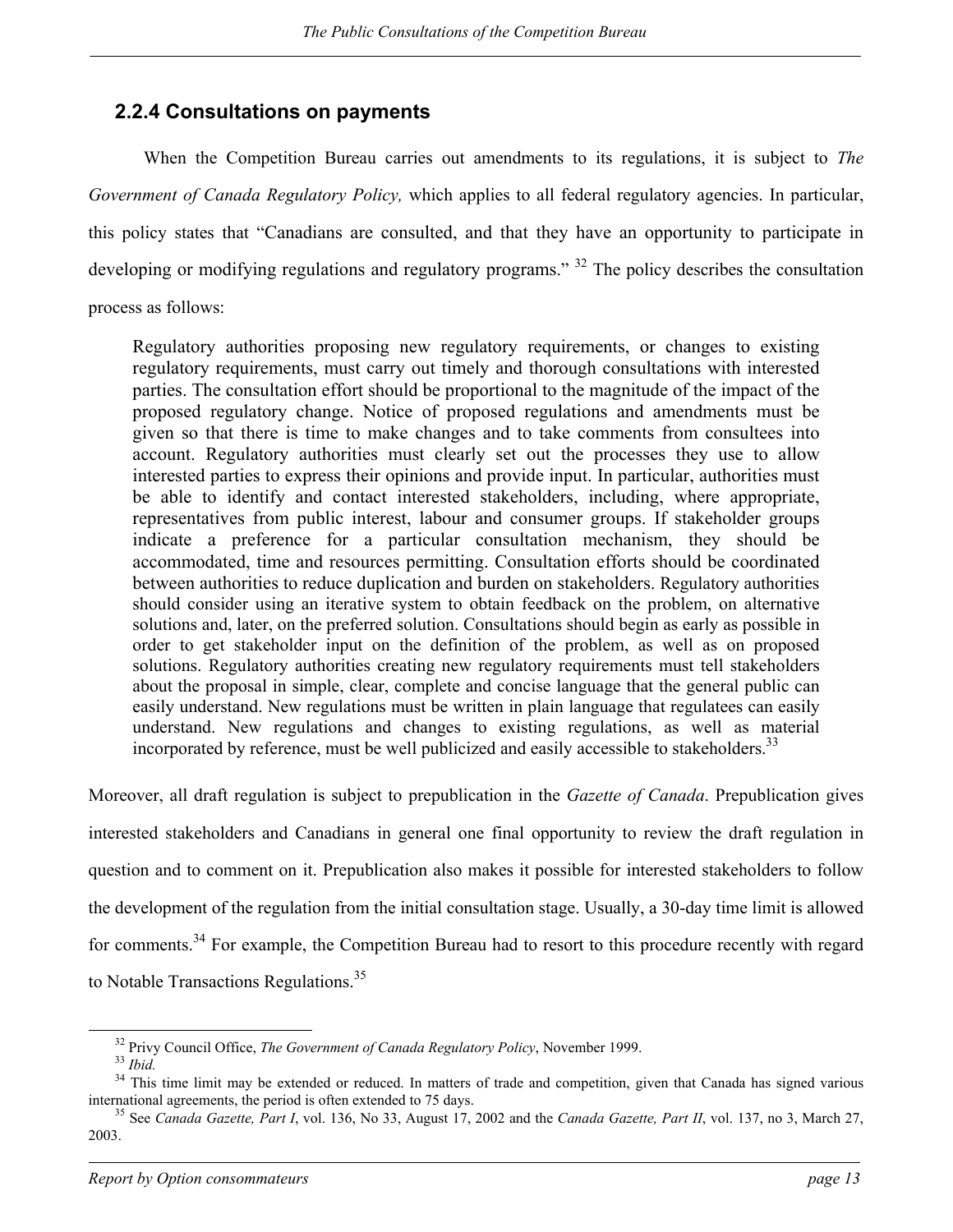### 2.2.4 Consultations on payments

When the Competition Bureau carries out amendments to its regulations, it is subject to *The Government of Canada Regulatory Policy,* which applies to all federal regulatory agencies. In particular, this policy states that "Canadians are consulted, and that they have an opportunity to participate in developing or modifying regulations and regulatory programs." [32] The policy describes the consultation process as follows:

> Regulatory authorities proposing new regulatory requirements, or changes to existing regulatory requirements, must carry out timely and thorough consultations with interested parties. The consultation effort should be proportional to the magnitude of the impact of the proposed regulatory change. Notice of proposed regulations and amendments must be given so that there is time to make changes and to take comments from consultees into account. Regulatory authorities must clearly set out the processes they use to allow interested parties to express their opinions and provide input. In particular, authorities must be able to identify and contact interested stakeholders, including, where appropriate, representatives from public interest, labour and consumer groups. If stakeholder groups indicate a preference for a particular consultation mechanism, they should be accommodated, time and resources permitting. Consultation efforts should be coordinated between authorities to reduce duplication and burden on stakeholders. Regulatory authorities should consider using an iterative system to obtain feedback on the problem, on alternative solutions and, later, on the preferred solution. Consultations should begin as early as possible in order to get stakeholder input on the definition of the problem, as well as on proposed solutions. Regulatory authorities creating new regulatory requirements must tell stakeholders about the proposal in simple, clear, complete and concise language that the general public can easily understand. New regulations must be written in plain language that regulatees can easily understand. New regulations and changes to existing regulations, as well as material incorporated by reference, must be well publicized and easily accessible to stakeholders.[33]

Moreover, all draft regulation is subject to prepublication in the *Gazette of Canada*. Prepublication gives interested stakeholders and Canadians in general one final opportunity to review the draft regulation in question and to comment on it. Prepublication also makes it possible for interested stakeholders to follow the development of the regulation from the initial consultation stage. Usually, a 30-day time limit is allowed for comments.[34] For example, the Competition Bureau had to resort to this procedure recently with regard to Notable Transactions Regulations.[35]

---

[32] Privy Council Office, *The Government of Canada Regulatory Policy*, November 1999.

[33] *Ibid.*

[34] This time limit may be extended or reduced. In matters of trade and competition, given that Canada has signed various international agreements, the period is often extended to 75 days.

[35] See *Canada Gazette, Part I*, vol. 136, No 33, August 17, 2002 and the *Canada Gazette, Part II*, vol. 137, no 3, March 27, 2003.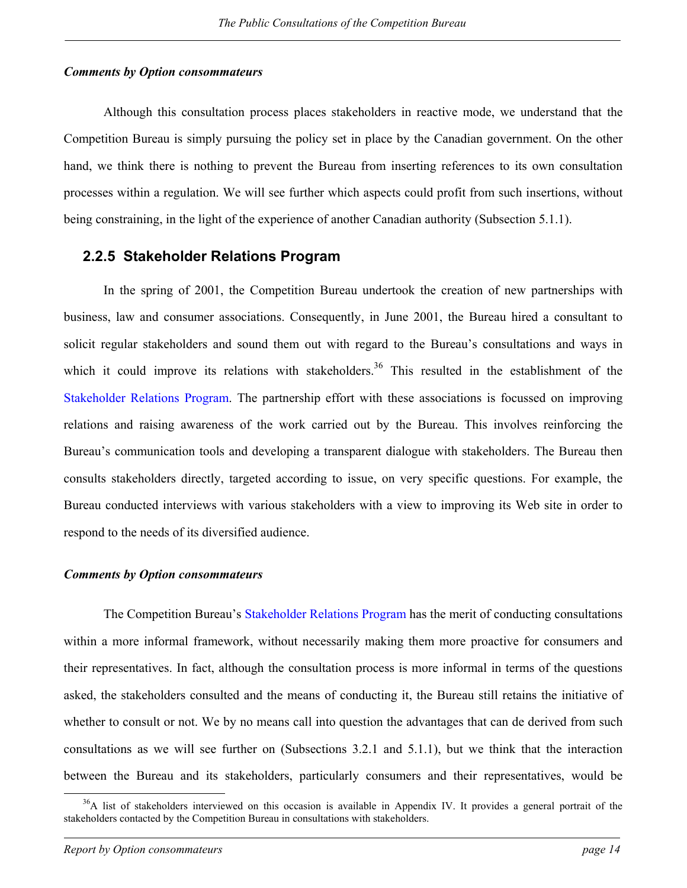***Comments by Option consommateurs***

Although this consultation process places stakeholders in reactive mode, we understand that the Competition Bureau is simply pursuing the policy set in place by the Canadian government. On the other hand, we think there is nothing to prevent the Bureau from inserting references to its own consultation processes within a regulation. We will see further which aspects could profit from such insertions, without being constraining, in the light of the experience of another Canadian authority (Subsection 5.1.1).

### 2.2.5 Stakeholder Relations Program

In the spring of 2001, the Competition Bureau undertook the creation of new partnerships with business, law and consumer associations. Consequently, in June 2001, the Bureau hired a consultant to solicit regular stakeholders and sound them out with regard to the Bureau's consultations and ways in which it could improve its relations with stakeholders.[36] This resulted in the establishment of the Stakeholder Relations Program. The partnership effort with these associations is focussed on improving relations and raising awareness of the work carried out by the Bureau. This involves reinforcing the Bureau's communication tools and developing a transparent dialogue with stakeholders. The Bureau then consults stakeholders directly, targeted according to issue, on very specific questions. For example, the Bureau conducted interviews with various stakeholders with a view to improving its Web site in order to respond to the needs of its diversified audience.

***Comments by Option consommateurs***

The Competition Bureau's Stakeholder Relations Program has the merit of conducting consultations within a more informal framework, without necessarily making them more proactive for consumers and their representatives. In fact, although the consultation process is more informal in terms of the questions asked, the stakeholders consulted and the means of conducting it, the Bureau still retains the initiative of whether to consult or not. We by no means call into question the advantages that can de derived from such consultations as we will see further on (Subsections 3.2.1 and 5.1.1), but we think that the interaction between the Bureau and its stakeholders, particularly consumers and their representatives, would be

[36] A list of stakeholders interviewed on this occasion is available in Appendix IV. It provides a general portrait of the stakeholders contacted by the Competition Bureau in consultations with stakeholders.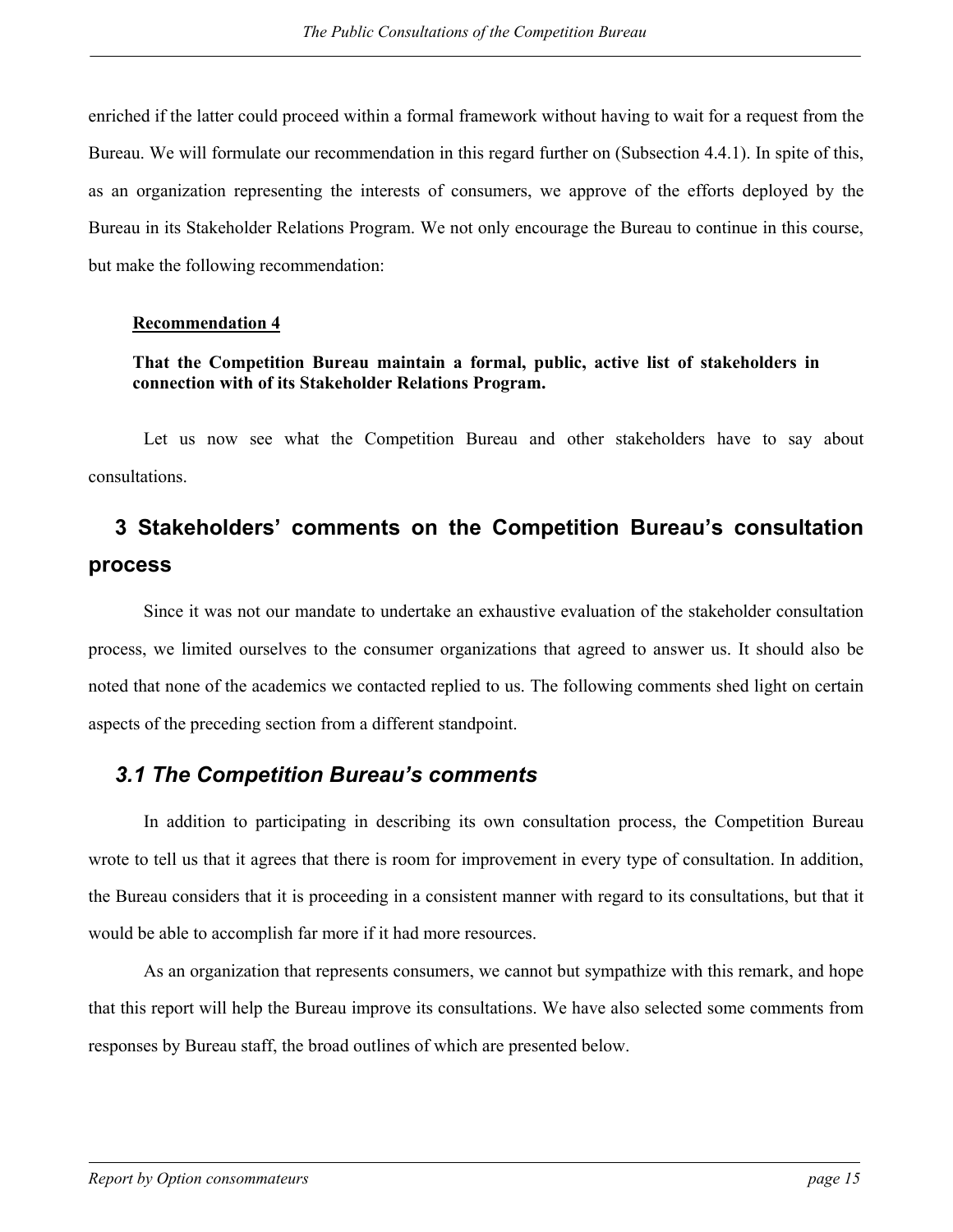enriched if the latter could proceed within a formal framework without having to wait for a request from the Bureau. We will formulate our recommendation in this regard further on (Subsection 4.4.1). In spite of this, as an organization representing the interests of consumers, we approve of the efforts deployed by the Bureau in its Stakeholder Relations Program. We not only encourage the Bureau to continue in this course, but make the following recommendation:

**Recommendation 4**

**That the Competition Bureau maintain a formal, public, active list of stakeholders in connection with of its Stakeholder Relations Program.**

Let us now see what the Competition Bureau and other stakeholders have to say about consultations.

# 3 Stakeholders' comments on the Competition Bureau's consultation process

Since it was not our mandate to undertake an exhaustive evaluation of the stakeholder consultation process, we limited ourselves to the consumer organizations that agreed to answer us. It should also be noted that none of the academics we contacted replied to us. The following comments shed light on certain aspects of the preceding section from a different standpoint.

## *3.1 The Competition Bureau's comments*

In addition to participating in describing its own consultation process, the Competition Bureau wrote to tell us that it agrees that there is room for improvement in every type of consultation. In addition, the Bureau considers that it is proceeding in a consistent manner with regard to its consultations, but that it would be able to accomplish far more if it had more resources.

As an organization that represents consumers, we cannot but sympathize with this remark, and hope that this report will help the Bureau improve its consultations. We have also selected some comments from responses by Bureau staff, the broad outlines of which are presented below.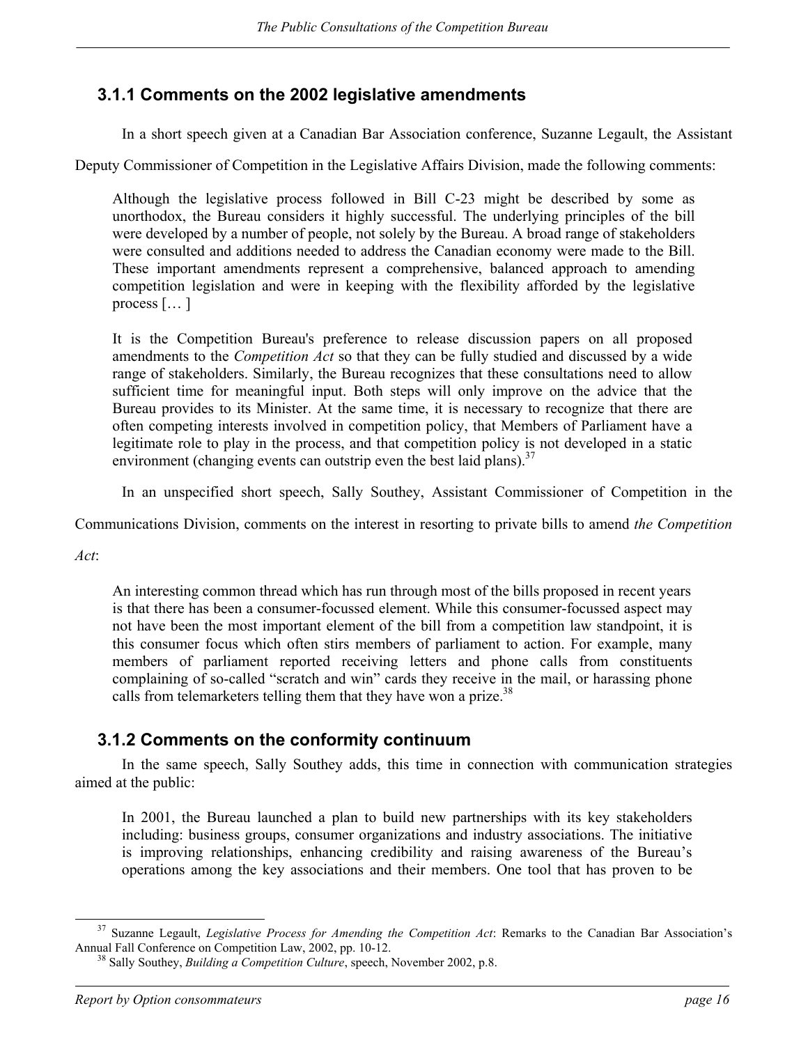### 3.1.1 Comments on the 2002 legislative amendments

In a short speech given at a Canadian Bar Association conference, Suzanne Legault, the Assistant Deputy Commissioner of Competition in the Legislative Affairs Division, made the following comments:

> Although the legislative process followed in Bill C-23 might be described by some as unorthodox, the Bureau considers it highly successful. The underlying principles of the bill were developed by a number of people, not solely by the Bureau. A broad range of stakeholders were consulted and additions needed to address the Canadian economy were made to the Bill. These important amendments represent a comprehensive, balanced approach to amending competition legislation and were in keeping with the flexibility afforded by the legislative process [… ]
>
> It is the Competition Bureau's preference to release discussion papers on all proposed amendments to the *Competition Act* so that they can be fully studied and discussed by a wide range of stakeholders. Similarly, the Bureau recognizes that these consultations need to allow sufficient time for meaningful input. Both steps will only improve on the advice that the Bureau provides to its Minister. At the same time, it is necessary to recognize that there are often competing interests involved in competition policy, that Members of Parliament have a legitimate role to play in the process, and that competition policy is not developed in a static environment (changing events can outstrip even the best laid plans).[37]

In an unspecified short speech, Sally Southey, Assistant Commissioner of Competition in the Communications Division, comments on the interest in resorting to private bills to amend *the Competition Act*:

> An interesting common thread which has run through most of the bills proposed in recent years is that there has been a consumer-focussed element. While this consumer-focussed aspect may not have been the most important element of the bill from a competition law standpoint, it is this consumer focus which often stirs members of parliament to action. For example, many members of parliament reported receiving letters and phone calls from constituents complaining of so-called "scratch and win" cards they receive in the mail, or harassing phone calls from telemarketers telling them that they have won a prize.[38]

### 3.1.2 Comments on the conformity continuum

In the same speech, Sally Southey adds, this time in connection with communication strategies aimed at the public:

> In 2001, the Bureau launched a plan to build new partnerships with its key stakeholders including: business groups, consumer organizations and industry associations. The initiative is improving relationships, enhancing credibility and raising awareness of the Bureau's operations among the key associations and their members. One tool that has proven to be

---

[37] Suzanne Legault, *Legislative Process for Amending the Competition Act*: Remarks to the Canadian Bar Association's Annual Fall Conference on Competition Law, 2002, pp. 10-12.

[38] Sally Southey, *Building a Competition Culture*, speech, November 2002, p.8.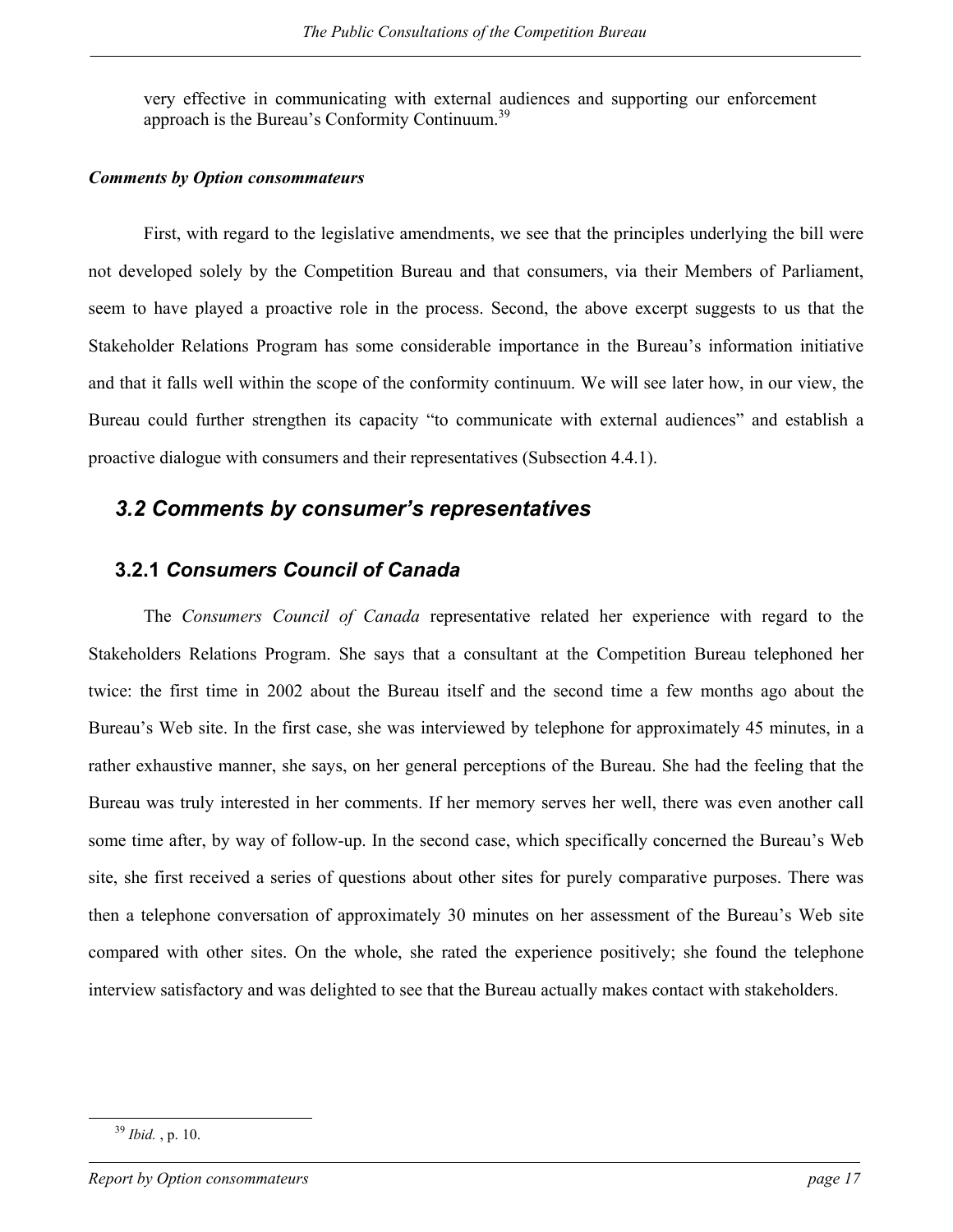very effective in communicating with external audiences and supporting our enforcement approach is the Bureau's Conformity Continuum.[39]

***Comments by Option consommateurs***

First, with regard to the legislative amendments, we see that the principles underlying the bill were not developed solely by the Competition Bureau and that consumers, via their Members of Parliament, seem to have played a proactive role in the process. Second, the above excerpt suggests to us that the Stakeholder Relations Program has some considerable importance in the Bureau's information initiative and that it falls well within the scope of the conformity continuum. We will see later how, in our view, the Bureau could further strengthen its capacity "to communicate with external audiences" and establish a proactive dialogue with consumers and their representatives (Subsection 4.4.1).

## *3.2 Comments by consumer's representatives*

### 3.2.1 *Consumers Council of Canada*

The *Consumers Council of Canada* representative related her experience with regard to the Stakeholders Relations Program. She says that a consultant at the Competition Bureau telephoned her twice: the first time in 2002 about the Bureau itself and the second time a few months ago about the Bureau's Web site. In the first case, she was interviewed by telephone for approximately 45 minutes, in a rather exhaustive manner, she says, on her general perceptions of the Bureau. She had the feeling that the Bureau was truly interested in her comments. If her memory serves her well, there was even another call some time after, by way of follow-up. In the second case, which specifically concerned the Bureau's Web site, she first received a series of questions about other sites for purely comparative purposes. There was then a telephone conversation of approximately 30 minutes on her assessment of the Bureau's Web site compared with other sites. On the whole, she rated the experience positively; she found the telephone interview satisfactory and was delighted to see that the Bureau actually makes contact with stakeholders.

---

[39] *Ibid.* , p. 10.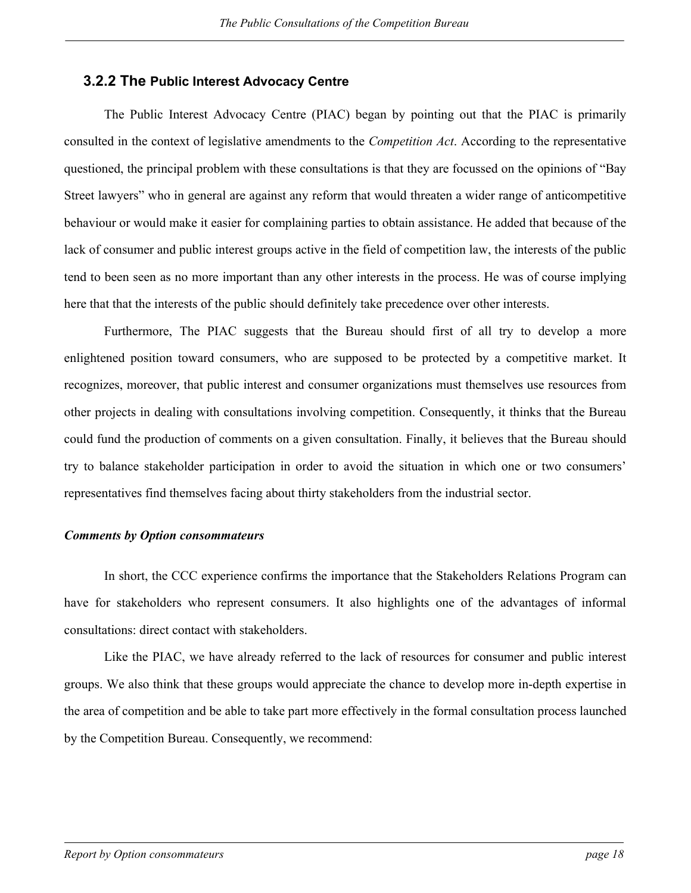### 3.2.2 The Public Interest Advocacy Centre

The Public Interest Advocacy Centre (PIAC) began by pointing out that the PIAC is primarily consulted in the context of legislative amendments to the *Competition Act*. According to the representative questioned, the principal problem with these consultations is that they are focussed on the opinions of "Bay Street lawyers" who in general are against any reform that would threaten a wider range of anticompetitive behaviour or would make it easier for complaining parties to obtain assistance. He added that because of the lack of consumer and public interest groups active in the field of competition law, the interests of the public tend to been seen as no more important than any other interests in the process. He was of course implying here that that the interests of the public should definitely take precedence over other interests.

Furthermore, The PIAC suggests that the Bureau should first of all try to develop a more enlightened position toward consumers, who are supposed to be protected by a competitive market. It recognizes, moreover, that public interest and consumer organizations must themselves use resources from other projects in dealing with consultations involving competition. Consequently, it thinks that the Bureau could fund the production of comments on a given consultation. Finally, it believes that the Bureau should try to balance stakeholder participation in order to avoid the situation in which one or two consumers' representatives find themselves facing about thirty stakeholders from the industrial sector.

***Comments by Option consommateurs***

In short, the CCC experience confirms the importance that the Stakeholders Relations Program can have for stakeholders who represent consumers. It also highlights one of the advantages of informal consultations: direct contact with stakeholders.

Like the PIAC, we have already referred to the lack of resources for consumer and public interest groups. We also think that these groups would appreciate the chance to develop more in-depth expertise in the area of competition and be able to take part more effectively in the formal consultation process launched by the Competition Bureau. Consequently, we recommend: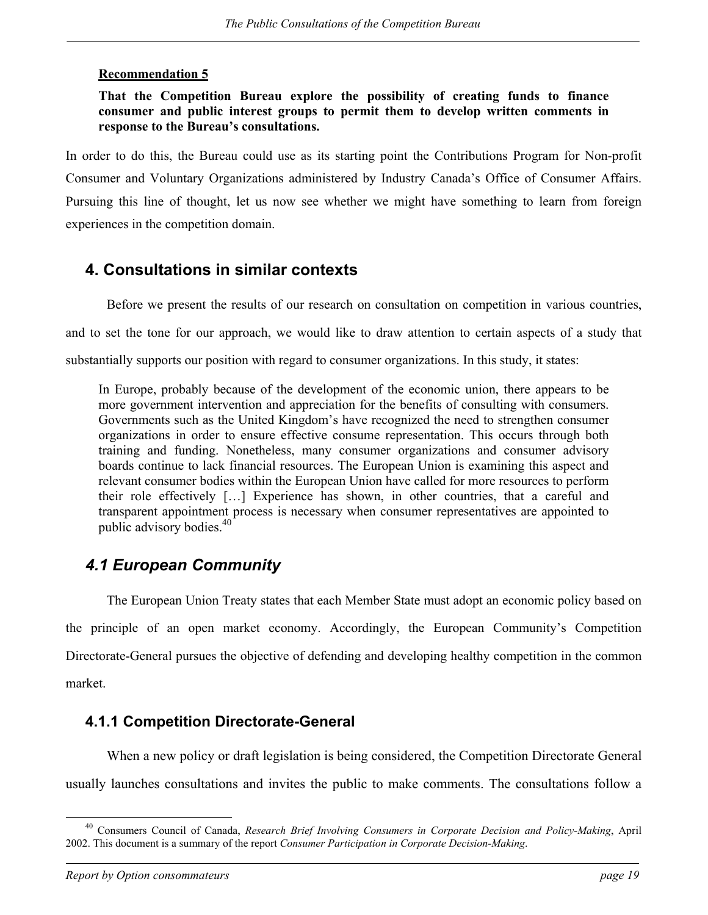**Recommendation 5**

**That the Competition Bureau explore the possibility of creating funds to finance consumer and public interest groups to permit them to develop written comments in response to the Bureau's consultations.**

In order to do this, the Bureau could use as its starting point the Contributions Program for Non-profit Consumer and Voluntary Organizations administered by Industry Canada's Office of Consumer Affairs. Pursuing this line of thought, let us now see whether we might have something to learn from foreign experiences in the competition domain.

## 4. Consultations in similar contexts

Before we present the results of our research on consultation on competition in various countries, and to set the tone for our approach, we would like to draw attention to certain aspects of a study that substantially supports our position with regard to consumer organizations. In this study, it states:

> In Europe, probably because of the development of the economic union, there appears to be more government intervention and appreciation for the benefits of consulting with consumers. Governments such as the United Kingdom's have recognized the need to strengthen consumer organizations in order to ensure effective consume representation. This occurs through both training and funding. Nonetheless, many consumer organizations and consumer advisory boards continue to lack financial resources. The European Union is examining this aspect and relevant consumer bodies within the European Union have called for more resources to perform their role effectively […] Experience has shown, in other countries, that a careful and transparent appointment process is necessary when consumer representatives are appointed to public advisory bodies.[40]

### *4.1 European Community*

The European Union Treaty states that each Member State must adopt an economic policy based on the principle of an open market economy. Accordingly, the European Community's Competition Directorate-General pursues the objective of defending and developing healthy competition in the common market.

#### 4.1.1 Competition Directorate-General

When a new policy or draft legislation is being considered, the Competition Directorate General usually launches consultations and invites the public to make comments. The consultations follow a

---

[40] Consumers Council of Canada, *Research Brief Involving Consumers in Corporate Decision and Policy-Making*, April 2002. This document is a summary of the report *Consumer Participation in Corporate Decision-Making.*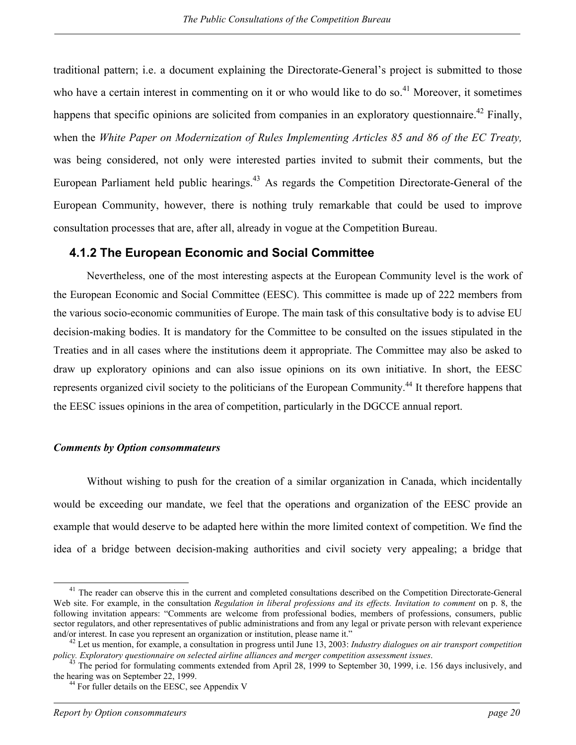traditional pattern; i.e. a document explaining the Directorate-General's project is submitted to those who have a certain interest in commenting on it or who would like to do so.[41] Moreover, it sometimes happens that specific opinions are solicited from companies in an exploratory questionnaire.[42] Finally, when the *White Paper on Modernization of Rules Implementing Articles 85 and 86 of the EC Treaty,* was being considered, not only were interested parties invited to submit their comments, but the European Parliament held public hearings.[43] As regards the Competition Directorate-General of the European Community, however, there is nothing truly remarkable that could be used to improve consultation processes that are, after all, already in vogue at the Competition Bureau.

### 4.1.2 The European Economic and Social Committee

Nevertheless, one of the most interesting aspects at the European Community level is the work of the European Economic and Social Committee (EESC). This committee is made up of 222 members from the various socio-economic communities of Europe. The main task of this consultative body is to advise EU decision-making bodies. It is mandatory for the Committee to be consulted on the issues stipulated in the Treaties and in all cases where the institutions deem it appropriate. The Committee may also be asked to draw up exploratory opinions and can also issue opinions on its own initiative. In short, the EESC represents organized civil society to the politicians of the European Community.[44] It therefore happens that the EESC issues opinions in the area of competition, particularly in the DGCCE annual report.

***Comments by Option consommateurs***

Without wishing to push for the creation of a similar organization in Canada, which incidentally would be exceeding our mandate, we feel that the operations and organization of the EESC provide an example that would deserve to be adapted here within the more limited context of competition. We find the idea of a bridge between decision-making authorities and civil society very appealing; a bridge that

[41] The reader can observe this in the current and completed consultations described on the Competition Directorate-General Web site. For example, in the consultation *Regulation in liberal professions and its effects. Invitation to comment* on p. 8, the following invitation appears: "Comments are welcome from professional bodies, members of professions, consumers, public sector regulators, and other representatives of public administrations and from any legal or private person with relevant experience and/or interest. In case you represent an organization or institution, please name it."

[42] Let us mention, for example, a consultation in progress until June 13, 2003: *Industry dialogues on air transport competition policy. Exploratory questionnaire on selected airline alliances and merger competition assessment issues*.

[43] The period for formulating comments extended from April 28, 1999 to September 30, 1999, i.e. 156 days inclusively, and the hearing was on September 22, 1999.

[44] For fuller details on the EESC, see Appendix V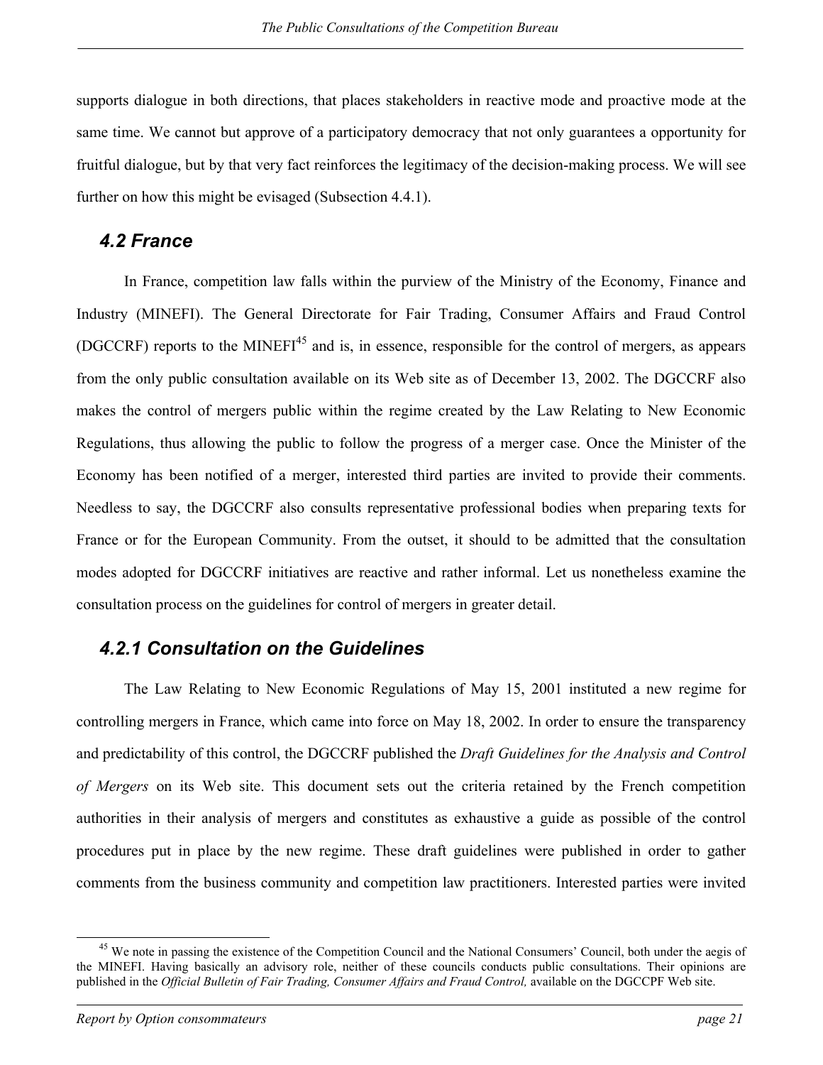supports dialogue in both directions, that places stakeholders in reactive mode and proactive mode at the same time. We cannot but approve of a participatory democracy that not only guarantees a opportunity for fruitful dialogue, but by that very fact reinforces the legitimacy of the decision-making process. We will see further on how this might be evisaged (Subsection 4.4.1).

### 4.2 France

In France, competition law falls within the purview of the Ministry of the Economy, Finance and Industry (MINEFI). The General Directorate for Fair Trading, Consumer Affairs and Fraud Control (DGCCRF) reports to the MINEFI[45] and is, in essence, responsible for the control of mergers, as appears from the only public consultation available on its Web site as of December 13, 2002. The DGCCRF also makes the control of mergers public within the regime created by the Law Relating to New Economic Regulations, thus allowing the public to follow the progress of a merger case. Once the Minister of the Economy has been notified of a merger, interested third parties are invited to provide their comments. Needless to say, the DGCCRF also consults representative professional bodies when preparing texts for France or for the European Community. From the outset, it should to be admitted that the consultation modes adopted for DGCCRF initiatives are reactive and rather informal. Let us nonetheless examine the consultation process on the guidelines for control of mergers in greater detail.

### 4.2.1 Consultation on the Guidelines

The Law Relating to New Economic Regulations of May 15, 2001 instituted a new regime for controlling mergers in France, which came into force on May 18, 2002. In order to ensure the transparency and predictability of this control, the DGCCRF published the *Draft Guidelines for the Analysis and Control of Mergers* on its Web site. This document sets out the criteria retained by the French competition authorities in their analysis of mergers and constitutes as exhaustive a guide as possible of the control procedures put in place by the new regime. These draft guidelines were published in order to gather comments from the business community and competition law practitioners. Interested parties were invited

[45] We note in passing the existence of the Competition Council and the National Consumers' Council, both under the aegis of the MINEFI. Having basically an advisory role, neither of these councils conducts public consultations. Their opinions are published in the *Official Bulletin of Fair Trading, Consumer Affairs and Fraud Control,* available on the DGCCPF Web site.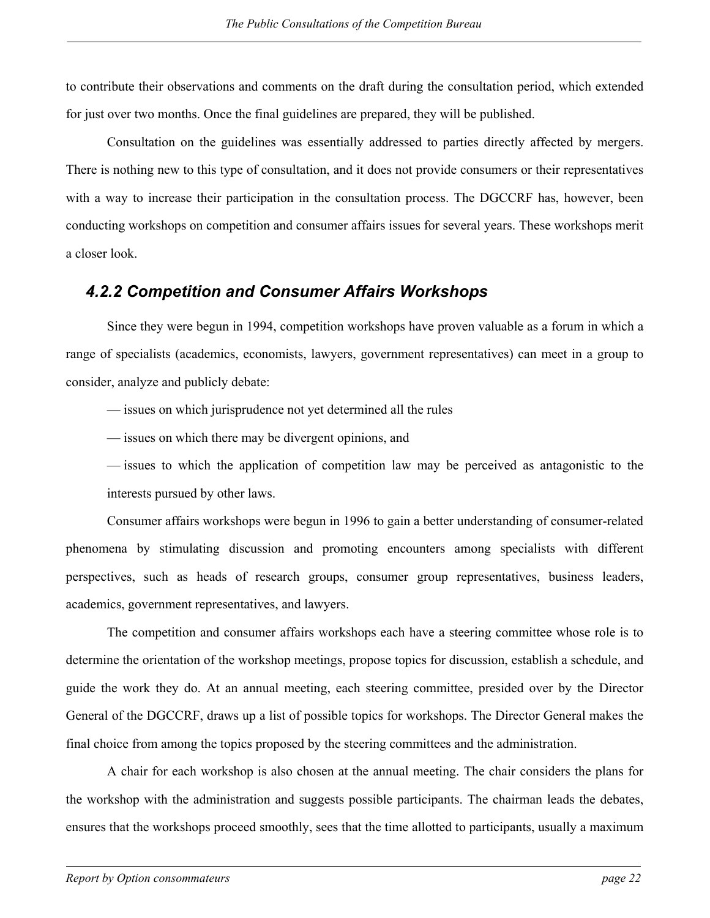to contribute their observations and comments on the draft during the consultation period, which extended for just over two months. Once the final guidelines are prepared, they will be published.

Consultation on the guidelines was essentially addressed to parties directly affected by mergers. There is nothing new to this type of consultation, and it does not provide consumers or their representatives with a way to increase their participation in the consultation process. The DGCCRF has, however, been conducting workshops on competition and consumer affairs issues for several years. These workshops merit a closer look.

### *4.2.2 Competition and Consumer Affairs Workshops*

Since they were begun in 1994, competition workshops have proven valuable as a forum in which a range of specialists (academics, economists, lawyers, government representatives) can meet in a group to consider, analyze and publicly debate:

— issues on which jurisprudence not yet determined all the rules

— issues on which there may be divergent opinions, and

— issues to which the application of competition law may be perceived as antagonistic to the interests pursued by other laws.

Consumer affairs workshops were begun in 1996 to gain a better understanding of consumer-related phenomena by stimulating discussion and promoting encounters among specialists with different perspectives, such as heads of research groups, consumer group representatives, business leaders, academics, government representatives, and lawyers.

The competition and consumer affairs workshops each have a steering committee whose role is to determine the orientation of the workshop meetings, propose topics for discussion, establish a schedule, and guide the work they do. At an annual meeting, each steering committee, presided over by the Director General of the DGCCRF, draws up a list of possible topics for workshops. The Director General makes the final choice from among the topics proposed by the steering committees and the administration.

A chair for each workshop is also chosen at the annual meeting. The chair considers the plans for the workshop with the administration and suggests possible participants. The chairman leads the debates, ensures that the workshops proceed smoothly, sees that the time allotted to participants, usually a maximum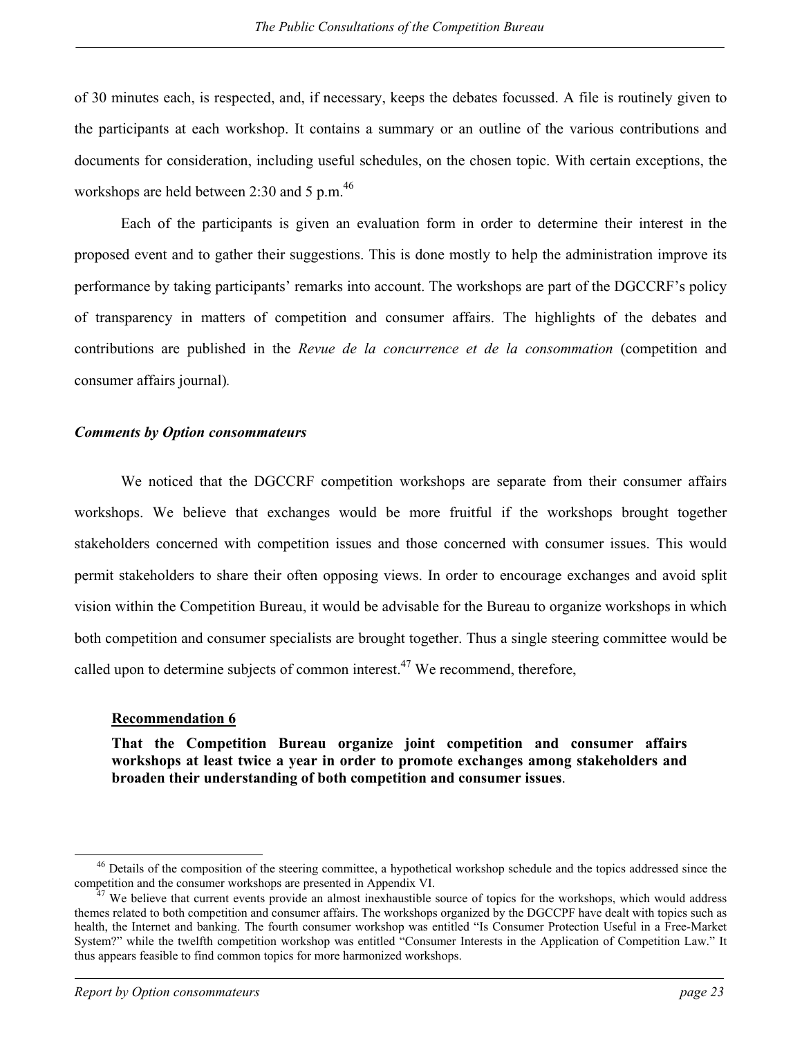of 30 minutes each, is respected, and, if necessary, keeps the debates focussed. A file is routinely given to the participants at each workshop. It contains a summary or an outline of the various contributions and documents for consideration, including useful schedules, on the chosen topic. With certain exceptions, the workshops are held between 2:30 and 5 p.m.[46]

Each of the participants is given an evaluation form in order to determine their interest in the proposed event and to gather their suggestions. This is done mostly to help the administration improve its performance by taking participants' remarks into account. The workshops are part of the DGCCRF's policy of transparency in matters of competition and consumer affairs. The highlights of the debates and contributions are published in the *Revue de la concurrence et de la consommation* (competition and consumer affairs journal).

### *Comments by Option consommateurs*

We noticed that the DGCCRF competition workshops are separate from their consumer affairs workshops. We believe that exchanges would be more fruitful if the workshops brought together stakeholders concerned with competition issues and those concerned with consumer issues. This would permit stakeholders to share their often opposing views. In order to encourage exchanges and avoid split vision within the Competition Bureau, it would be advisable for the Bureau to organize workshops in which both competition and consumer specialists are brought together. Thus a single steering committee would be called upon to determine subjects of common interest.[47] We recommend, therefore,

> **<u>Recommendation 6</u>**
>
> **That the Competition Bureau organize joint competition and consumer affairs workshops at least twice a year in order to promote exchanges among stakeholders and broaden their understanding of both competition and consumer issues**.

---

[46] Details of the composition of the steering committee, a hypothetical workshop schedule and the topics addressed since the competition and the consumer workshops are presented in Appendix VI.

[47] We believe that current events provide an almost inexhaustible source of topics for the workshops, which would address themes related to both competition and consumer affairs. The workshops organized by the DGCCPF have dealt with topics such as health, the Internet and banking. The fourth consumer workshop was entitled "Is Consumer Protection Useful in a Free-Market System?" while the twelfth competition workshop was entitled "Consumer Interests in the Application of Competition Law." It thus appears feasible to find common topics for more harmonized workshops.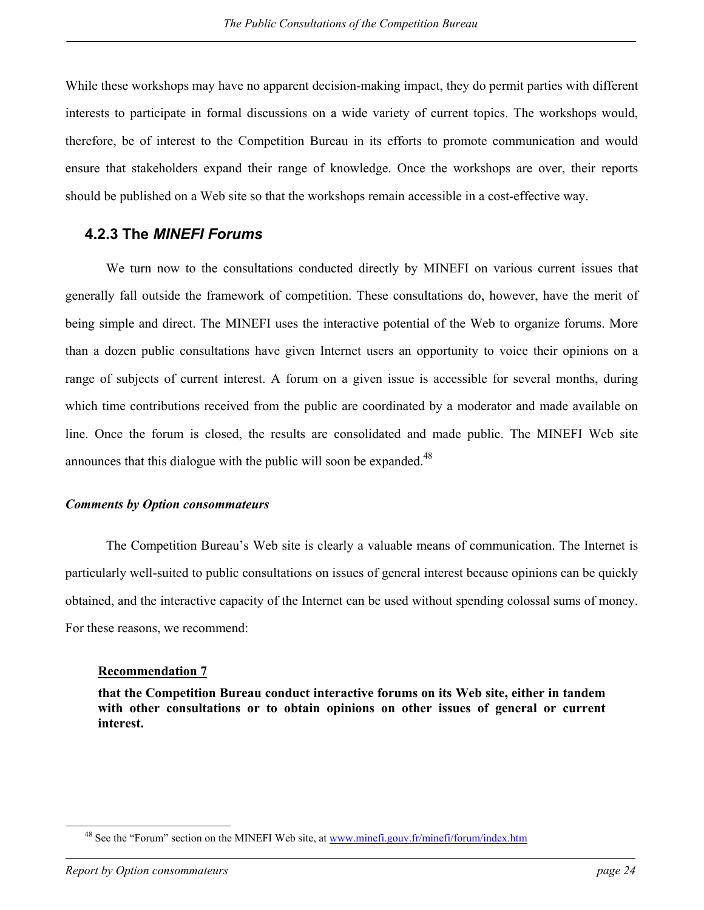While these workshops may have no apparent decision-making impact, they do permit parties with different interests to participate in formal discussions on a wide variety of current topics. The workshops would, therefore, be of interest to the Competition Bureau in its efforts to promote communication and would ensure that stakeholders expand their range of knowledge. Once the workshops are over, their reports should be published on a Web site so that the workshops remain accessible in a cost-effective way.

### 4.2.3 The *MINEFI Forums*

We turn now to the consultations conducted directly by MINEFI on various current issues that generally fall outside the framework of competition. These consultations do, however, have the merit of being simple and direct. The MINEFI uses the interactive potential of the Web to organize forums. More than a dozen public consultations have given Internet users an opportunity to voice their opinions on a range of subjects of current interest. A forum on a given issue is accessible for several months, during which time contributions received from the public are coordinated by a moderator and made available on line. Once the forum is closed, the results are consolidated and made public. The MINEFI Web site announces that this dialogue with the public will soon be expanded.[48]

***Comments by Option consommateurs***

The Competition Bureau's Web site is clearly a valuable means of communication. The Internet is particularly well-suited to public consultations on issues of general interest because opinions can be quickly obtained, and the interactive capacity of the Internet can be used without spending colossal sums of money. For these reasons, we recommend:

> **Recommendation 7**
>
> **that the Competition Bureau conduct interactive forums on its Web site, either in tandem with other consultations or to obtain opinions on other issues of general or current interest.**

[48] See the "Forum" section on the MINEFI Web site, at www.minefi.gouv.fr/minefi/forum/index.htm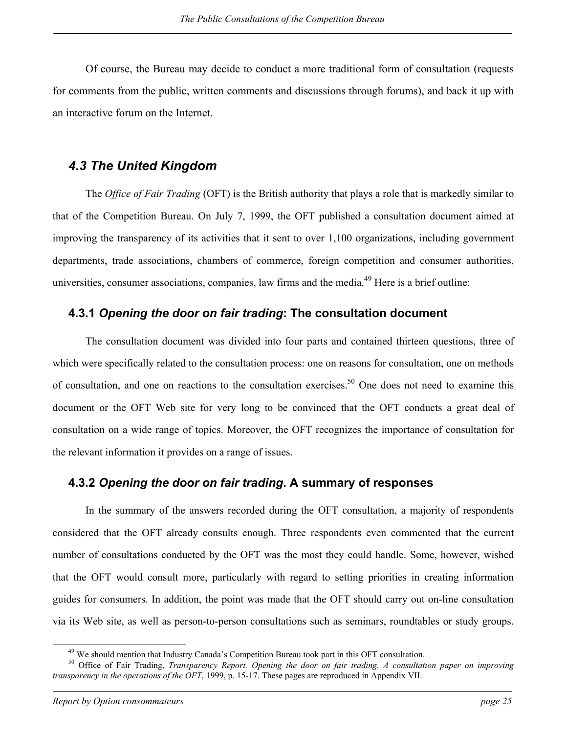Of course, the Bureau may decide to conduct a more traditional form of consultation (requests for comments from the public, written comments and discussions through forums), and back it up with an interactive forum on the Internet.

## *4.3 The United Kingdom*

The *Office of Fair Trading* (OFT) is the British authority that plays a role that is markedly similar to that of the Competition Bureau. On July 7, 1999, the OFT published a consultation document aimed at improving the transparency of its activities that it sent to over 1,100 organizations, including government departments, trade associations, chambers of commerce, foreign competition and consumer authorities, universities, consumer associations, companies, law firms and the media.[49] Here is a brief outline:

### 4.3.1 *Opening the door on fair trading*: The consultation document

The consultation document was divided into four parts and contained thirteen questions, three of which were specifically related to the consultation process: one on reasons for consultation, one on methods of consultation, and one on reactions to the consultation exercises.[50] One does not need to examine this document or the OFT Web site for very long to be convinced that the OFT conducts a great deal of consultation on a wide range of topics. Moreover, the OFT recognizes the importance of consultation for the relevant information it provides on a range of issues.

### 4.3.2 *Opening the door on fair trading*. A summary of responses

In the summary of the answers recorded during the OFT consultation, a majority of respondents considered that the OFT already consults enough. Three respondents even commented that the current number of consultations conducted by the OFT was the most they could handle. Some, however, wished that the OFT would consult more, particularly with regard to setting priorities in creating information guides for consumers. In addition, the point was made that the OFT should carry out on-line consultation via its Web site, as well as person-to-person consultations such as seminars, roundtables or study groups.

---

[49] We should mention that Industry Canada's Competition Bureau took part in this OFT consultation.

[50] Office of Fair Trading, *Transparency Report. Opening the door on fair trading. A consultation paper on improving transparency in the operations of the OFT*, 1999, p. 15-17. These pages are reproduced in Appendix VII.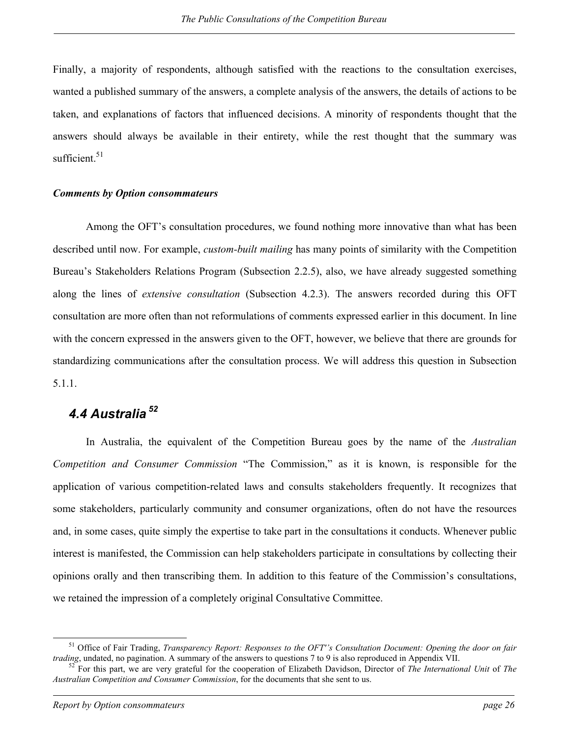Finally, a majority of respondents, although satisfied with the reactions to the consultation exercises, wanted a published summary of the answers, a complete analysis of the answers, the details of actions to be taken, and explanations of factors that influenced decisions. A minority of respondents thought that the answers should always be available in their entirety, while the rest thought that the summary was sufficient.[51]

***Comments by Option consommateurs***

Among the OFT's consultation procedures, we found nothing more innovative than what has been described until now. For example, *custom-built mailing* has many points of similarity with the Competition Bureau's Stakeholders Relations Program (Subsection 2.2.5), also, we have already suggested something along the lines of *extensive consultation* (Subsection 4.2.3). The answers recorded during this OFT consultation are more often than not reformulations of comments expressed earlier in this document. In line with the concern expressed in the answers given to the OFT, however, we believe that there are grounds for standardizing communications after the consultation process. We will address this question in Subsection 5.1.1.

## *4.4 Australia* [52]

In Australia, the equivalent of the Competition Bureau goes by the name of the *Australian Competition and Consumer Commission* "The Commission," as it is known, is responsible for the application of various competition-related laws and consults stakeholders frequently. It recognizes that some stakeholders, particularly community and consumer organizations, often do not have the resources and, in some cases, quite simply the expertise to take part in the consultations it conducts. Whenever public interest is manifested, the Commission can help stakeholders participate in consultations by collecting their opinions orally and then transcribing them. In addition to this feature of the Commission's consultations, we retained the impression of a completely original Consultative Committee.

---

[51] Office of Fair Trading, *Transparency Report: Responses to the OFT''s Consultation Document: Opening the door on fair trading*, undated, no pagination. A summary of the answers to questions 7 to 9 is also reproduced in Appendix VII.

[52] For this part, we are very grateful for the cooperation of Elizabeth Davidson, Director of *The International Unit* of *The Australian Competition and Consumer Commission*, for the documents that she sent to us.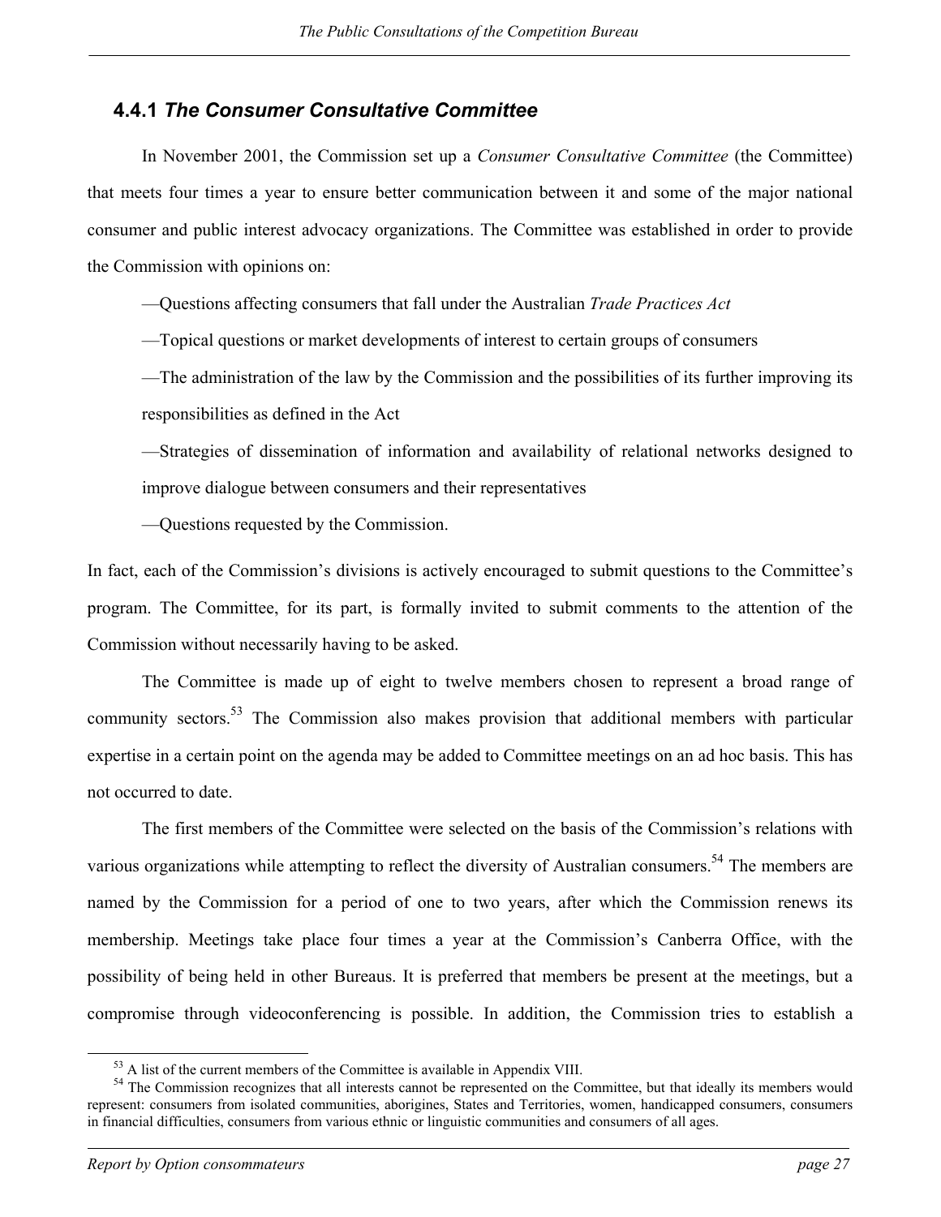### 4.4.1 *The Consumer Consultative Committee*

In November 2001, the Commission set up a *Consumer Consultative Committee* (the Committee) that meets four times a year to ensure better communication between it and some of the major national consumer and public interest advocacy organizations. The Committee was established in order to provide the Commission with opinions on:

—Questions affecting consumers that fall under the Australian *Trade Practices Act*

—Topical questions or market developments of interest to certain groups of consumers

—The administration of the law by the Commission and the possibilities of its further improving its responsibilities as defined in the Act

—Strategies of dissemination of information and availability of relational networks designed to improve dialogue between consumers and their representatives

—Questions requested by the Commission.

In fact, each of the Commission's divisions is actively encouraged to submit questions to the Committee's program. The Committee, for its part, is formally invited to submit comments to the attention of the Commission without necessarily having to be asked.

The Committee is made up of eight to twelve members chosen to represent a broad range of community sectors.[53] The Commission also makes provision that additional members with particular expertise in a certain point on the agenda may be added to Committee meetings on an ad hoc basis. This has not occurred to date.

The first members of the Committee were selected on the basis of the Commission's relations with various organizations while attempting to reflect the diversity of Australian consumers.[54] The members are named by the Commission for a period of one to two years, after which the Commission renews its membership. Meetings take place four times a year at the Commission's Canberra Office, with the possibility of being held in other Bureaus. It is preferred that members be present at the meetings, but a compromise through videoconferencing is possible. In addition, the Commission tries to establish a

---

[53] A list of the current members of the Committee is available in Appendix VIII.

[54] The Commission recognizes that all interests cannot be represented on the Committee, but that ideally its members would represent: consumers from isolated communities, aborigines, States and Territories, women, handicapped consumers, consumers in financial difficulties, consumers from various ethnic or linguistic communities and consumers of all ages.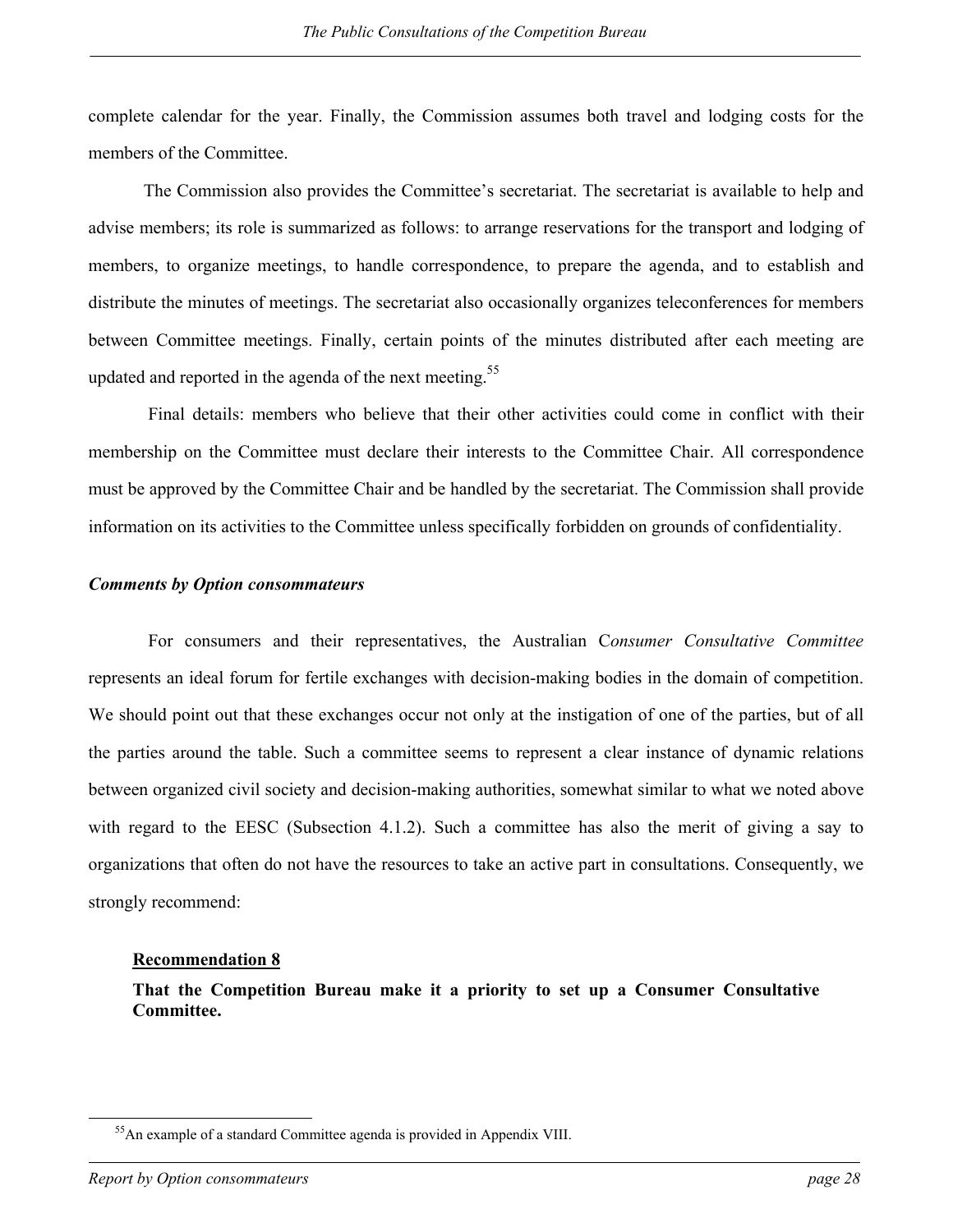complete calendar for the year. Finally, the Commission assumes both travel and lodging costs for the members of the Committee.

The Commission also provides the Committee's secretariat. The secretariat is available to help and advise members; its role is summarized as follows: to arrange reservations for the transport and lodging of members, to organize meetings, to handle correspondence, to prepare the agenda, and to establish and distribute the minutes of meetings. The secretariat also occasionally organizes teleconferences for members between Committee meetings. Finally, certain points of the minutes distributed after each meeting are updated and reported in the agenda of the next meeting.[55]

Final details: members who believe that their other activities could come in conflict with their membership on the Committee must declare their interests to the Committee Chair. All correspondence must be approved by the Committee Chair and be handled by the secretariat. The Commission shall provide information on its activities to the Committee unless specifically forbidden on grounds of confidentiality.

***Comments by Option consommateurs***

For consumers and their representatives, the Australian C*onsumer Consultative Committee* represents an ideal forum for fertile exchanges with decision-making bodies in the domain of competition. We should point out that these exchanges occur not only at the instigation of one of the parties, but of all the parties around the table. Such a committee seems to represent a clear instance of dynamic relations between organized civil society and decision-making authorities, somewhat similar to what we noted above with regard to the EESC (Subsection 4.1.2). Such a committee has also the merit of giving a say to organizations that often do not have the resources to take an active part in consultations. Consequently, we strongly recommend:

**Recommendation 8**

**That the Competition Bureau make it a priority to set up a Consumer Consultative Committee.**

[55] An example of a standard Committee agenda is provided in Appendix VIII.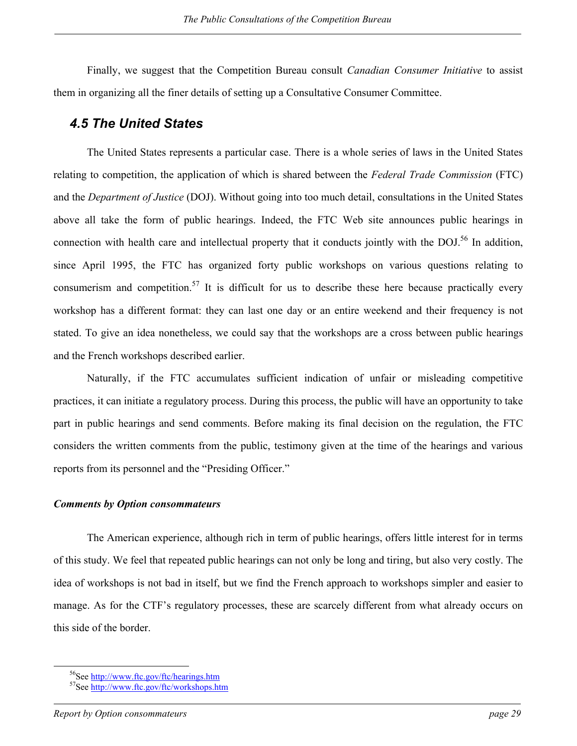Finally, we suggest that the Competition Bureau consult *Canadian Consumer Initiative* to assist them in organizing all the finer details of setting up a Consultative Consumer Committee.

## *4.5 The United States*

The United States represents a particular case. There is a whole series of laws in the United States relating to competition, the application of which is shared between the *Federal Trade Commission* (FTC) and the *Department of Justice* (DOJ). Without going into too much detail, consultations in the United States above all take the form of public hearings. Indeed, the FTC Web site announces public hearings in connection with health care and intellectual property that it conducts jointly with the DOJ.[56] In addition, since April 1995, the FTC has organized forty public workshops on various questions relating to consumerism and competition.[57] It is difficult for us to describe these here because practically every workshop has a different format: they can last one day or an entire weekend and their frequency is not stated. To give an idea nonetheless, we could say that the workshops are a cross between public hearings and the French workshops described earlier.

Naturally, if the FTC accumulates sufficient indication of unfair or misleading competitive practices, it can initiate a regulatory process. During this process, the public will have an opportunity to take part in public hearings and send comments. Before making its final decision on the regulation, the FTC considers the written comments from the public, testimony given at the time of the hearings and various reports from its personnel and the "Presiding Officer."

***Comments by Option consommateurs***

The American experience, although rich in term of public hearings, offers little interest for in terms of this study. We feel that repeated public hearings can not only be long and tiring, but also very costly. The idea of workshops is not bad in itself, but we find the French approach to workshops simpler and easier to manage. As for the CTF's regulatory processes, these are scarcely different from what already occurs on this side of the border.

---

[56] See http://www.ftc.gov/ftc/hearings.htm

[57] See http://www.ftc.gov/ftc/workshops.htm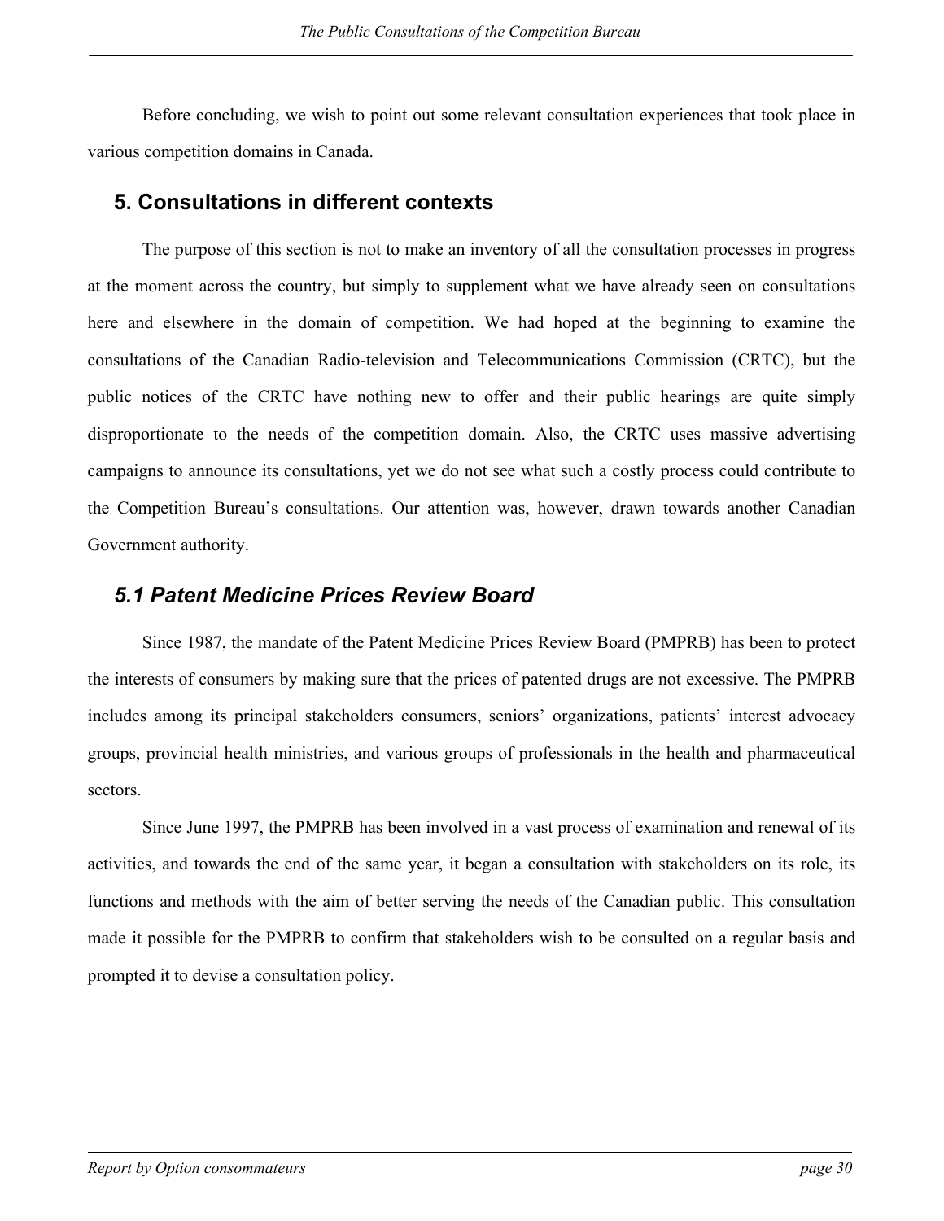Before concluding, we wish to point out some relevant consultation experiences that took place in various competition domains in Canada.

## 5. Consultations in different contexts

The purpose of this section is not to make an inventory of all the consultation processes in progress at the moment across the country, but simply to supplement what we have already seen on consultations here and elsewhere in the domain of competition. We had hoped at the beginning to examine the consultations of the Canadian Radio-television and Telecommunications Commission (CRTC), but the public notices of the CRTC have nothing new to offer and their public hearings are quite simply disproportionate to the needs of the competition domain. Also, the CRTC uses massive advertising campaigns to announce its consultations, yet we do not see what such a costly process could contribute to the Competition Bureau's consultations. Our attention was, however, drawn towards another Canadian Government authority.

### *5.1 Patent Medicine Prices Review Board*

Since 1987, the mandate of the Patent Medicine Prices Review Board (PMPRB) has been to protect the interests of consumers by making sure that the prices of patented drugs are not excessive. The PMPRB includes among its principal stakeholders consumers, seniors' organizations, patients' interest advocacy groups, provincial health ministries, and various groups of professionals in the health and pharmaceutical sectors.

Since June 1997, the PMPRB has been involved in a vast process of examination and renewal of its activities, and towards the end of the same year, it began a consultation with stakeholders on its role, its functions and methods with the aim of better serving the needs of the Canadian public. This consultation made it possible for the PMPRB to confirm that stakeholders wish to be consulted on a regular basis and prompted it to devise a consultation policy.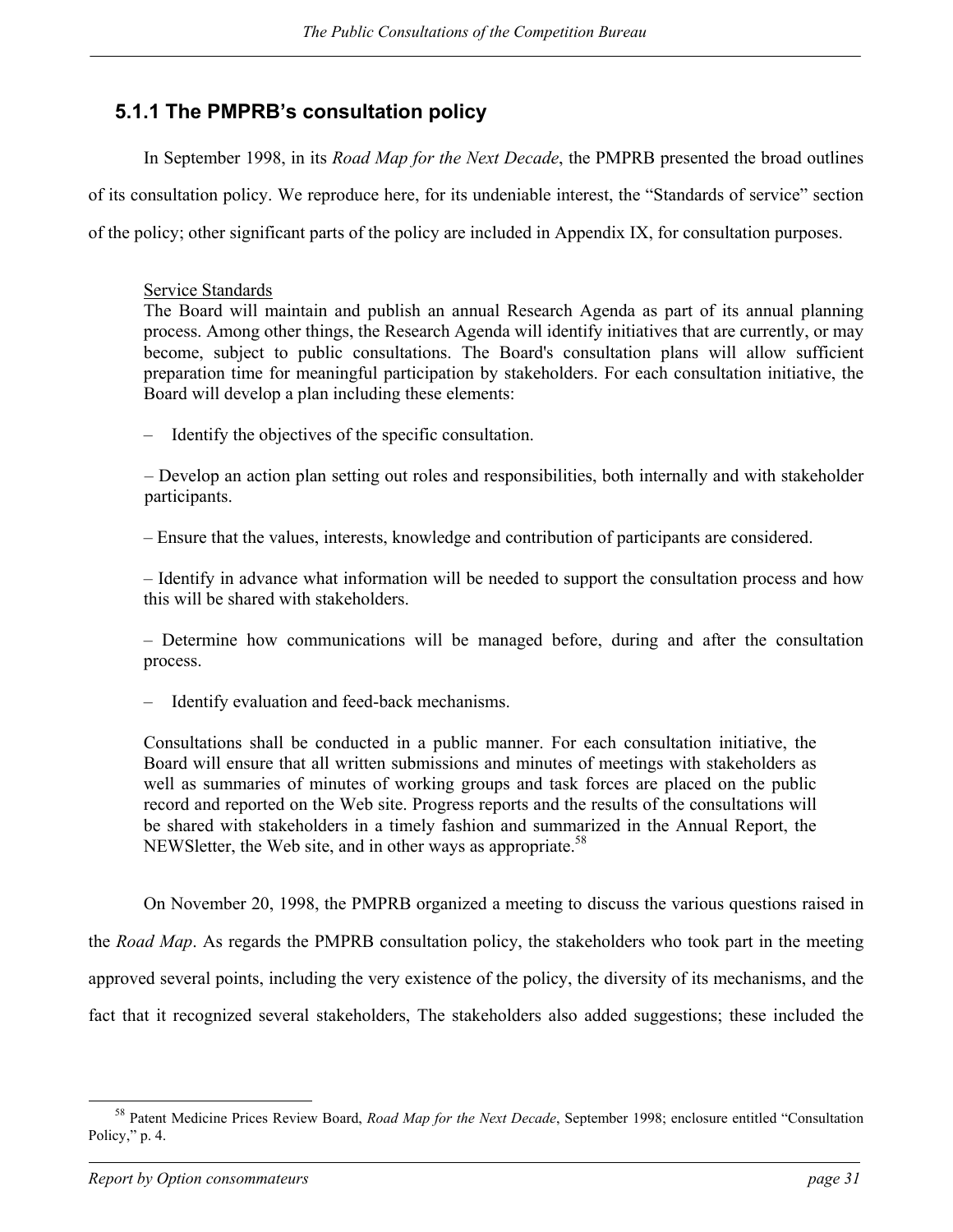### 5.1.1 The PMPRB's consultation policy

In September 1998, in its *Road Map for the Next Decade*, the PMPRB presented the broad outlines of its consultation policy. We reproduce here, for its undeniable interest, the "Standards of service" section of the policy; other significant parts of the policy are included in Appendix IX, for consultation purposes.

> Service Standards
> The Board will maintain and publish an annual Research Agenda as part of its annual planning process. Among other things, the Research Agenda will identify initiatives that are currently, or may become, subject to public consultations. The Board's consultation plans will allow sufficient preparation time for meaningful participation by stakeholders. For each consultation initiative, the Board will develop a plan including these elements:
>
> – Identify the objectives of the specific consultation.
>
> – Develop an action plan setting out roles and responsibilities, both internally and with stakeholder participants.
>
> – Ensure that the values, interests, knowledge and contribution of participants are considered.
>
> – Identify in advance what information will be needed to support the consultation process and how this will be shared with stakeholders.
>
> – Determine how communications will be managed before, during and after the consultation process.
>
> – Identify evaluation and feed-back mechanisms.
>
> Consultations shall be conducted in a public manner. For each consultation initiative, the Board will ensure that all written submissions and minutes of meetings with stakeholders as well as summaries of minutes of working groups and task forces are placed on the public record and reported on the Web site. Progress reports and the results of the consultations will be shared with stakeholders in a timely fashion and summarized in the Annual Report, the NEWSletter, the Web site, and in other ways as appropriate.[58]

On November 20, 1998, the PMPRB organized a meeting to discuss the various questions raised in the *Road Map*. As regards the PMPRB consultation policy, the stakeholders who took part in the meeting approved several points, including the very existence of the policy, the diversity of its mechanisms, and the fact that it recognized several stakeholders, The stakeholders also added suggestions; these included the

[58] Patent Medicine Prices Review Board, *Road Map for the Next Decade*, September 1998; enclosure entitled "Consultation Policy," p. 4.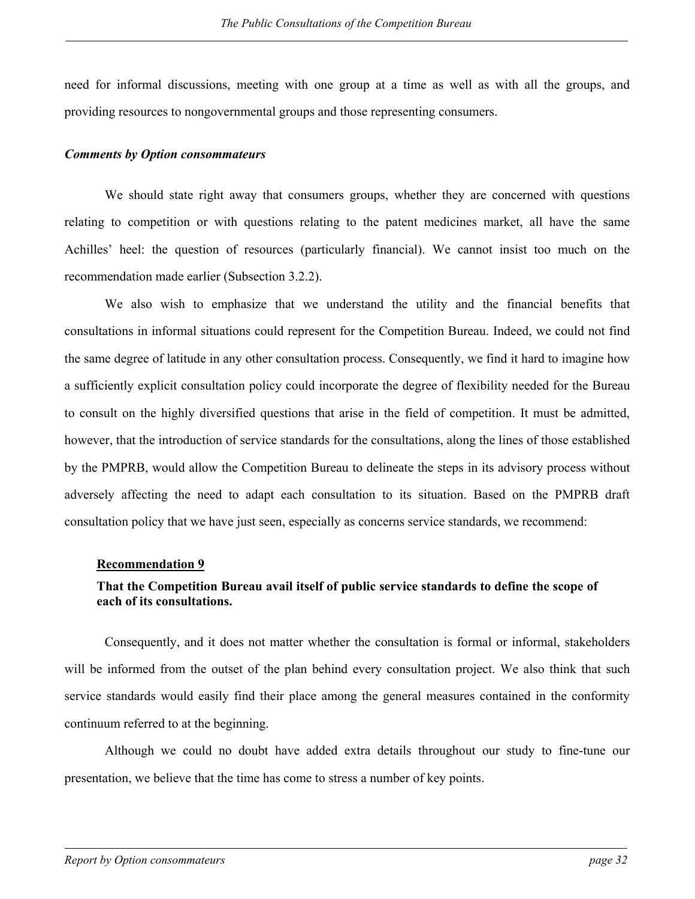need for informal discussions, meeting with one group at a time as well as with all the groups, and providing resources to nongovernmental groups and those representing consumers.

***Comments by Option consommateurs***

We should state right away that consumers groups, whether they are concerned with questions relating to competition or with questions relating to the patent medicines market, all have the same Achilles' heel: the question of resources (particularly financial). We cannot insist too much on the recommendation made earlier (Subsection 3.2.2).

We also wish to emphasize that we understand the utility and the financial benefits that consultations in informal situations could represent for the Competition Bureau. Indeed, we could not find the same degree of latitude in any other consultation process. Consequently, we find it hard to imagine how a sufficiently explicit consultation policy could incorporate the degree of flexibility needed for the Bureau to consult on the highly diversified questions that arise in the field of competition. It must be admitted, however, that the introduction of service standards for the consultations, along the lines of those established by the PMPRB, would allow the Competition Bureau to delineate the steps in its advisory process without adversely affecting the need to adapt each consultation to its situation. Based on the PMPRB draft consultation policy that we have just seen, especially as concerns service standards, we recommend:

**<u>Recommendation 9</u>**

**That the Competition Bureau avail itself of public service standards to define the scope of each of its consultations.**

Consequently, and it does not matter whether the consultation is formal or informal, stakeholders will be informed from the outset of the plan behind every consultation project. We also think that such service standards would easily find their place among the general measures contained in the conformity continuum referred to at the beginning.

Although we could no doubt have added extra details throughout our study to fine-tune our presentation, we believe that the time has come to stress a number of key points.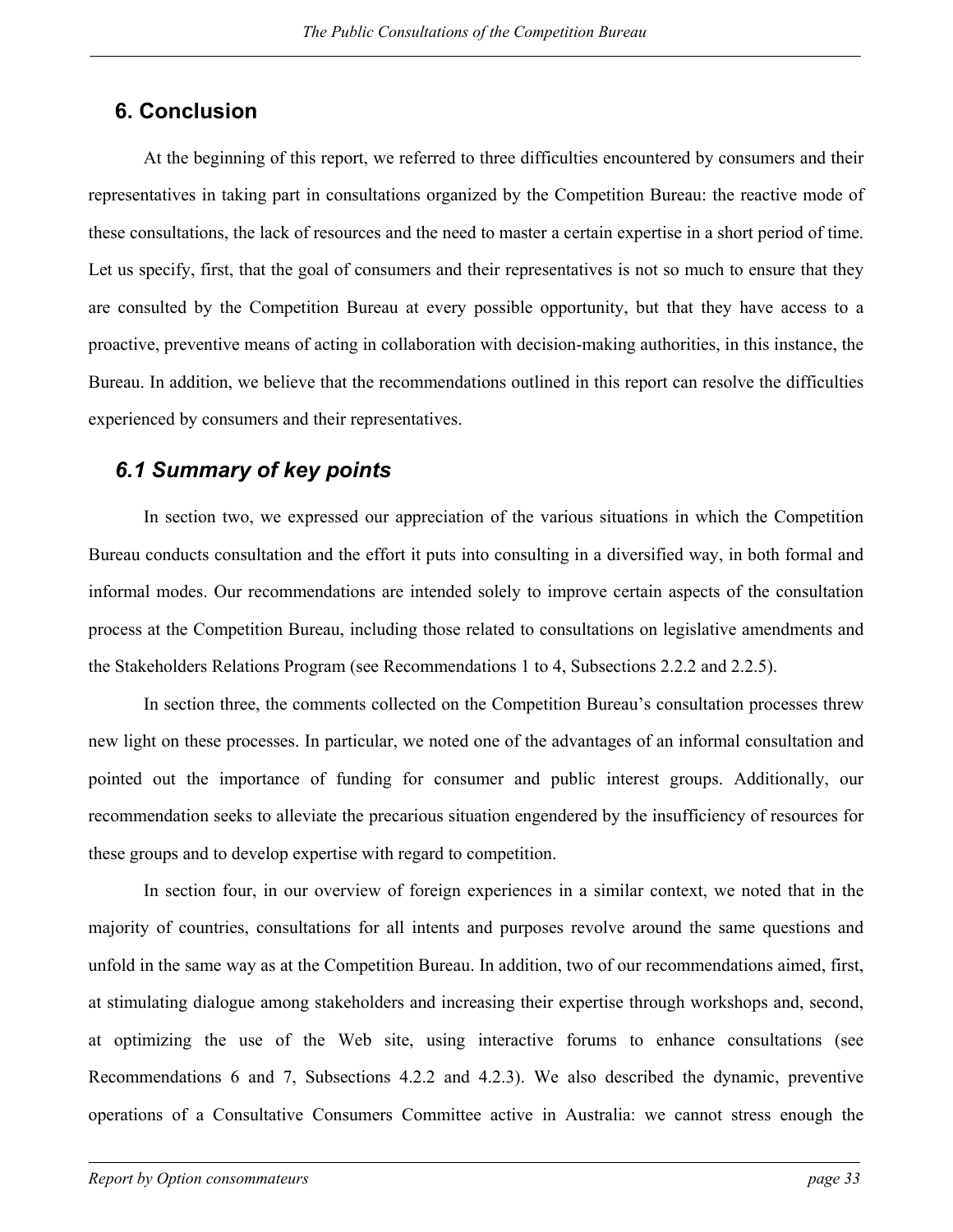## 6. Conclusion

At the beginning of this report, we referred to three difficulties encountered by consumers and their representatives in taking part in consultations organized by the Competition Bureau: the reactive mode of these consultations, the lack of resources and the need to master a certain expertise in a short period of time. Let us specify, first, that the goal of consumers and their representatives is not so much to ensure that they are consulted by the Competition Bureau at every possible opportunity, but that they have access to a proactive, preventive means of acting in collaboration with decision-making authorities, in this instance, the Bureau. In addition, we believe that the recommendations outlined in this report can resolve the difficulties experienced by consumers and their representatives.

### *6.1 Summary of key points*

In section two, we expressed our appreciation of the various situations in which the Competition Bureau conducts consultation and the effort it puts into consulting in a diversified way, in both formal and informal modes. Our recommendations are intended solely to improve certain aspects of the consultation process at the Competition Bureau, including those related to consultations on legislative amendments and the Stakeholders Relations Program (see Recommendations 1 to 4, Subsections 2.2.2 and 2.2.5).

In section three, the comments collected on the Competition Bureau's consultation processes threw new light on these processes. In particular, we noted one of the advantages of an informal consultation and pointed out the importance of funding for consumer and public interest groups. Additionally, our recommendation seeks to alleviate the precarious situation engendered by the insufficiency of resources for these groups and to develop expertise with regard to competition.

In section four, in our overview of foreign experiences in a similar context, we noted that in the majority of countries, consultations for all intents and purposes revolve around the same questions and unfold in the same way as at the Competition Bureau. In addition, two of our recommendations aimed, first, at stimulating dialogue among stakeholders and increasing their expertise through workshops and, second, at optimizing the use of the Web site, using interactive forums to enhance consultations (see Recommendations 6 and 7, Subsections 4.2.2 and 4.2.3). We also described the dynamic, preventive operations of a Consultative Consumers Committee active in Australia: we cannot stress enough the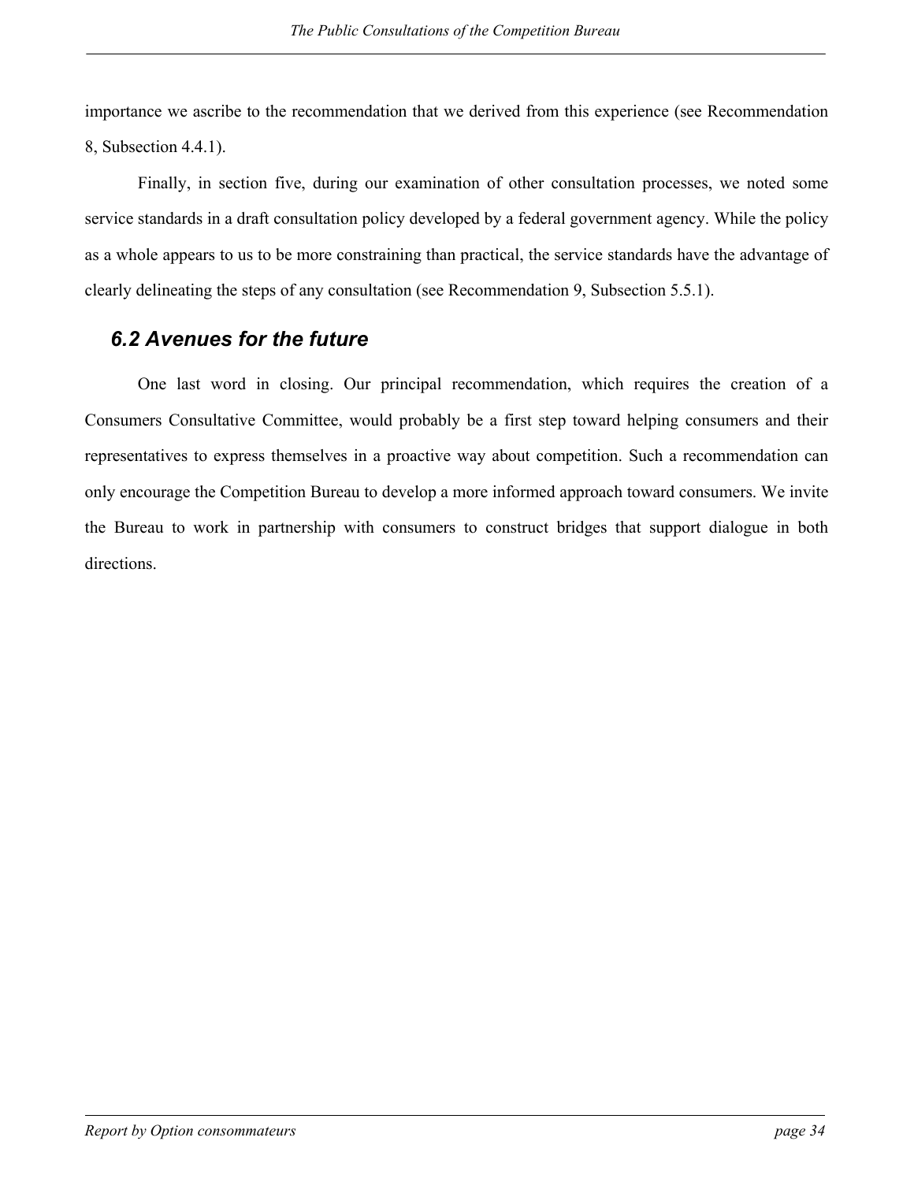importance we ascribe to the recommendation that we derived from this experience (see Recommendation 8, Subsection 4.4.1).

Finally, in section five, during our examination of other consultation processes, we noted some service standards in a draft consultation policy developed by a federal government agency. While the policy as a whole appears to us to be more constraining than practical, the service standards have the advantage of clearly delineating the steps of any consultation (see Recommendation 9, Subsection 5.5.1).

### *6.2 Avenues for the future*

One last word in closing. Our principal recommendation, which requires the creation of a Consumers Consultative Committee, would probably be a first step toward helping consumers and their representatives to express themselves in a proactive way about competition. Such a recommendation can only encourage the Competition Bureau to develop a more informed approach toward consumers. We invite the Bureau to work in partnership with consumers to construct bridges that support dialogue in both directions.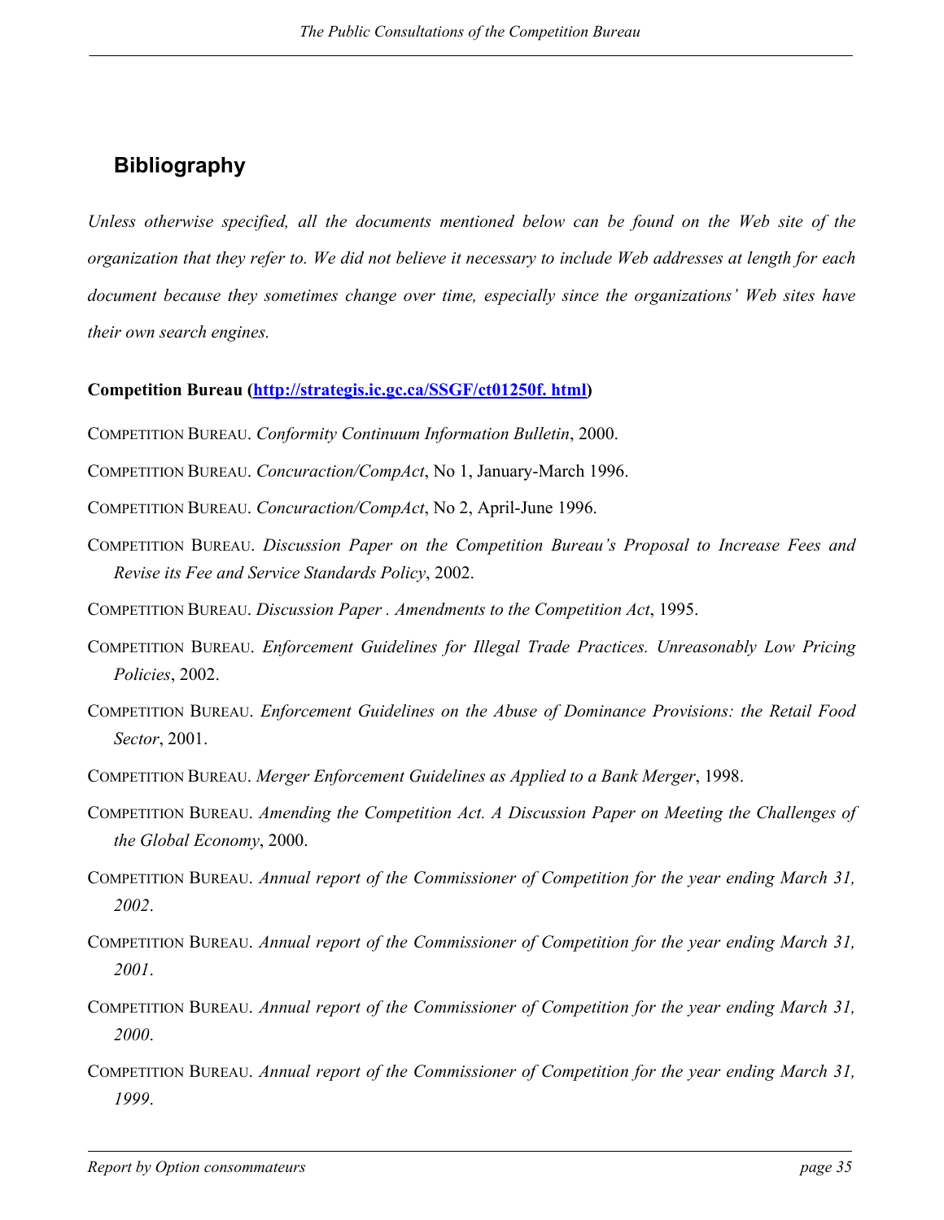## Bibliography

*Unless otherwise specified, all the documents mentioned below can be found on the Web site of the organization that they refer to. We did not believe it necessary to include Web addresses at length for each document because they sometimes change over time, especially since the organizations' Web sites have their own search engines.*

**Competition Bureau (http://strategis.ic.gc.ca/SSGF/ct01250f. html)**

COMPETITION BUREAU. *Conformity Continuum Information Bulletin*, 2000.

COMPETITION BUREAU. *Concuraction/CompAct*, No 1, January-March 1996.

COMPETITION BUREAU. *Concuraction/CompAct*, No 2, April-June 1996.

COMPETITION BUREAU. *Discussion Paper on the Competition Bureau's Proposal to Increase Fees and Revise its Fee and Service Standards Policy*, 2002.

COMPETITION BUREAU. *Discussion Paper . Amendments to the Competition Act*, 1995.

COMPETITION BUREAU. *Enforcement Guidelines for Illegal Trade Practices. Unreasonably Low Pricing Policies*, 2002.

COMPETITION BUREAU. *Enforcement Guidelines on the Abuse of Dominance Provisions: the Retail Food Sector*, 2001.

COMPETITION BUREAU. *Merger Enforcement Guidelines as Applied to a Bank Merger*, 1998.

COMPETITION BUREAU. *Amending the Competition Act. A Discussion Paper on Meeting the Challenges of the Global Economy*, 2000.

COMPETITION BUREAU. *Annual report of the Commissioner of Competition for the year ending March 31, 2002*.

COMPETITION BUREAU. *Annual report of the Commissioner of Competition for the year ending March 31, 2001*.

COMPETITION BUREAU. *Annual report of the Commissioner of Competition for the year ending March 31, 2000*.

COMPETITION BUREAU. *Annual report of the Commissioner of Competition for the year ending March 31, 1999*.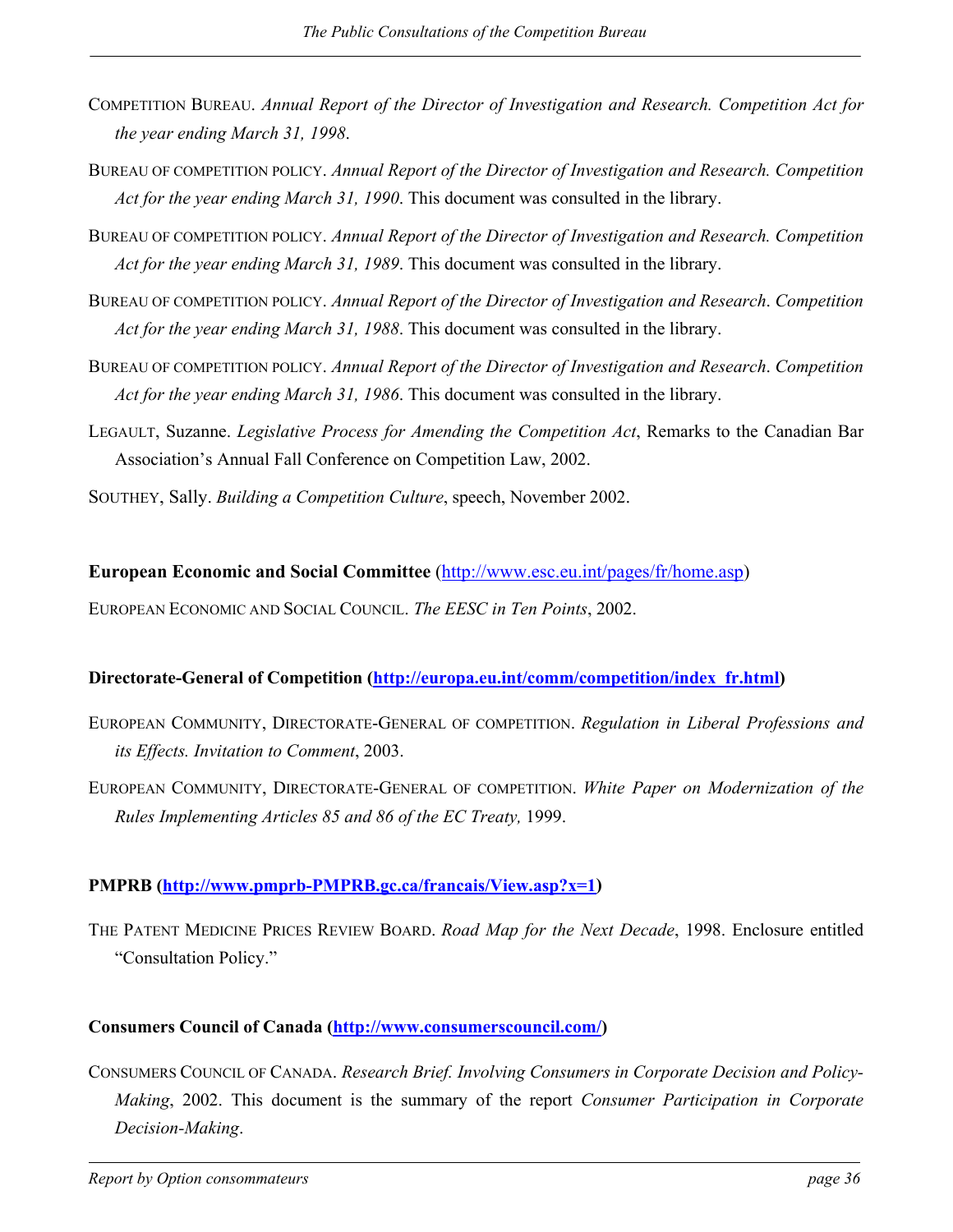COMPETITION BUREAU. *Annual Report of the Director of Investigation and Research. Competition Act for the year ending March 31, 1998*.

BUREAU OF COMPETITION POLICY. *Annual Report of the Director of Investigation and Research. Competition Act for the year ending March 31, 1990*. This document was consulted in the library.

BUREAU OF COMPETITION POLICY. *Annual Report of the Director of Investigation and Research. Competition Act for the year ending March 31, 1989*. This document was consulted in the library.

BUREAU OF COMPETITION POLICY. *Annual Report of the Director of Investigation and Research*. *Competition Act for the year ending March 31, 1988*. This document was consulted in the library.

BUREAU OF COMPETITION POLICY. *Annual Report of the Director of Investigation and Research*. *Competition Act for the year ending March 31, 1986*. This document was consulted in the library.

LEGAULT, Suzanne. *Legislative Process for Amending the Competition Act*, Remarks to the Canadian Bar Association's Annual Fall Conference on Competition Law, 2002.

SOUTHEY, Sally. *Building a Competition Culture*, speech, November 2002.

**European Economic and Social Committee** (http://www.esc.eu.int/pages/fr/home.asp)

EUROPEAN ECONOMIC AND SOCIAL COUNCIL. *The EESC in Ten Points*, 2002.

**Directorate-General of Competition (http://europa.eu.int/comm/competition/index_fr.html)**

EUROPEAN COMMUNITY, DIRECTORATE-GENERAL OF COMPETITION. *Regulation in Liberal Professions and its Effects. Invitation to Comment*, 2003.

EUROPEAN COMMUNITY, DIRECTORATE-GENERAL OF COMPETITION. *White Paper on Modernization of the Rules Implementing Articles 85 and 86 of the EC Treaty,* 1999.

**PMPRB (http://www.pmprb-PMPRB.gc.ca/francais/View.asp?x=1)**

THE PATENT MEDICINE PRICES REVIEW BOARD. *Road Map for the Next Decade*, 1998. Enclosure entitled "Consultation Policy."

**Consumers Council of Canada (http://www.consumerscouncil.com/)**

CONSUMERS COUNCIL OF CANADA. *Research Brief. Involving Consumers in Corporate Decision and Policy-Making*, 2002. This document is the summary of the report *Consumer Participation in Corporate Decision-Making*.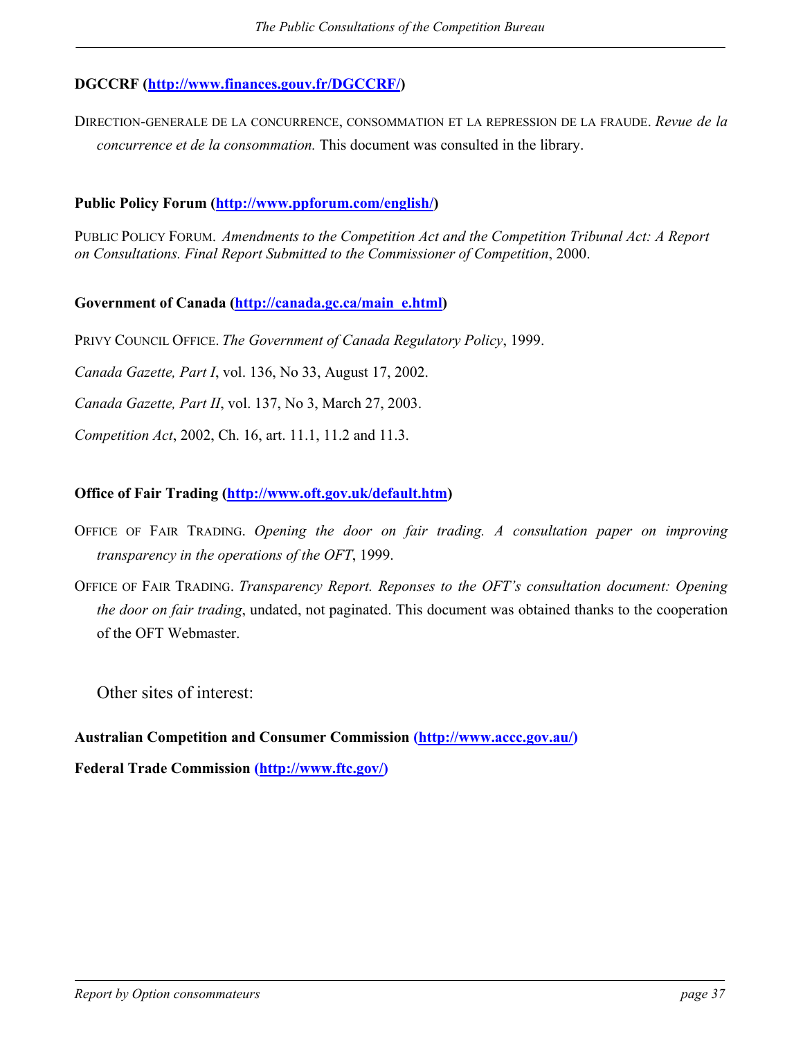**DGCCRF ([http://www.finances.gouv.fr/DGCCRF/](http://www.finances.gouv.fr/DGCCRF/))**

DIRECTION-GENERALE DE LA CONCURRENCE, CONSOMMATION ET LA REPRESSION DE LA FRAUDE. *Revue de la concurrence et de la consommation.* This document was consulted in the library.

**Public Policy Forum ([http://www.ppforum.com/english/](http://www.ppforum.com/english/))**

PUBLIC POLICY FORUM. *Amendments to the Competition Act and the Competition Tribunal Act: A Report on Consultations. Final Report Submitted to the Commissioner of Competition*, 2000.

**Government of Canada ([http://canada.gc.ca/main_e.html](http://canada.gc.ca/main_e.html))**

PRIVY COUNCIL OFFICE. *The Government of Canada Regulatory Policy*, 1999.

*Canada Gazette, Part I*, vol. 136, No 33, August 17, 2002.

*Canada Gazette, Part II*, vol. 137, No 3, March 27, 2003.

*Competition Act*, 2002, Ch. 16, art. 11.1, 11.2 and 11.3.

**Office of Fair Trading ([http://www.oft.gov.uk/default.htm](http://www.oft.gov.uk/default.htm))**

OFFICE OF FAIR TRADING. *Opening the door on fair trading. A consultation paper on improving transparency in the operations of the OFT*, 1999.

OFFICE OF FAIR TRADING. *Transparency Report. Reponses to the OFT's consultation document: Opening the door on fair trading*, undated, not paginated. This document was obtained thanks to the cooperation of the OFT Webmaster.

Other sites of interest:

**Australian Competition and Consumer Commission ([http://www.accc.gov.au/](http://www.accc.gov.au/))**

**Federal Trade Commission ([http://www.ftc.gov/](http://www.ftc.gov/))**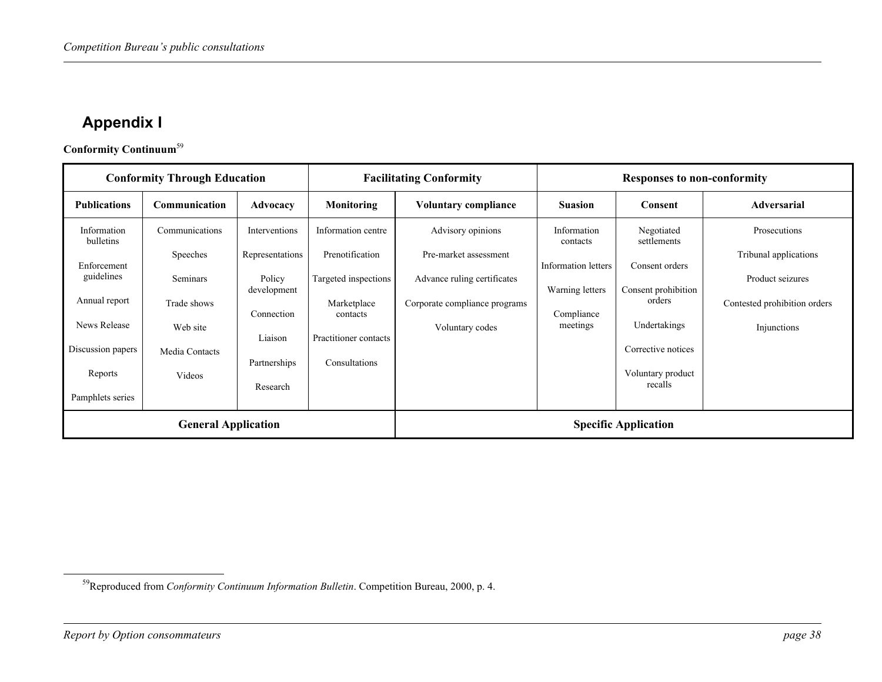## Appendix I

**Conformity Continuum**[59]

| Conformity Through Education | | | Facilitating Conformity | | Responses to non-conformity | | |
|---|---|---|---|---|---|---|---|
| **Publications** | **Communication** | **Advocacy** | **Monitoring** | **Voluntary compliance** | **Suasion** | **Consent** | **Adversarial** |
| Information bulletins | Communications | Interventions | Information centre | Advisory opinions | Information contacts | Negotiated settlements | Prosecutions |
| Enforcement guidelines | Speeches | Representations | Prenotification | Pre-market assessment | Information letters | Consent orders | Tribunal applications |
| Annual report | Seminars | Policy development | Targeted inspections | Advance ruling certificates | Warning letters | Consent prohibition orders | Product seizures |
| News Release | Trade shows | Connection | Marketplace contacts | Corporate compliance programs | Compliance meetings | Undertakings | Contested prohibition orders |
| Discussion papers | Web site | Liaison | Practitioner contacts | Voluntary codes | | Corrective notices | Injunctions |
| Reports | Media Contacts | Partnerships | Consultations | | | Voluntary product recalls | |
| Pamphlets series | Videos | Research | | | | | |
| **General Application** | | | | **Specific Application** | | | |

[59] Reproduced from *Conformity Continuum Information Bulletin*. Competition Bureau, 2000, p. 4.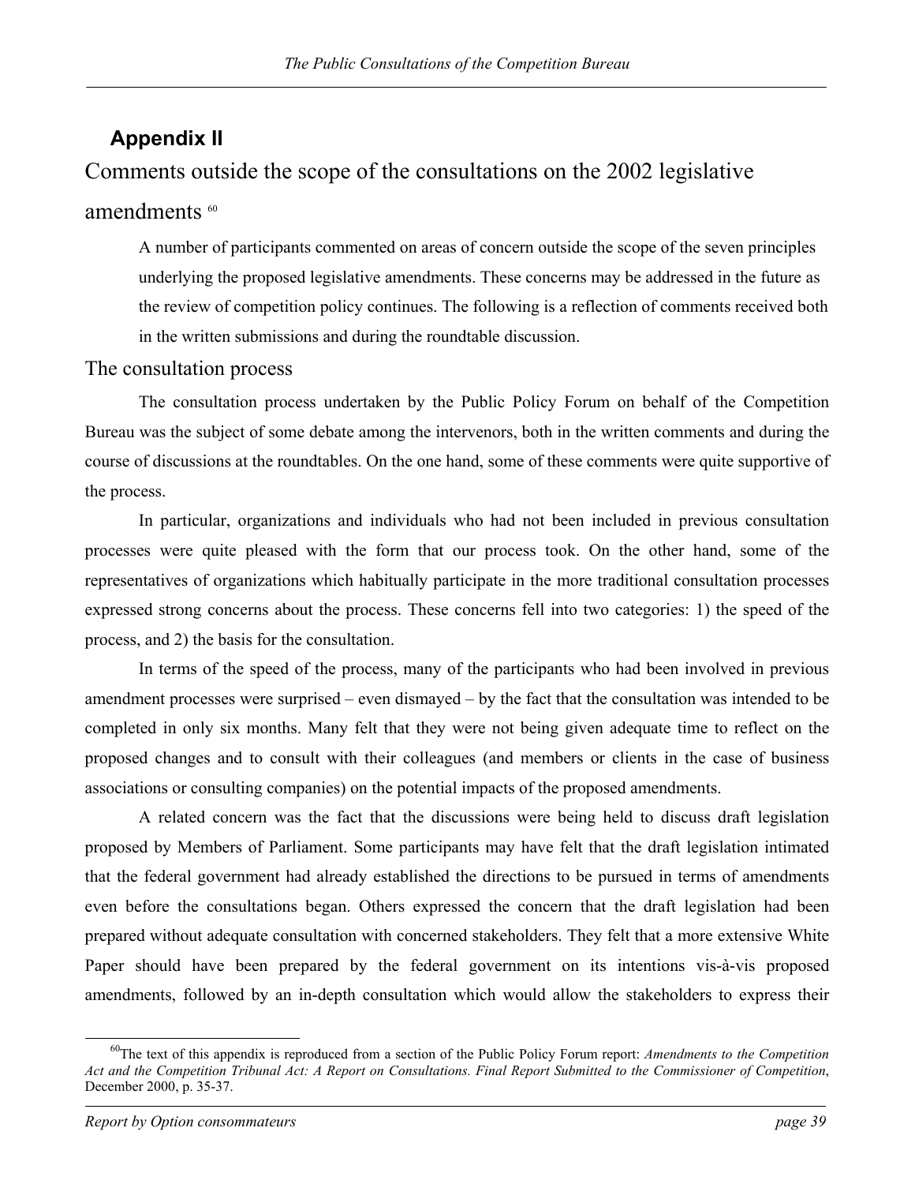## Appendix II

# Comments outside the scope of the consultations on the 2002 legislative amendments [60]

A number of participants commented on areas of concern outside the scope of the seven principles underlying the proposed legislative amendments. These concerns may be addressed in the future as the review of competition policy continues. The following is a reflection of comments received both in the written submissions and during the roundtable discussion.

## The consultation process

The consultation process undertaken by the Public Policy Forum on behalf of the Competition Bureau was the subject of some debate among the intervenors, both in the written comments and during the course of discussions at the roundtables. On the one hand, some of these comments were quite supportive of the process.

In particular, organizations and individuals who had not been included in previous consultation processes were quite pleased with the form that our process took. On the other hand, some of the representatives of organizations which habitually participate in the more traditional consultation processes expressed strong concerns about the process. These concerns fell into two categories: 1) the speed of the process, and 2) the basis for the consultation.

In terms of the speed of the process, many of the participants who had been involved in previous amendment processes were surprised – even dismayed – by the fact that the consultation was intended to be completed in only six months. Many felt that they were not being given adequate time to reflect on the proposed changes and to consult with their colleagues (and members or clients in the case of business associations or consulting companies) on the potential impacts of the proposed amendments.

A related concern was the fact that the discussions were being held to discuss draft legislation proposed by Members of Parliament. Some participants may have felt that the draft legislation intimated that the federal government had already established the directions to be pursued in terms of amendments even before the consultations began. Others expressed the concern that the draft legislation had been prepared without adequate consultation with concerned stakeholders. They felt that a more extensive White Paper should have been prepared by the federal government on its intentions vis-à-vis proposed amendments, followed by an in-depth consultation which would allow the stakeholders to express their

[60] The text of this appendix is reproduced from a section of the Public Policy Forum report: *Amendments to the Competition Act and the Competition Tribunal Act: A Report on Consultations. Final Report Submitted to the Commissioner of Competition*, December 2000, p. 35-37.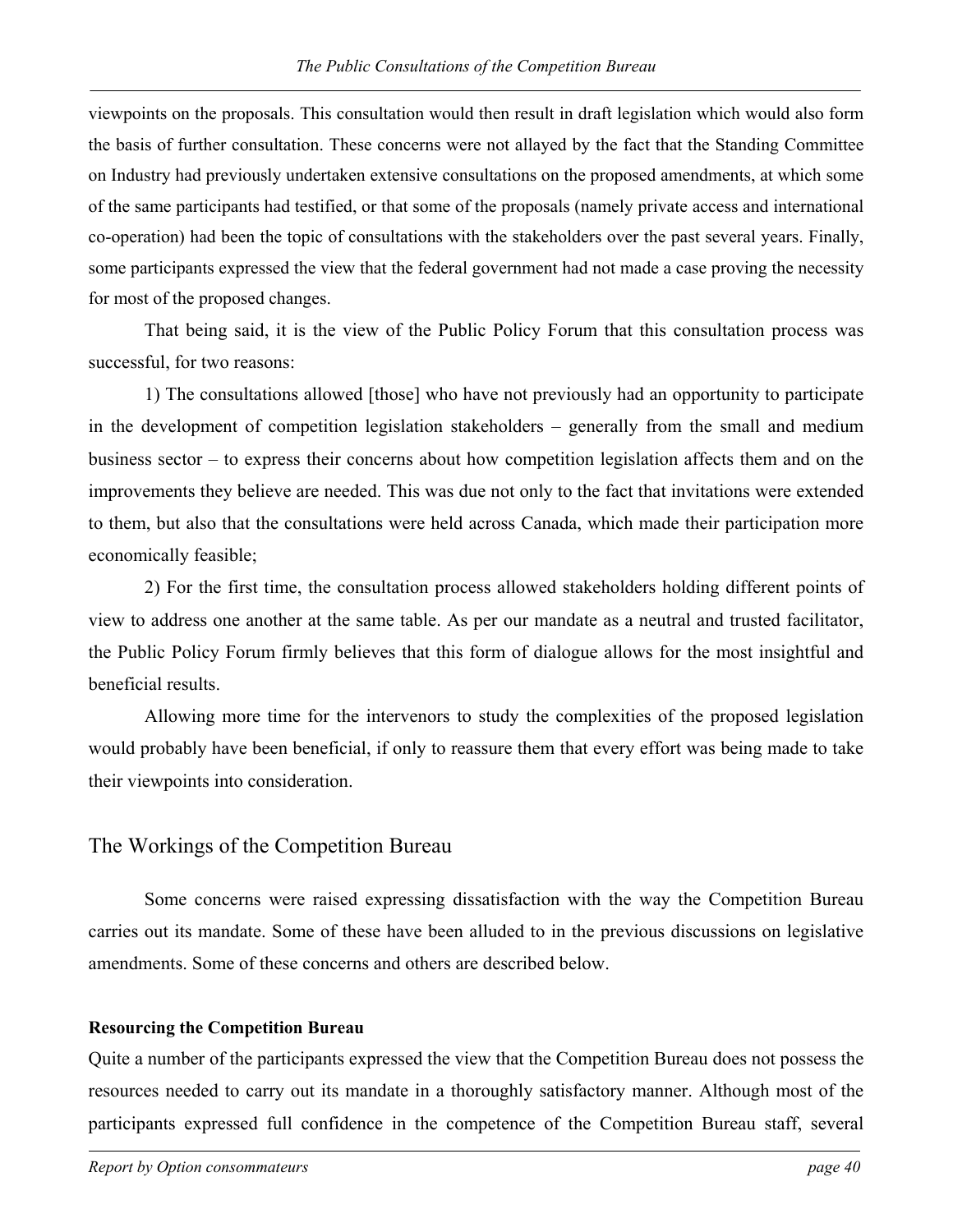viewpoints on the proposals. This consultation would then result in draft legislation which would also form the basis of further consultation. These concerns were not allayed by the fact that the Standing Committee on Industry had previously undertaken extensive consultations on the proposed amendments, at which some of the same participants had testified, or that some of the proposals (namely private access and international co-operation) had been the topic of consultations with the stakeholders over the past several years. Finally, some participants expressed the view that the federal government had not made a case proving the necessity for most of the proposed changes.

That being said, it is the view of the Public Policy Forum that this consultation process was successful, for two reasons:

1) The consultations allowed [those] who have not previously had an opportunity to participate in the development of competition legislation stakeholders – generally from the small and medium business sector – to express their concerns about how competition legislation affects them and on the improvements they believe are needed. This was due not only to the fact that invitations were extended to them, but also that the consultations were held across Canada, which made their participation more economically feasible;

2) For the first time, the consultation process allowed stakeholders holding different points of view to address one another at the same table. As per our mandate as a neutral and trusted facilitator, the Public Policy Forum firmly believes that this form of dialogue allows for the most insightful and beneficial results.

Allowing more time for the intervenors to study the complexities of the proposed legislation would probably have been beneficial, if only to reassure them that every effort was being made to take their viewpoints into consideration.

## The Workings of the Competition Bureau

Some concerns were raised expressing dissatisfaction with the way the Competition Bureau carries out its mandate. Some of these have been alluded to in the previous discussions on legislative amendments. Some of these concerns and others are described below.

### Resourcing the Competition Bureau

Quite a number of the participants expressed the view that the Competition Bureau does not possess the resources needed to carry out its mandate in a thoroughly satisfactory manner. Although most of the participants expressed full confidence in the competence of the Competition Bureau staff, several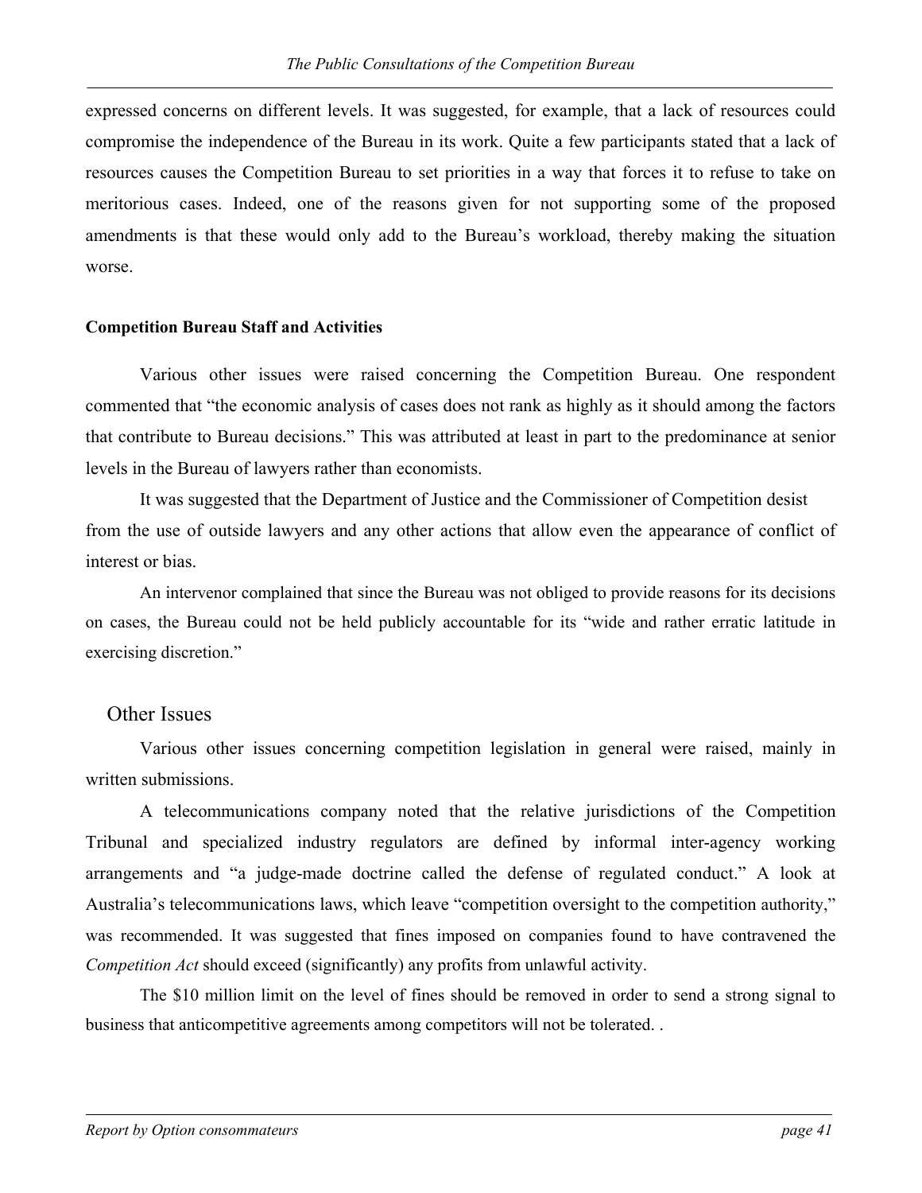expressed concerns on different levels. It was suggested, for example, that a lack of resources could compromise the independence of the Bureau in its work. Quite a few participants stated that a lack of resources causes the Competition Bureau to set priorities in a way that forces it to refuse to take on meritorious cases. Indeed, one of the reasons given for not supporting some of the proposed amendments is that these would only add to the Bureau's workload, thereby making the situation worse.

**Competition Bureau Staff and Activities**

Various other issues were raised concerning the Competition Bureau. One respondent commented that "the economic analysis of cases does not rank as highly as it should among the factors that contribute to Bureau decisions." This was attributed at least in part to the predominance at senior levels in the Bureau of lawyers rather than economists.

It was suggested that the Department of Justice and the Commissioner of Competition desist from the use of outside lawyers and any other actions that allow even the appearance of conflict of interest or bias.

An intervenor complained that since the Bureau was not obliged to provide reasons for its decisions on cases, the Bureau could not be held publicly accountable for its "wide and rather erratic latitude in exercising discretion."

## Other Issues

Various other issues concerning competition legislation in general were raised, mainly in written submissions.

A telecommunications company noted that the relative jurisdictions of the Competition Tribunal and specialized industry regulators are defined by informal inter-agency working arrangements and "a judge-made doctrine called the defense of regulated conduct." A look at Australia's telecommunications laws, which leave "competition oversight to the competition authority," was recommended. It was suggested that fines imposed on companies found to have contravened the *Competition Act* should exceed (significantly) any profits from unlawful activity.

The $10 million limit on the level of fines should be removed in order to send a strong signal to business that anticompetitive agreements among competitors will not be tolerated. .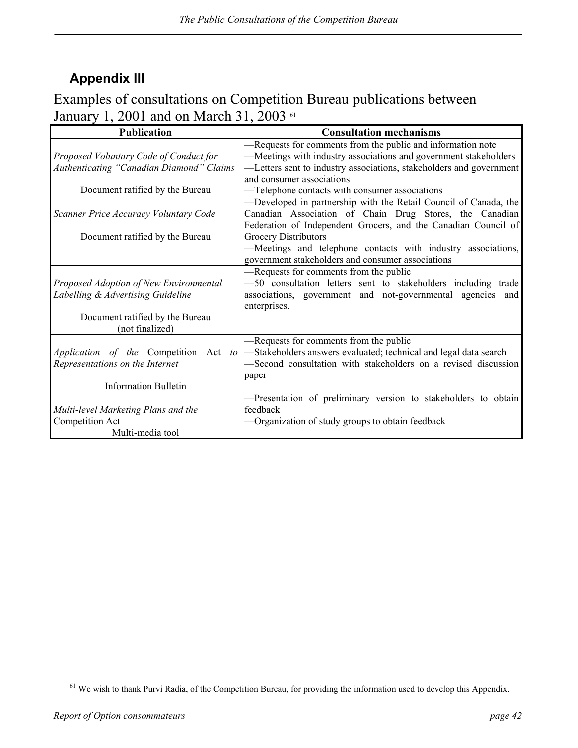## Appendix III

Examples of consultations on Competition Bureau publications between January 1, 2001 and on March 31, 2003 [61]

| Publication | Consultation mechanisms |
|---|---|
| *Proposed Voluntary Code of Conduct for Authenticating "Canadian Diamond" Claims*<br><br>Document ratified by the Bureau | —Requests for comments from the public and information note<br>—Meetings with industry associations and government stakeholders<br>—Letters sent to industry associations, stakeholders and government and consumer associations<br>—Telephone contacts with consumer associations |
| *Scanner Price Accuracy Voluntary Code*<br><br>Document ratified by the Bureau | —Developed in partnership with the Retail Council of Canada, the Canadian Association of Chain Drug Stores, the Canadian Federation of Independent Grocers, and the Canadian Council of Grocery Distributors<br>—Meetings and telephone contacts with industry associations, government stakeholders and consumer associations |
| *Proposed Adoption of New Environmental Labelling & Advertising Guideline*<br><br>Document ratified by the Bureau (not finalized) | —Requests for comments from the public<br>—50 consultation letters sent to stakeholders including trade associations, government and not-governmental agencies and enterprises. |
| *Application of the* Competition Act *to Representations on the Internet*<br><br>Information Bulletin | —Requests for comments from the public<br>—Stakeholders answers evaluated; technical and legal data search<br>—Second consultation with stakeholders on a revised discussion paper |
| *Multi-level Marketing Plans and the* Competition Act<br>Multi-media tool | —Presentation of preliminary version to stakeholders to obtain feedback<br>—Organization of study groups to obtain feedback |

[61] We wish to thank Purvi Radia, of the Competition Bureau, for providing the information used to develop this Appendix.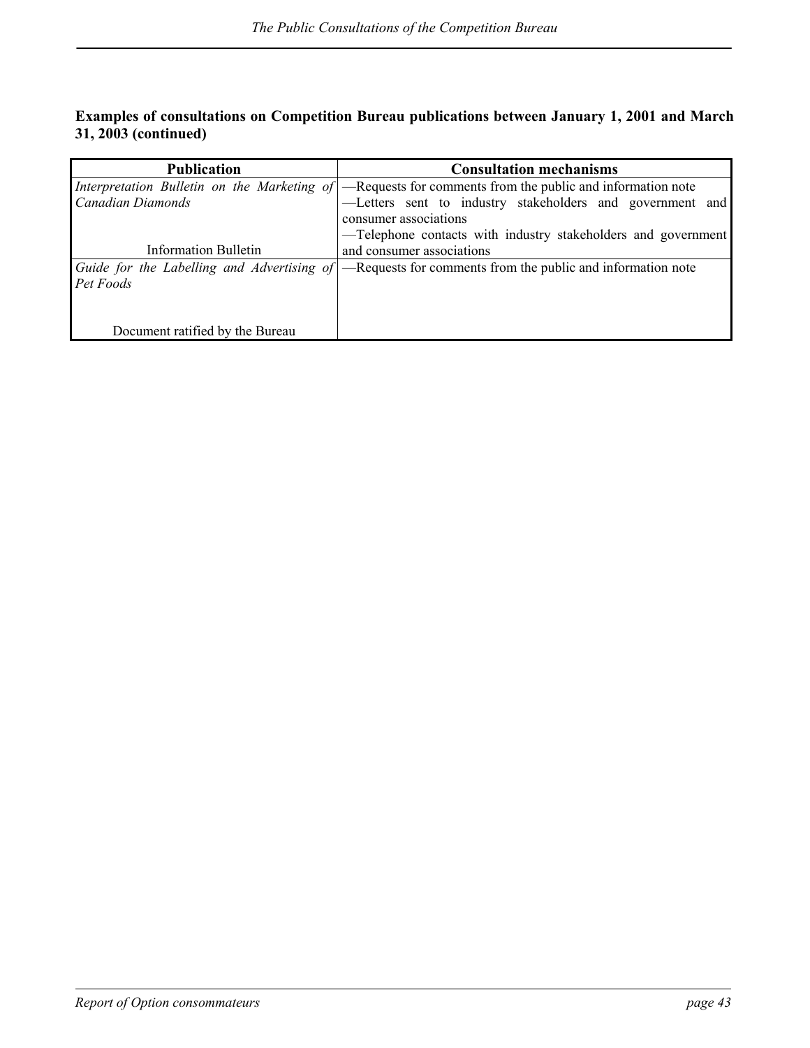**Examples of consultations on Competition Bureau publications between January 1, 2001 and March 31, 2003 (continued)**

| Publication | Consultation mechanisms |
|---|---|
| *Interpretation Bulletin on the Marketing of Canadian Diamonds*<br><br>Information Bulletin | —Requests for comments from the public and information note<br>—Letters sent to industry stakeholders and government and consumer associations<br>—Telephone contacts with industry stakeholders and government and consumer associations |
| *Guide for the Labelling and Advertising of Pet Foods*<br><br>Document ratified by the Bureau | —Requests for comments from the public and information note |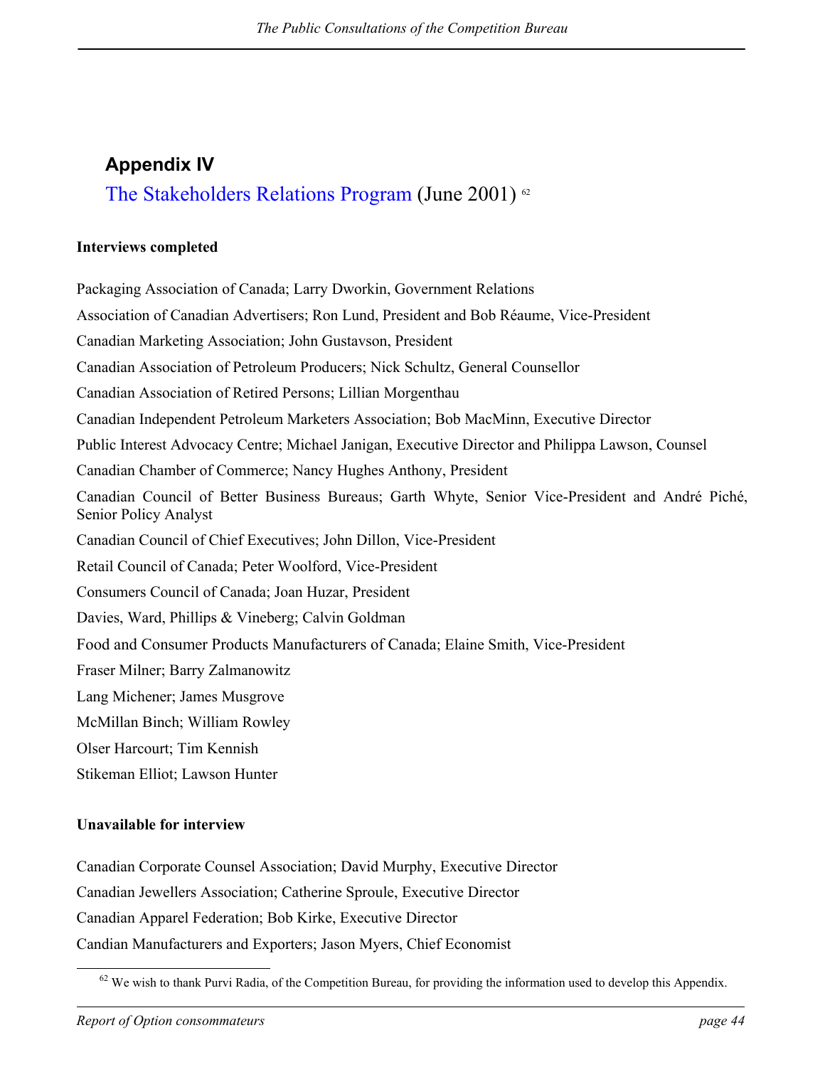## Appendix IV

### The Stakeholders Relations Program (June 2001) [62]

**Interviews completed**

Packaging Association of Canada; Larry Dworkin, Government Relations

Association of Canadian Advertisers; Ron Lund, President and Bob Réaume, Vice-President

Canadian Marketing Association; John Gustavson, President

Canadian Association of Petroleum Producers; Nick Schultz, General Counsellor

Canadian Association of Retired Persons; Lillian Morgenthau

Canadian Independent Petroleum Marketers Association; Bob MacMinn, Executive Director

Public Interest Advocacy Centre; Michael Janigan, Executive Director and Philippa Lawson, Counsel

Canadian Chamber of Commerce; Nancy Hughes Anthony, President

Canadian Council of Better Business Bureaus; Garth Whyte, Senior Vice-President and André Piché, Senior Policy Analyst

Canadian Council of Chief Executives; John Dillon, Vice-President

Retail Council of Canada; Peter Woolford, Vice-President

Consumers Council of Canada; Joan Huzar, President

Davies, Ward, Phillips & Vineberg; Calvin Goldman

Food and Consumer Products Manufacturers of Canada; Elaine Smith, Vice-President

Fraser Milner; Barry Zalmanowitz

Lang Michener; James Musgrove

McMillan Binch; William Rowley

Olser Harcourt; Tim Kennish

Stikeman Elliot; Lawson Hunter

**Unavailable for interview**

Canadian Corporate Counsel Association; David Murphy, Executive Director

Canadian Jewellers Association; Catherine Sproule, Executive Director

Canadian Apparel Federation; Bob Kirke, Executive Director

Candian Manufacturers and Exporters; Jason Myers, Chief Economist

[62] We wish to thank Purvi Radia, of the Competition Bureau, for providing the information used to develop this Appendix.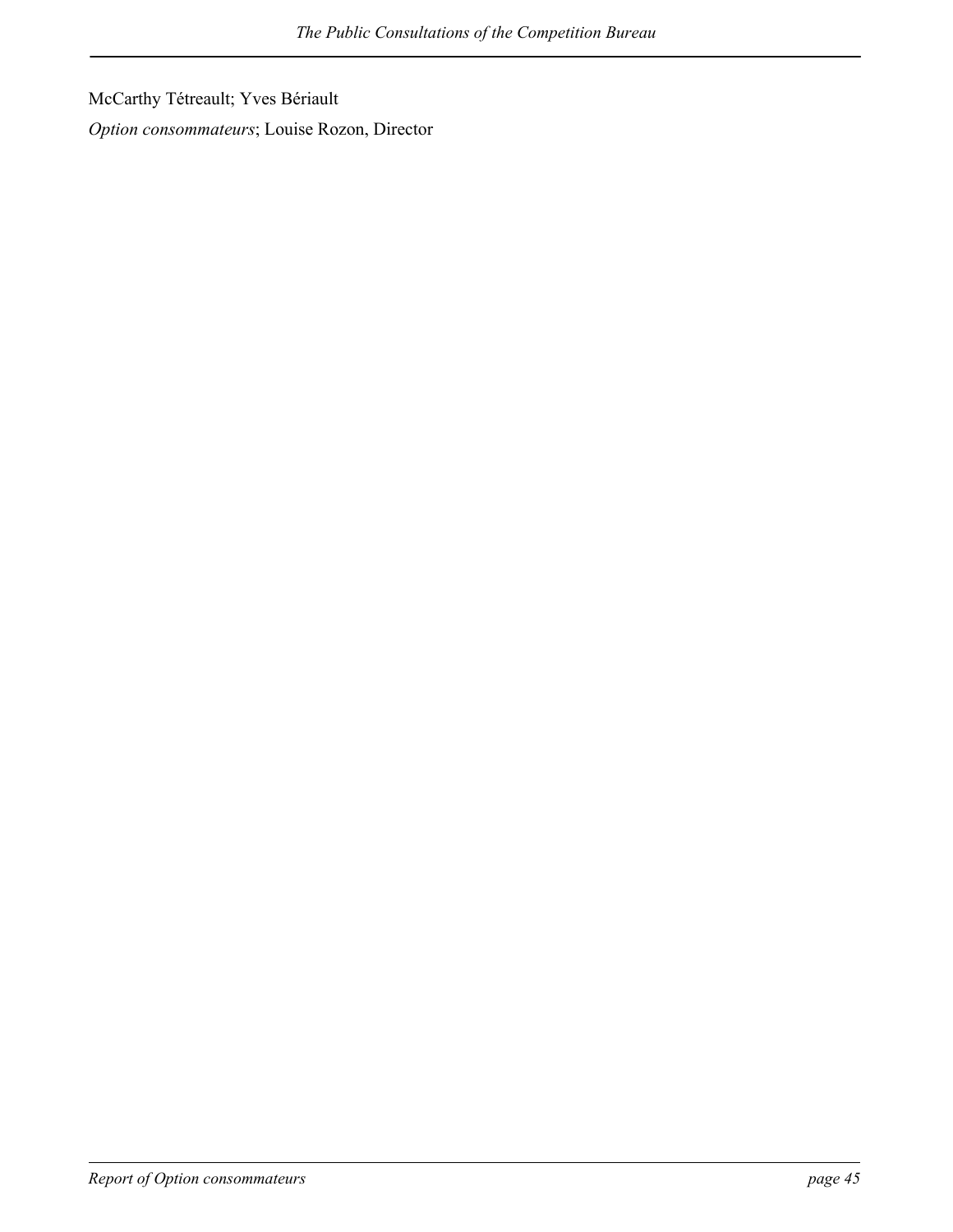McCarthy Tétreault; Yves Bériault

*Option consommateurs*; Louise Rozon, Director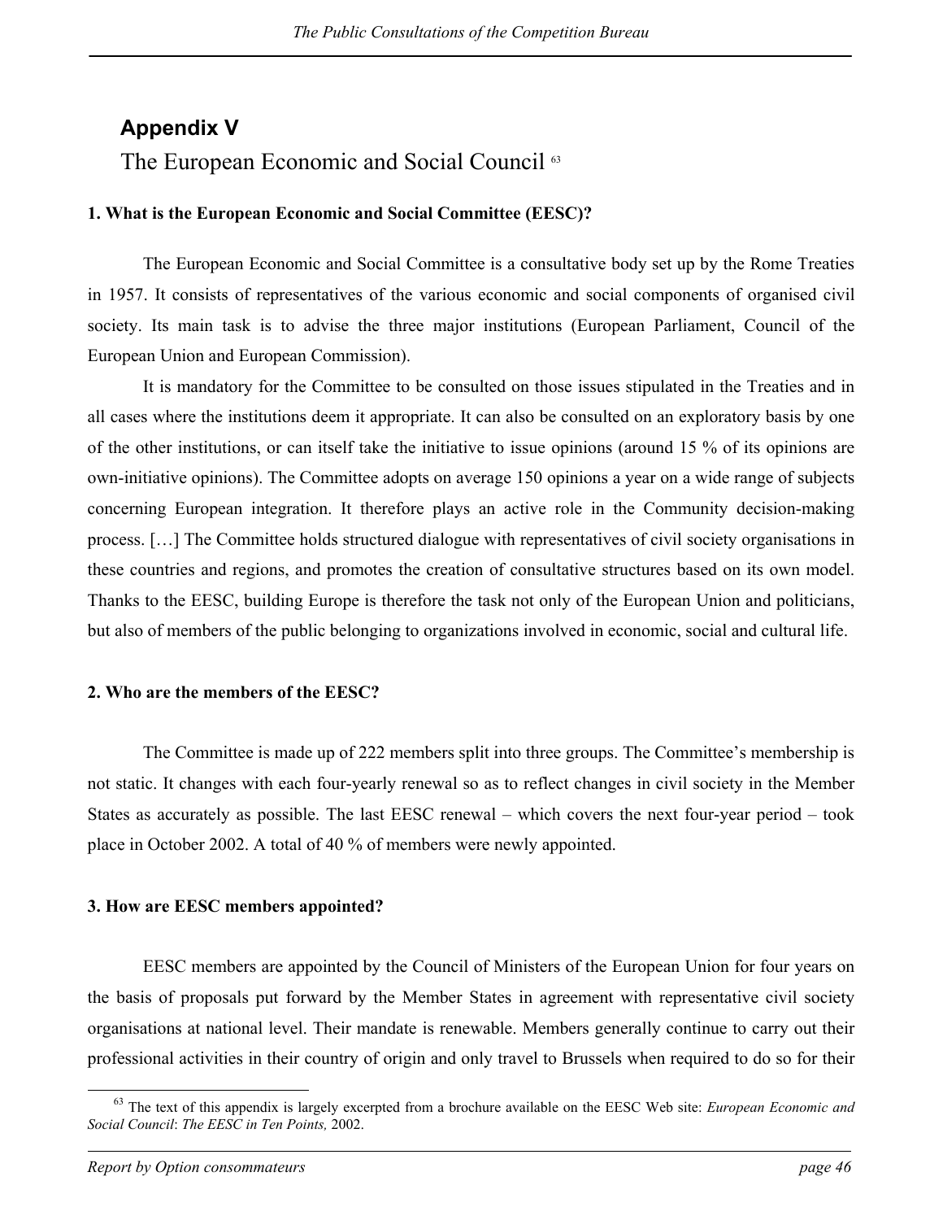## Appendix V

## The European Economic and Social Council [63]

### 1. What is the European Economic and Social Committee (EESC)?

The European Economic and Social Committee is a consultative body set up by the Rome Treaties in 1957. It consists of representatives of the various economic and social components of organised civil society. Its main task is to advise the three major institutions (European Parliament, Council of the European Union and European Commission).

It is mandatory for the Committee to be consulted on those issues stipulated in the Treaties and in all cases where the institutions deem it appropriate. It can also be consulted on an exploratory basis by one of the other institutions, or can itself take the initiative to issue opinions (around 15 % of its opinions are own-initiative opinions). The Committee adopts on average 150 opinions a year on a wide range of subjects concerning European integration. It therefore plays an active role in the Community decision-making process. […] The Committee holds structured dialogue with representatives of civil society organisations in these countries and regions, and promotes the creation of consultative structures based on its own model. Thanks to the EESC, building Europe is therefore the task not only of the European Union and politicians, but also of members of the public belonging to organizations involved in economic, social and cultural life.

### 2. Who are the members of the EESC?

The Committee is made up of 222 members split into three groups. The Committee's membership is not static. It changes with each four-yearly renewal so as to reflect changes in civil society in the Member States as accurately as possible. The last EESC renewal – which covers the next four-year period – took place in October 2002. A total of 40 % of members were newly appointed.

### 3. How are EESC members appointed?

EESC members are appointed by the Council of Ministers of the European Union for four years on the basis of proposals put forward by the Member States in agreement with representative civil society organisations at national level. Their mandate is renewable. Members generally continue to carry out their professional activities in their country of origin and only travel to Brussels when required to do so for their

---

[63] The text of this appendix is largely excerpted from a brochure available on the EESC Web site: *European Economic and Social Council*: *The EESC in Ten Points,* 2002.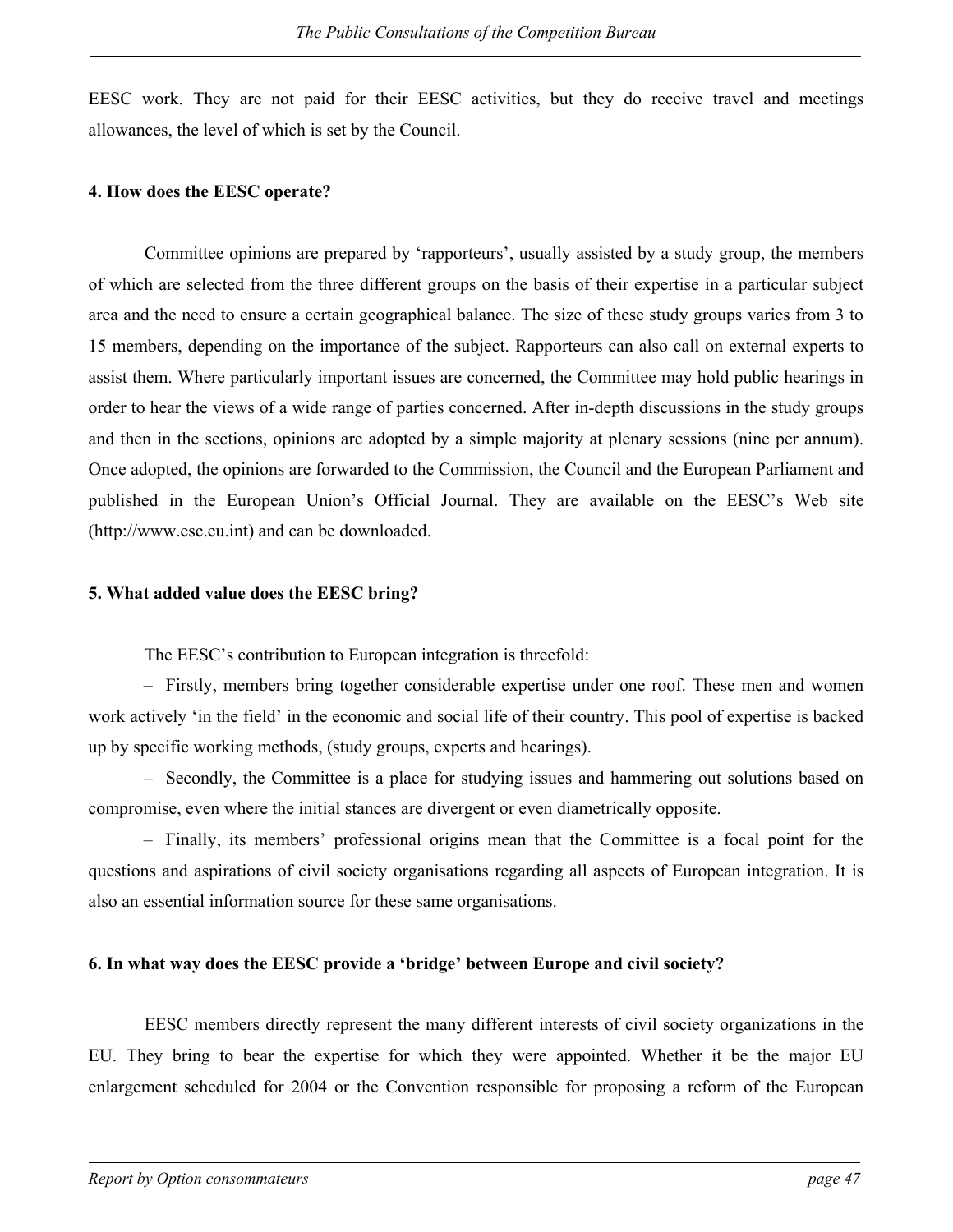EESC work. They are not paid for their EESC activities, but they do receive travel and meetings allowances, the level of which is set by the Council.

**4. How does the EESC operate?**

Committee opinions are prepared by ‘rapporteurs’, usually assisted by a study group, the members of which are selected from the three different groups on the basis of their expertise in a particular subject area and the need to ensure a certain geographical balance. The size of these study groups varies from 3 to 15 members, depending on the importance of the subject. Rapporteurs can also call on external experts to assist them. Where particularly important issues are concerned, the Committee may hold public hearings in order to hear the views of a wide range of parties concerned. After in-depth discussions in the study groups and then in the sections, opinions are adopted by a simple majority at plenary sessions (nine per annum). Once adopted, the opinions are forwarded to the Commission, the Council and the European Parliament and published in the European Union’s Official Journal. They are available on the EESC’s Web site (http://www.esc.eu.int) and can be downloaded.

**5. What added value does the EESC bring?**

The EESC’s contribution to European integration is threefold:

– Firstly, members bring together considerable expertise under one roof. These men and women work actively ‘in the field’ in the economic and social life of their country. This pool of expertise is backed up by specific working methods, (study groups, experts and hearings).

– Secondly, the Committee is a place for studying issues and hammering out solutions based on compromise, even where the initial stances are divergent or even diametrically opposite.

– Finally, its members’ professional origins mean that the Committee is a focal point for the questions and aspirations of civil society organisations regarding all aspects of European integration. It is also an essential information source for these same organisations.

**6. In what way does the EESC provide a ‘bridge’ between Europe and civil society?**

EESC members directly represent the many different interests of civil society organizations in the EU. They bring to bear the expertise for which they were appointed. Whether it be the major EU enlargement scheduled for 2004 or the Convention responsible for proposing a reform of the European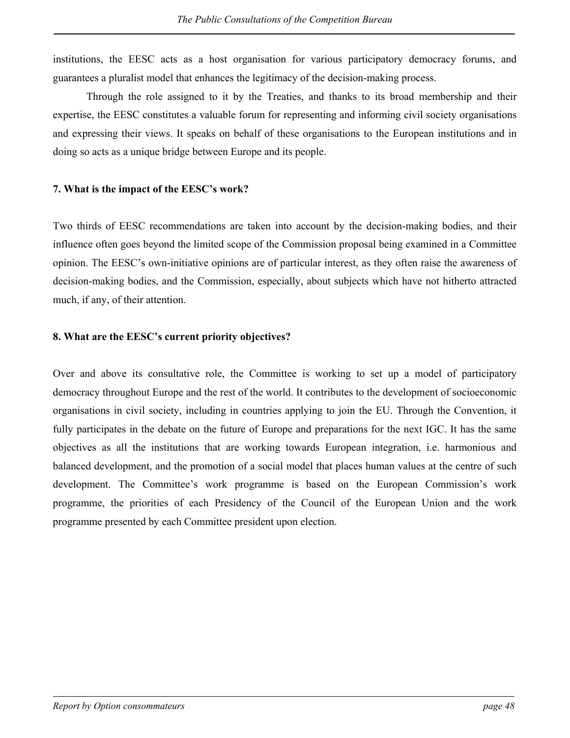institutions, the EESC acts as a host organisation for various participatory democracy forums, and guarantees a pluralist model that enhances the legitimacy of the decision-making process.

Through the role assigned to it by the Treaties, and thanks to its broad membership and their expertise, the EESC constitutes a valuable forum for representing and informing civil society organisations and expressing their views. It speaks on behalf of these organisations to the European institutions and in doing so acts as a unique bridge between Europe and its people.

**7. What is the impact of the EESC's work?**

Two thirds of EESC recommendations are taken into account by the decision-making bodies, and their influence often goes beyond the limited scope of the Commission proposal being examined in a Committee opinion. The EESC's own-initiative opinions are of particular interest, as they often raise the awareness of decision-making bodies, and the Commission, especially, about subjects which have not hitherto attracted much, if any, of their attention.

**8. What are the EESC's current priority objectives?**

Over and above its consultative role, the Committee is working to set up a model of participatory democracy throughout Europe and the rest of the world. It contributes to the development of socioeconomic organisations in civil society, including in countries applying to join the EU. Through the Convention, it fully participates in the debate on the future of Europe and preparations for the next IGC. It has the same objectives as all the institutions that are working towards European integration, i.e. harmonious and balanced development, and the promotion of a social model that places human values at the centre of such development. The Committee's work programme is based on the European Commission's work programme, the priorities of each Presidency of the Council of the European Union and the work programme presented by each Committee president upon election.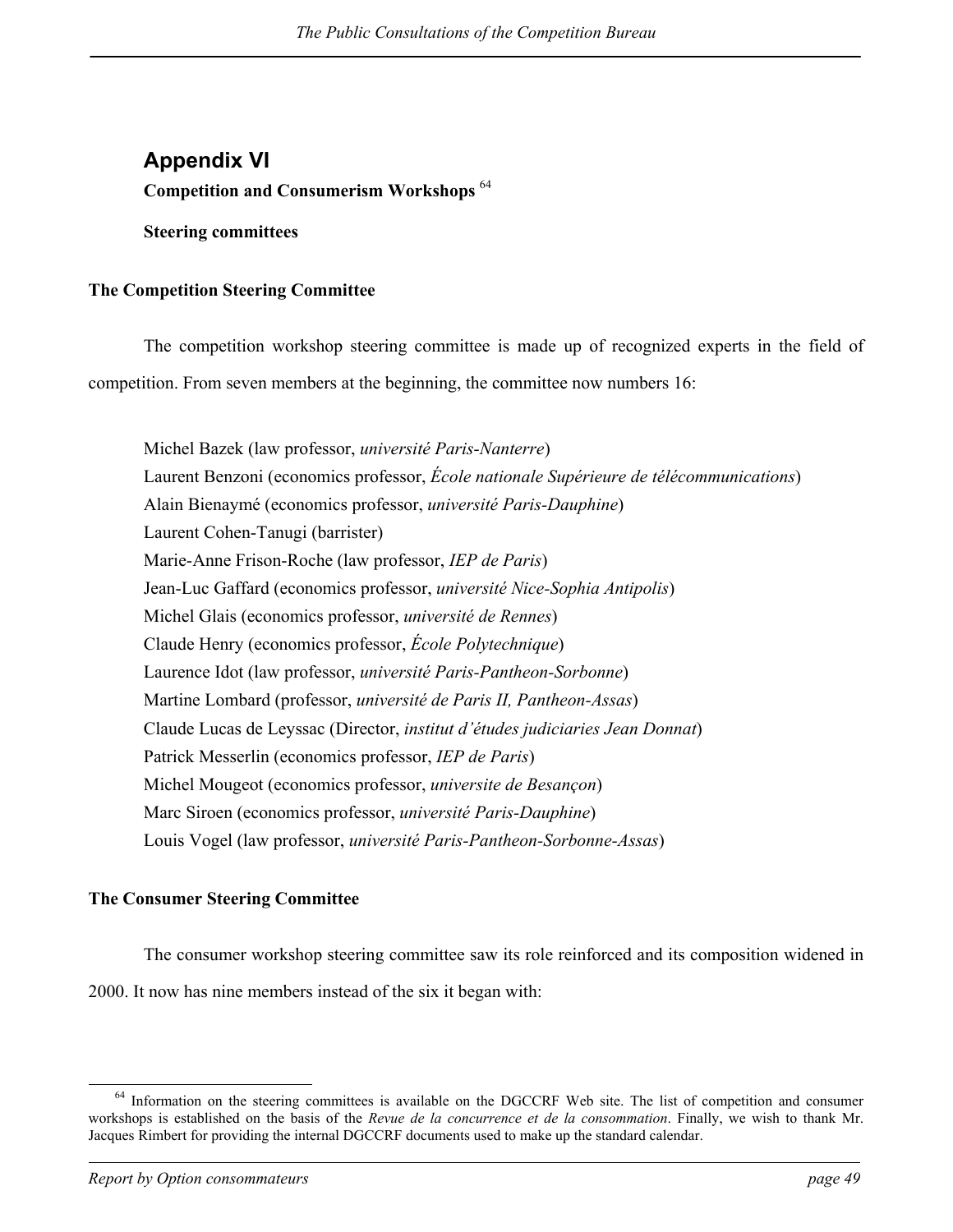## Appendix VI

**Competition and Consumerism Workshops** [64]

**Steering committees**

### The Competition Steering Committee

The competition workshop steering committee is made up of recognized experts in the field of competition. From seven members at the beginning, the committee now numbers 16:

Michel Bazek (law professor, *université Paris-Nanterre*)
Laurent Benzoni (economics professor, *École nationale Supérieure de télécommunications*)
Alain Bienaymé (economics professor, *université Paris-Dauphine*)
Laurent Cohen-Tanugi (barrister)
Marie-Anne Frison-Roche (law professor, *IEP de Paris*)
Jean-Luc Gaffard (economics professor, *université Nice-Sophia Antipolis*)
Michel Glais (economics professor, *université de Rennes*)
Claude Henry (economics professor, *École Polytechnique*)
Laurence Idot (law professor, *université Paris-Pantheon-Sorbonne*)
Martine Lombard (professor, *université de Paris II, Pantheon-Assas*)
Claude Lucas de Leyssac (Director, *institut d'études judiciaries Jean Donnat*)
Patrick Messerlin (economics professor, *IEP de Paris*)
Michel Mougeot (economics professor, *universite de Besançon*)
Marc Siroen (economics professor, *université Paris-Dauphine*)
Louis Vogel (law professor, *université Paris-Pantheon-Sorbonne-Assas*)

### The Consumer Steering Committee

The consumer workshop steering committee saw its role reinforced and its composition widened in 2000. It now has nine members instead of the six it began with:

---

[64] Information on the steering committees is available on the DGCCRF Web site. The list of competition and consumer workshops is established on the basis of the *Revue de la concurrence et de la consommation*. Finally, we wish to thank Mr. Jacques Rimbert for providing the internal DGCCRF documents used to make up the standard calendar.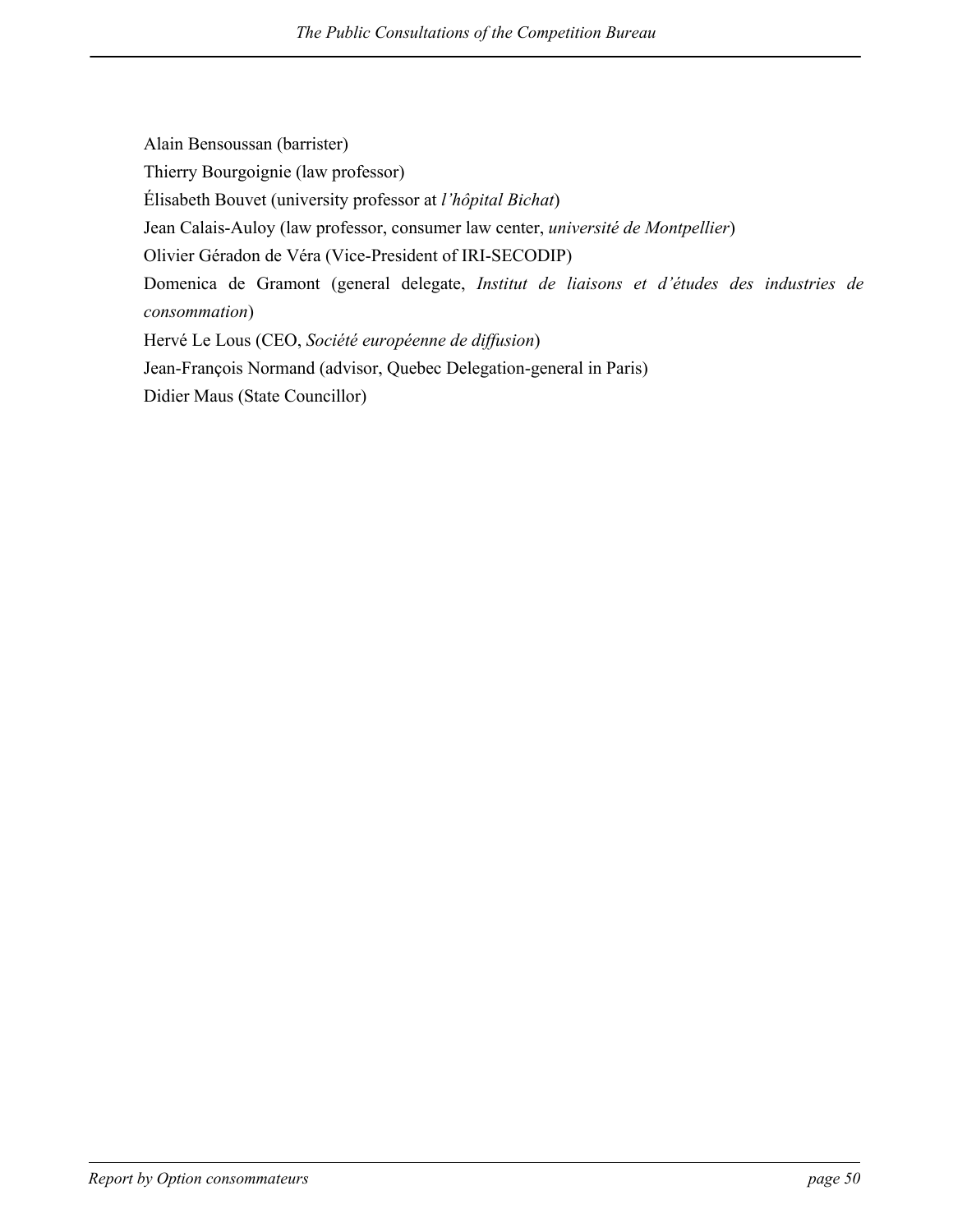Alain Bensoussan (barrister)

Thierry Bourgoignie (law professor)

Élisabeth Bouvet (university professor at *l'hôpital Bichat*)

Jean Calais-Auloy (law professor, consumer law center, *université de Montpellier*)

Olivier Géradon de Véra (Vice-President of IRI-SECODIP)

Domenica de Gramont (general delegate, *Institut de liaisons et d'études des industries de consommation*)

Hervé Le Lous (CEO, *Société européenne de diffusion*)

Jean-François Normand (advisor, Quebec Delegation-general in Paris)

Didier Maus (State Councillor)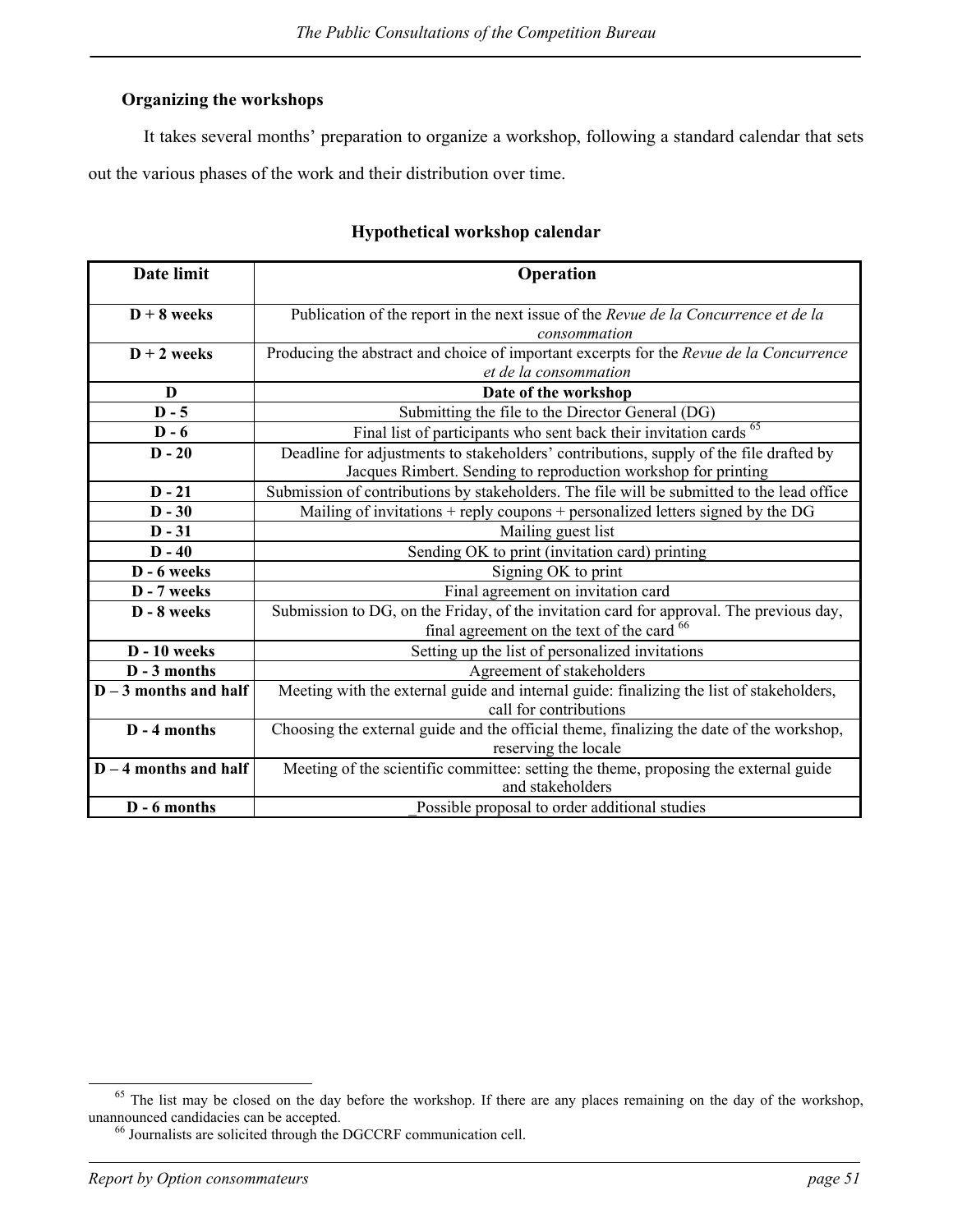**Organizing the workshops**

It takes several months' preparation to organize a workshop, following a standard calendar that sets out the various phases of the work and their distribution over time.

**Hypothetical workshop calendar**

| Date limit | Operation |
|---|---|
| **D + 8 weeks** | Publication of the report in the next issue of the *Revue de la Concurrence et de la consommation* |
| **D + 2 weeks** | Producing the abstract and choice of important excerpts for the *Revue de la Concurrence et de la consommation* |
| **D** | **Date of the workshop** |
| **D - 5** | Submitting the file to the Director General (DG) |
| **D - 6** | Final list of participants who sent back their invitation cards [65] |
| **D - 20** | Deadline for adjustments to stakeholders' contributions, supply of the file drafted by Jacques Rimbert. Sending to reproduction workshop for printing |
| **D - 21** | Submission of contributions by stakeholders. The file will be submitted to the lead office |
| **D - 30** | Mailing of invitations + reply coupons + personalized letters signed by the DG |
| **D - 31** | Mailing guest list |
| **D - 40** | Sending OK to print (invitation card) printing |
| **D - 6 weeks** | Signing OK to print |
| **D - 7 weeks** | Final agreement on invitation card |
| **D - 8 weeks** | Submission to DG, on the Friday, of the invitation card for approval. The previous day, final agreement on the text of the card [66] |
| **D - 10 weeks** | Setting up the list of personalized invitations |
| **D - 3 months** | Agreement of stakeholders |
| **D – 3 months and half** | Meeting with the external guide and internal guide: finalizing the list of stakeholders, call for contributions |
| **D - 4 months** | Choosing the external guide and the official theme, finalizing the date of the workshop, reserving the locale |
| **D – 4 months and half** | Meeting of the scientific committee: setting the theme, proposing the external guide and stakeholders |
| **D - 6 months** | _Possible proposal to order additional studies |

[65] The list may be closed on the day before the workshop. If there are any places remaining on the day of the workshop, unannounced candidacies can be accepted.

[66] Journalists are solicited through the DGCCRF communication cell.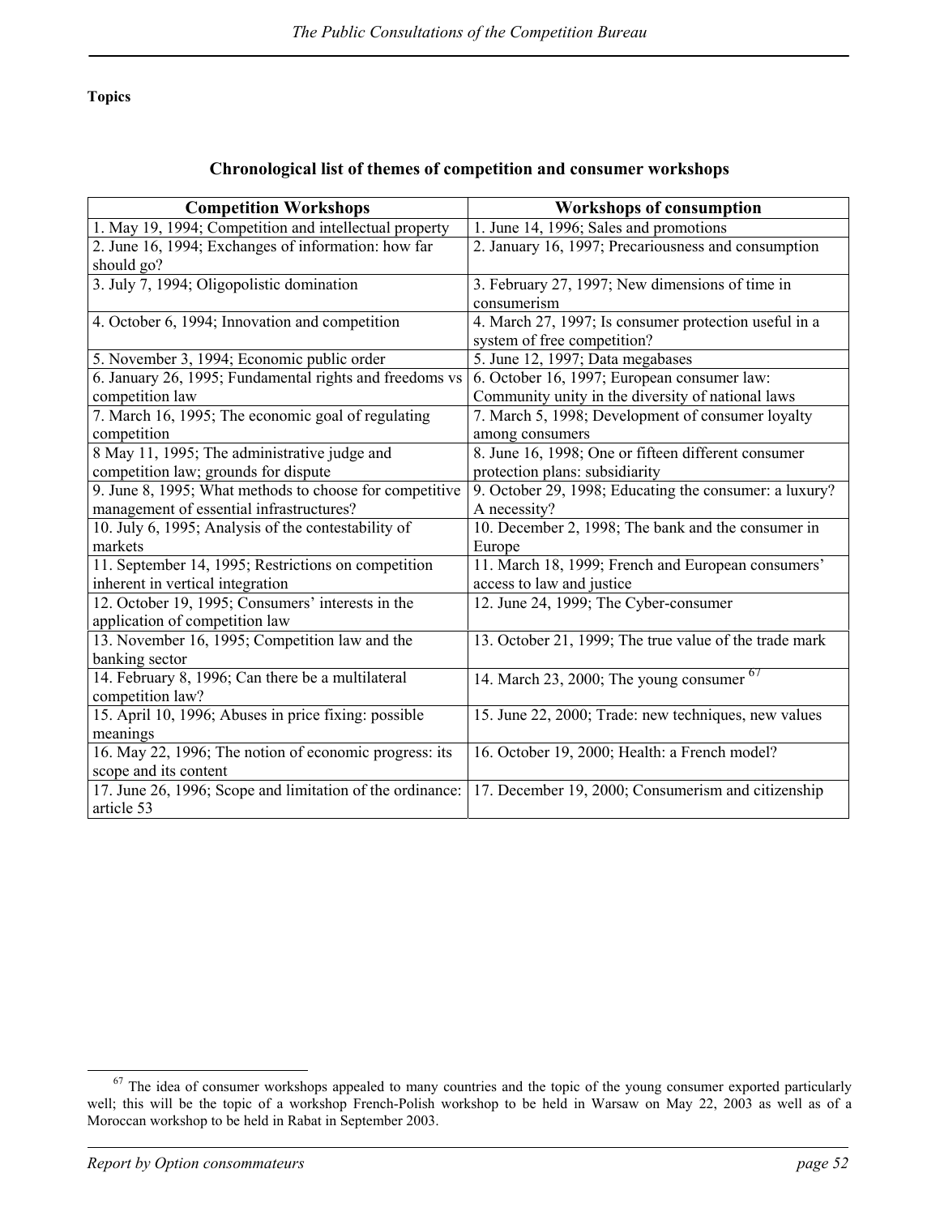**Topics**

### Chronological list of themes of competition and consumer workshops

| Competition Workshops | Workshops of consumption |
|---|---|
| 1. May 19, 1994; Competition and intellectual property | 1. June 14, 1996; Sales and promotions |
| 2. June 16, 1994; Exchanges of information: how far should go? | 2. January 16, 1997; Precariousness and consumption |
| 3. July 7, 1994; Oligopolistic domination | 3. February 27, 1997; New dimensions of time in consumerism |
| 4. October 6, 1994; Innovation and competition | 4. March 27, 1997; Is consumer protection useful in a system of free competition? |
| 5. November 3, 1994; Economic public order | 5. June 12, 1997; Data megabases |
| 6. January 26, 1995; Fundamental rights and freedoms vs competition law | 6. October 16, 1997; European consumer law: Community unity in the diversity of national laws |
| 7. March 16, 1995; The economic goal of regulating competition | 7. March 5, 1998; Development of consumer loyalty among consumers |
| 8 May 11, 1995; The administrative judge and competition law; grounds for dispute | 8. June 16, 1998; One or fifteen different consumer protection plans: subsidiarity |
| 9. June 8, 1995; What methods to choose for competitive management of essential infrastructures? | 9. October 29, 1998; Educating the consumer: a luxury? A necessity? |
| 10. July 6, 1995; Analysis of the contestability of markets | 10. December 2, 1998; The bank and the consumer in Europe |
| 11. September 14, 1995; Restrictions on competition inherent in vertical integration | 11. March 18, 1999; French and European consumers' access to law and justice |
| 12. October 19, 1995; Consumers' interests in the application of competition law | 12. June 24, 1999; The Cyber-consumer |
| 13. November 16, 1995; Competition law and the banking sector | 13. October 21, 1999; The true value of the trade mark |
| 14. February 8, 1996; Can there be a multilateral competition law? | 14. March 23, 2000; The young consumer [67] |
| 15. April 10, 1996; Abuses in price fixing: possible meanings | 15. June 22, 2000; Trade: new techniques, new values |
| 16. May 22, 1996; The notion of economic progress: its scope and its content | 16. October 19, 2000; Health: a French model? |
| 17. June 26, 1996; Scope and limitation of the ordinance: article 53 | 17. December 19, 2000; Consumerism and citizenship |

[67] The idea of consumer workshops appealed to many countries and the topic of the young consumer exported particularly well; this will be the topic of a workshop French-Polish workshop to be held in Warsaw on May 22, 2003 as well as of a Moroccan workshop to be held in Rabat in September 2003.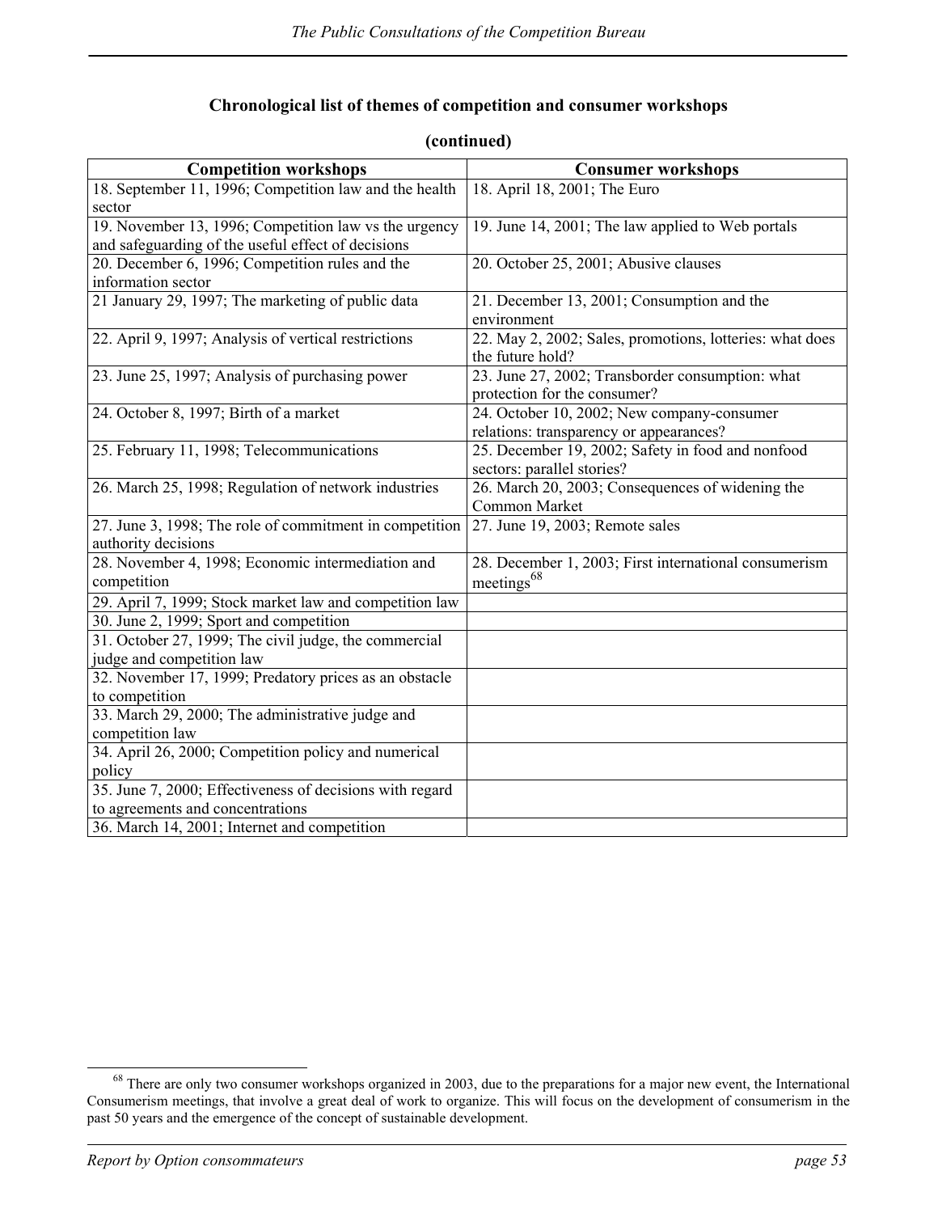## Chronological list of themes of competition and consumer workshops

**(continued)**

| Competition workshops | Consumer workshops |
|---|---|
| 18. September 11, 1996; Competition law and the health sector | 18. April 18, 2001; The Euro |
| 19. November 13, 1996; Competition law vs the urgency and safeguarding of the useful effect of decisions | 19. June 14, 2001; The law applied to Web portals |
| 20. December 6, 1996; Competition rules and the information sector | 20. October 25, 2001; Abusive clauses |
| 21 January 29, 1997; The marketing of public data | 21. December 13, 2001; Consumption and the environment |
| 22. April 9, 1997; Analysis of vertical restrictions | 22. May 2, 2002; Sales, promotions, lotteries: what does the future hold? |
| 23. June 25, 1997; Analysis of purchasing power | 23. June 27, 2002; Transborder consumption: what protection for the consumer? |
| 24. October 8, 1997; Birth of a market | 24. October 10, 2002; New company-consumer relations: transparency or appearances? |
| 25. February 11, 1998; Telecommunications | 25. December 19, 2002; Safety in food and nonfood sectors: parallel stories? |
| 26. March 25, 1998; Regulation of network industries | 26. March 20, 2003; Consequences of widening the Common Market |
| 27. June 3, 1998; The role of commitment in competition authority decisions | 27. June 19, 2003; Remote sales |
| 28. November 4, 1998; Economic intermediation and competition | 28. December 1, 2003; First international consumerism meetings[68] |
| 29. April 7, 1999; Stock market law and competition law | |
| 30. June 2, 1999; Sport and competition | |
| 31. October 27, 1999; The civil judge, the commercial judge and competition law | |
| 32. November 17, 1999; Predatory prices as an obstacle to competition | |
| 33. March 29, 2000; The administrative judge and competition law | |
| 34. April 26, 2000; Competition policy and numerical policy | |
| 35. June 7, 2000; Effectiveness of decisions with regard to agreements and concentrations | |
| 36. March 14, 2001; Internet and competition | |

[68] There are only two consumer workshops organized in 2003, due to the preparations for a major new event, the International Consumerism meetings, that involve a great deal of work to organize. This will focus on the development of consumerism in the past 50 years and the emergence of the concept of sustainable development.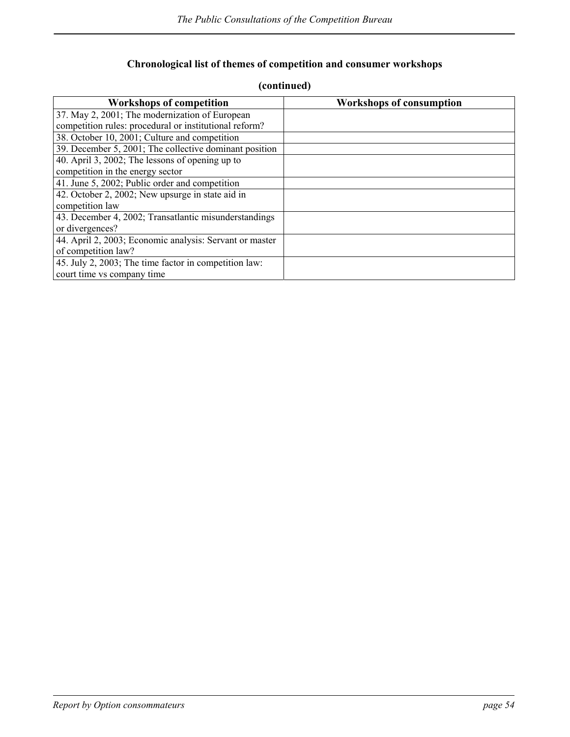### Chronological list of themes of competition and consumer workshops

**(continued)**

| Workshops of competition | Workshops of consumption |
|---|---|
| 37. May 2, 2001; The modernization of European competition rules: procedural or institutional reform? | |
| 38. October 10, 2001; Culture and competition | |
| 39. December 5, 2001; The collective dominant position | |
| 40. April 3, 2002; The lessons of opening up to competition in the energy sector | |
| 41. June 5, 2002; Public order and competition | |
| 42. October 2, 2002; New upsurge in state aid in competition law | |
| 43. December 4, 2002; Transatlantic misunderstandings or divergences? | |
| 44. April 2, 2003; Economic analysis: Servant or master of competition law? | |
| 45. July 2, 2003; The time factor in competition law: court time vs company time | |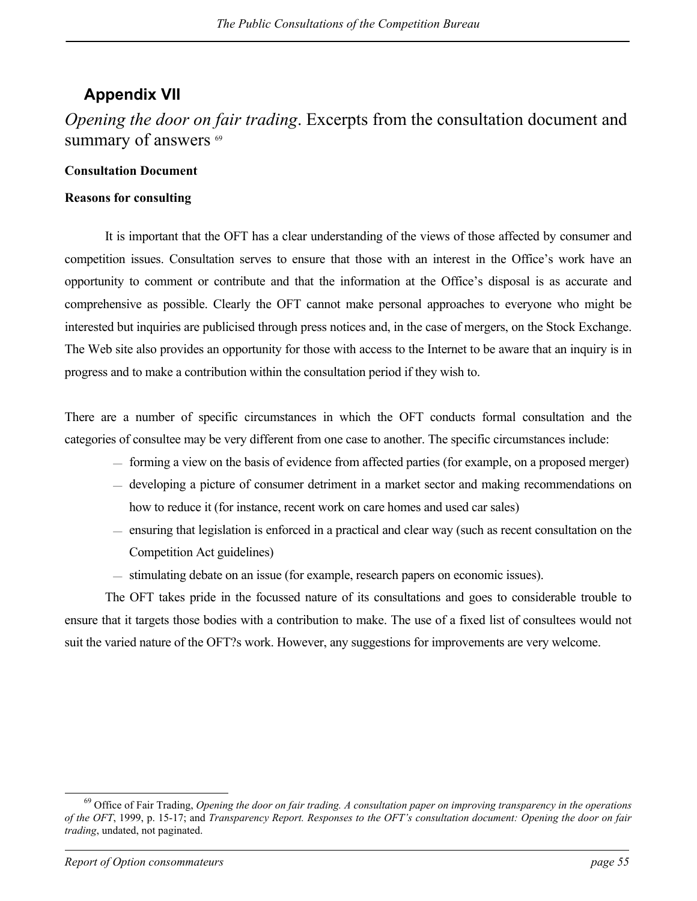## Appendix VII

*Opening the door on fair trading*. Excerpts from the consultation document and summary of answers [69]

**Consultation Document**

**Reasons for consulting**

It is important that the OFT has a clear understanding of the views of those affected by consumer and competition issues. Consultation serves to ensure that those with an interest in the Office's work have an opportunity to comment or contribute and that the information at the Office's disposal is as accurate and comprehensive as possible. Clearly the OFT cannot make personal approaches to everyone who might be interested but inquiries are publicised through press notices and, in the case of mergers, on the Stock Exchange. The Web site also provides an opportunity for those with access to the Internet to be aware that an inquiry is in progress and to make a contribution within the consultation period if they wish to.

There are a number of specific circumstances in which the OFT conducts formal consultation and the categories of consultee may be very different from one case to another. The specific circumstances include:

- forming a view on the basis of evidence from affected parties (for example, on a proposed merger)
- developing a picture of consumer detriment in a market sector and making recommendations on how to reduce it (for instance, recent work on care homes and used car sales)
- ensuring that legislation is enforced in a practical and clear way (such as recent consultation on the Competition Act guidelines)
- stimulating debate on an issue (for example, research papers on economic issues).

The OFT takes pride in the focussed nature of its consultations and goes to considerable trouble to ensure that it targets those bodies with a contribution to make. The use of a fixed list of consultees would not suit the varied nature of the OFT?s work. However, any suggestions for improvements are very welcome.

---

[69] Office of Fair Trading, *Opening the door on fair trading. A consultation paper on improving transparency in the operations of the OFT*, 1999, p. 15-17; and *Transparency Report. Responses to the OFT's consultation document: Opening the door on fair trading*, undated, not paginated.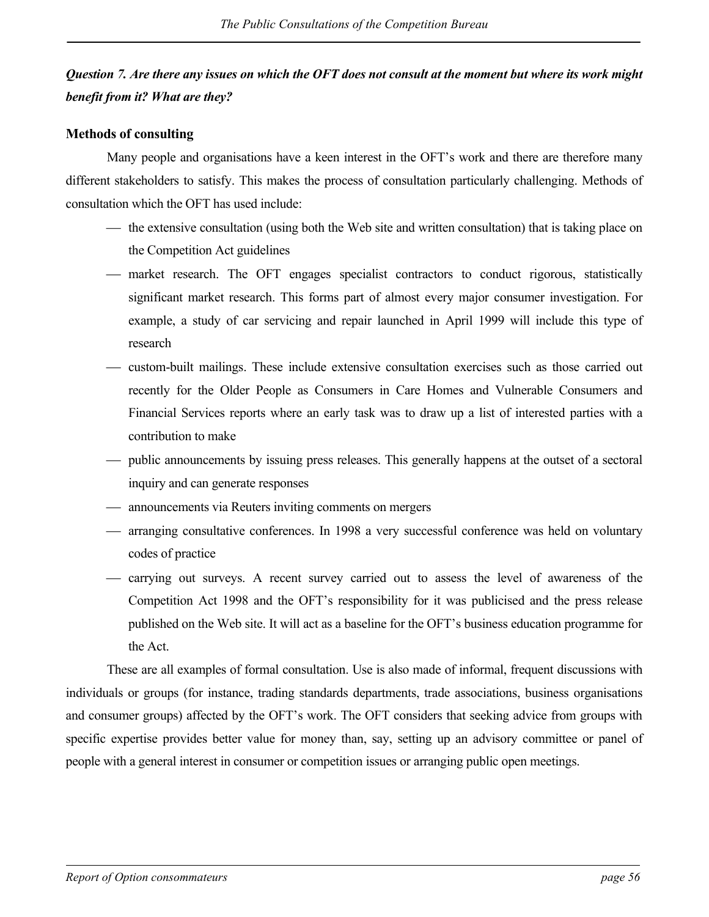***Question 7. Are there any issues on which the OFT does not consult at the moment but where its work might benefit from it? What are they?***

**Methods of consulting**

Many people and organisations have a keen interest in the OFT's work and there are therefore many different stakeholders to satisfy. This makes the process of consultation particularly challenging. Methods of consultation which the OFT has used include:

- the extensive consultation (using both the Web site and written consultation) that is taking place on the Competition Act guidelines
- market research. The OFT engages specialist contractors to conduct rigorous, statistically significant market research. This forms part of almost every major consumer investigation. For example, a study of car servicing and repair launched in April 1999 will include this type of research
- custom-built mailings. These include extensive consultation exercises such as those carried out recently for the Older People as Consumers in Care Homes and Vulnerable Consumers and Financial Services reports where an early task was to draw up a list of interested parties with a contribution to make
- public announcements by issuing press releases. This generally happens at the outset of a sectoral inquiry and can generate responses
- announcements via Reuters inviting comments on mergers
- arranging consultative conferences. In 1998 a very successful conference was held on voluntary codes of practice
- carrying out surveys. A recent survey carried out to assess the level of awareness of the Competition Act 1998 and the OFT's responsibility for it was publicised and the press release published on the Web site. It will act as a baseline for the OFT's business education programme for the Act.

These are all examples of formal consultation. Use is also made of informal, frequent discussions with individuals or groups (for instance, trading standards departments, trade associations, business organisations and consumer groups) affected by the OFT's work. The OFT considers that seeking advice from groups with specific expertise provides better value for money than, say, setting up an advisory committee or panel of people with a general interest in consumer or competition issues or arranging public open meetings.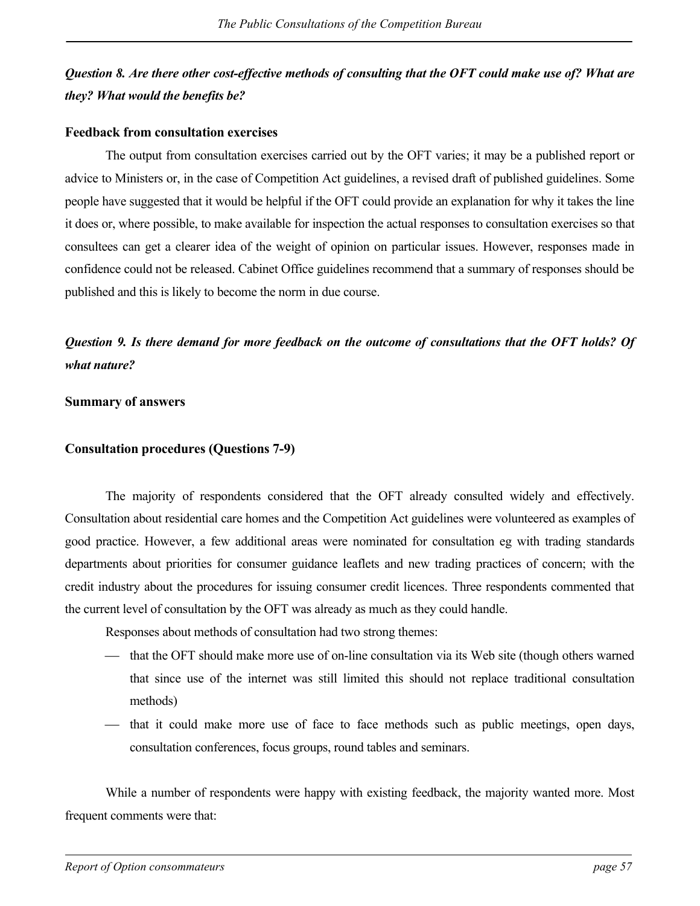***Question 8. Are there other cost-effective methods of consulting that the OFT could make use of? What are they? What would the benefits be?***

**Feedback from consultation exercises**

The output from consultation exercises carried out by the OFT varies; it may be a published report or advice to Ministers or, in the case of Competition Act guidelines, a revised draft of published guidelines. Some people have suggested that it would be helpful if the OFT could provide an explanation for why it takes the line it does or, where possible, to make available for inspection the actual responses to consultation exercises so that consultees can get a clearer idea of the weight of opinion on particular issues. However, responses made in confidence could not be released. Cabinet Office guidelines recommend that a summary of responses should be published and this is likely to become the norm in due course.

***Question 9. Is there demand for more feedback on the outcome of consultations that the OFT holds? Of what nature?***

**Summary of answers**

**Consultation procedures (Questions 7-9)**

The majority of respondents considered that the OFT already consulted widely and effectively. Consultation about residential care homes and the Competition Act guidelines were volunteered as examples of good practice. However, a few additional areas were nominated for consultation eg with trading standards departments about priorities for consumer guidance leaflets and new trading practices of concern; with the credit industry about the procedures for issuing consumer credit licences. Three respondents commented that the current level of consultation by the OFT was already as much as they could handle.

Responses about methods of consultation had two strong themes:

- that the OFT should make more use of on-line consultation via its Web site (though others warned that since use of the internet was still limited this should not replace traditional consultation methods)
- that it could make more use of face to face methods such as public meetings, open days, consultation conferences, focus groups, round tables and seminars.

While a number of respondents were happy with existing feedback, the majority wanted more. Most frequent comments were that: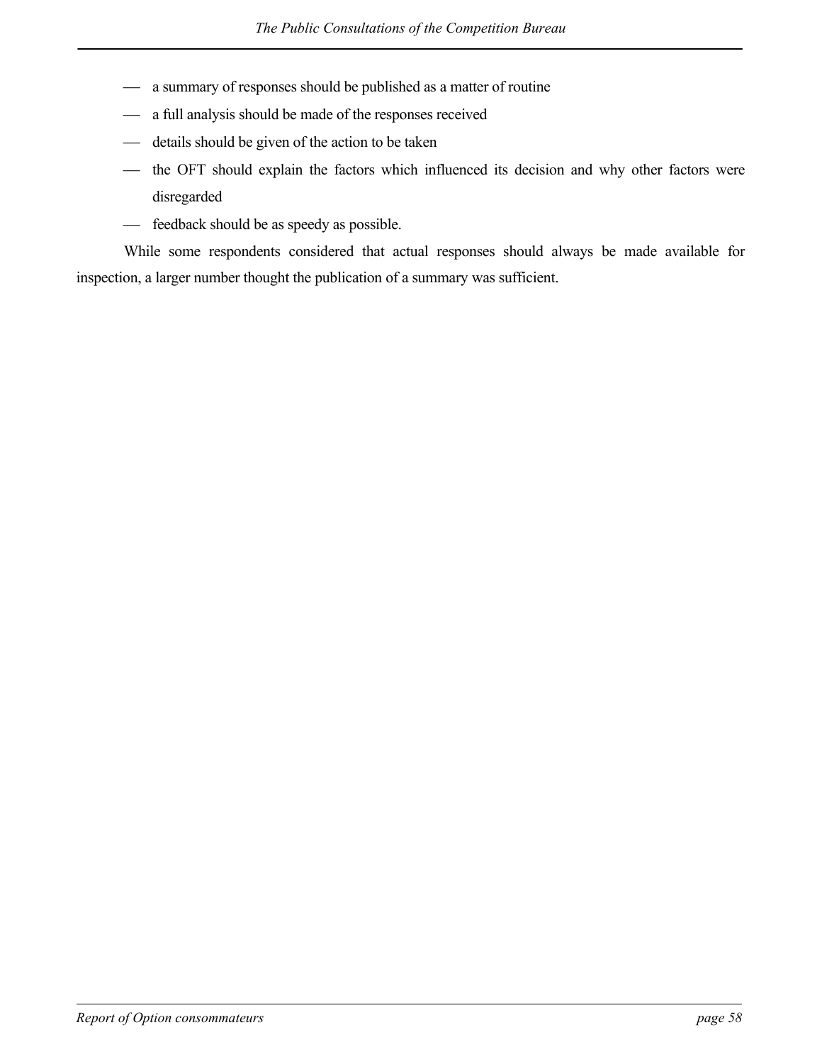- a summary of responses should be published as a matter of routine
- a full analysis should be made of the responses received
- details should be given of the action to be taken
- the OFT should explain the factors which influenced its decision and why other factors were disregarded
- feedback should be as speedy as possible.

While some respondents considered that actual responses should always be made available for inspection, a larger number thought the publication of a summary was sufficient.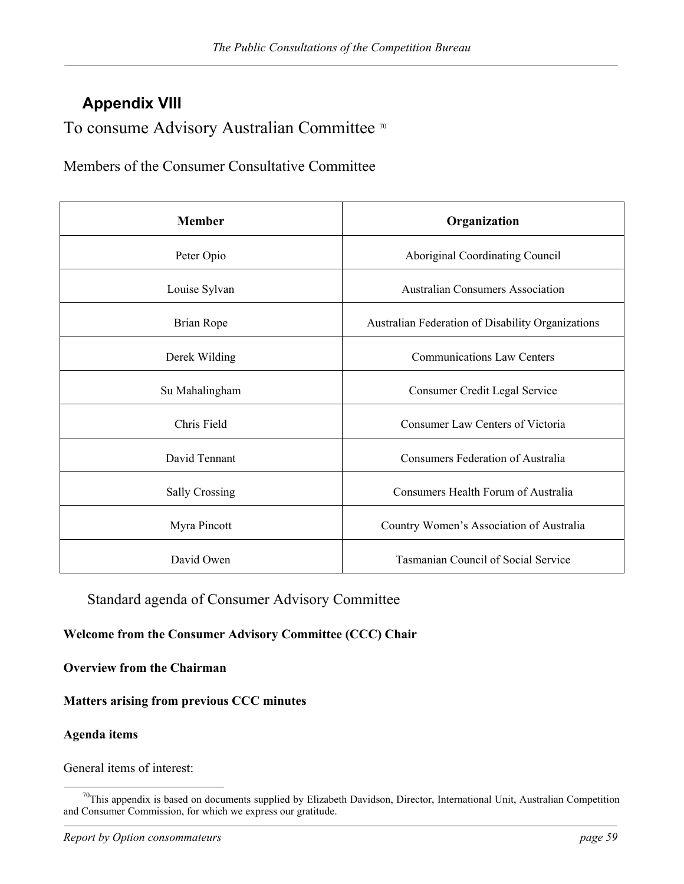## Appendix VIII

# To consume Advisory Australian Committee [70]

## Members of the Consumer Consultative Committee

| Member | Organization |
|---|---|
| Peter Opio | Aboriginal Coordinating Council |
| Louise Sylvan | Australian Consumers Association |
| Brian Rope | Australian Federation of Disability Organizations |
| Derek Wilding | Communications Law Centers |
| Su Mahalingham | Consumer Credit Legal Service |
| Chris Field | Consumer Law Centers of Victoria |
| David Tennant | Consumers Federation of Australia |
| Sally Crossing | Consumers Health Forum of Australia |
| Myra Pincott | Country Women's Association of Australia |
| David Owen | Tasmanian Council of Social Service |

## Standard agenda of Consumer Advisory Committee

**Welcome from the Consumer Advisory Committee (CCC) Chair**

**Overview from the Chairman**

**Matters arising from previous CCC minutes**

**Agenda items**

General items of interest:

---

[70] This appendix is based on documents supplied by Elizabeth Davidson, Director, International Unit, Australian Competition and Consumer Commission, for which we express our gratitude.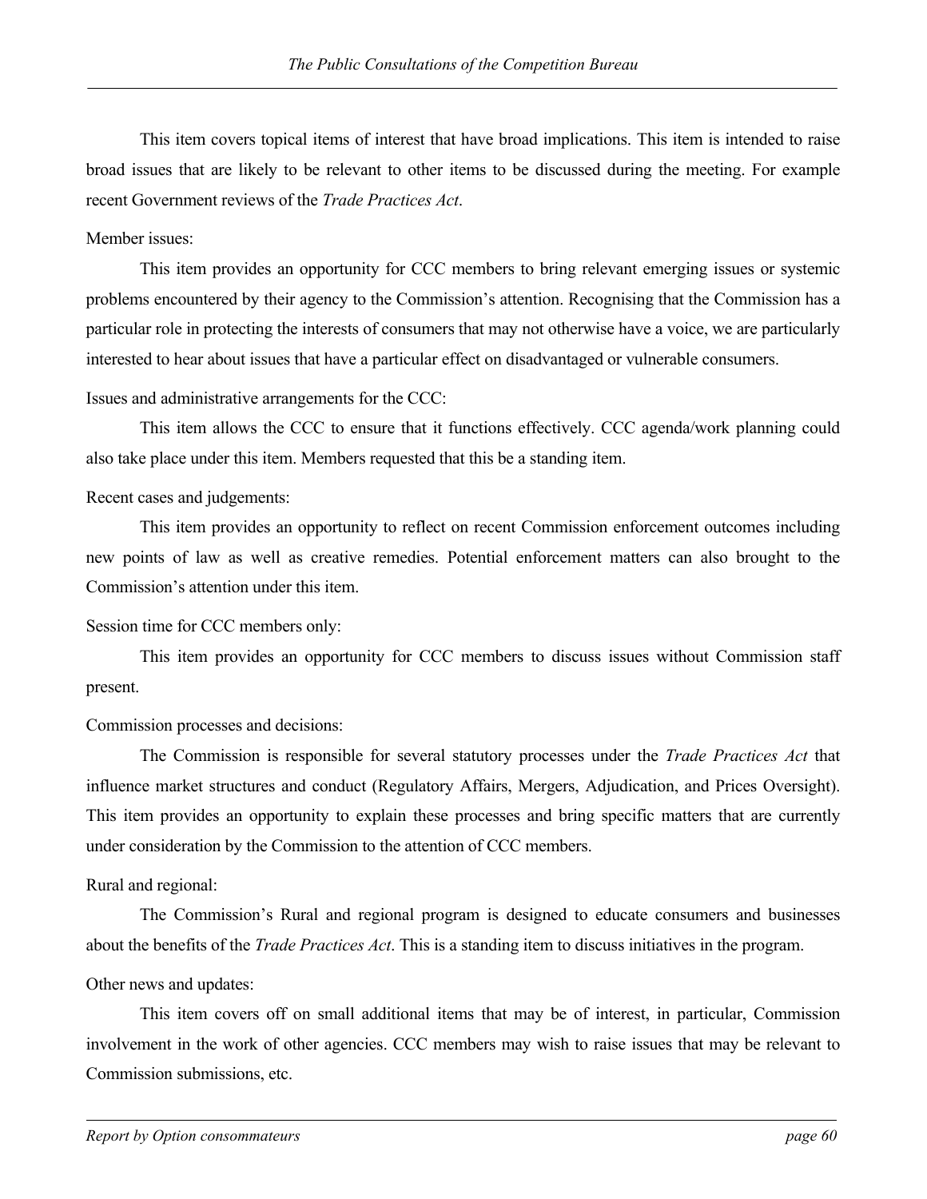This item covers topical items of interest that have broad implications. This item is intended to raise broad issues that are likely to be relevant to other items to be discussed during the meeting. For example recent Government reviews of the *Trade Practices Act*.

Member issues:

This item provides an opportunity for CCC members to bring relevant emerging issues or systemic problems encountered by their agency to the Commission's attention. Recognising that the Commission has a particular role in protecting the interests of consumers that may not otherwise have a voice, we are particularly interested to hear about issues that have a particular effect on disadvantaged or vulnerable consumers.

Issues and administrative arrangements for the CCC:

This item allows the CCC to ensure that it functions effectively. CCC agenda/work planning could also take place under this item. Members requested that this be a standing item.

Recent cases and judgements:

This item provides an opportunity to reflect on recent Commission enforcement outcomes including new points of law as well as creative remedies. Potential enforcement matters can also brought to the Commission's attention under this item.

Session time for CCC members only:

This item provides an opportunity for CCC members to discuss issues without Commission staff present.

Commission processes and decisions:

The Commission is responsible for several statutory processes under the *Trade Practices Act* that influence market structures and conduct (Regulatory Affairs, Mergers, Adjudication, and Prices Oversight). This item provides an opportunity to explain these processes and bring specific matters that are currently under consideration by the Commission to the attention of CCC members.

Rural and regional:

The Commission's Rural and regional program is designed to educate consumers and businesses about the benefits of the *Trade Practices Act*. This is a standing item to discuss initiatives in the program.

Other news and updates:

This item covers off on small additional items that may be of interest, in particular, Commission involvement in the work of other agencies. CCC members may wish to raise issues that may be relevant to Commission submissions, etc.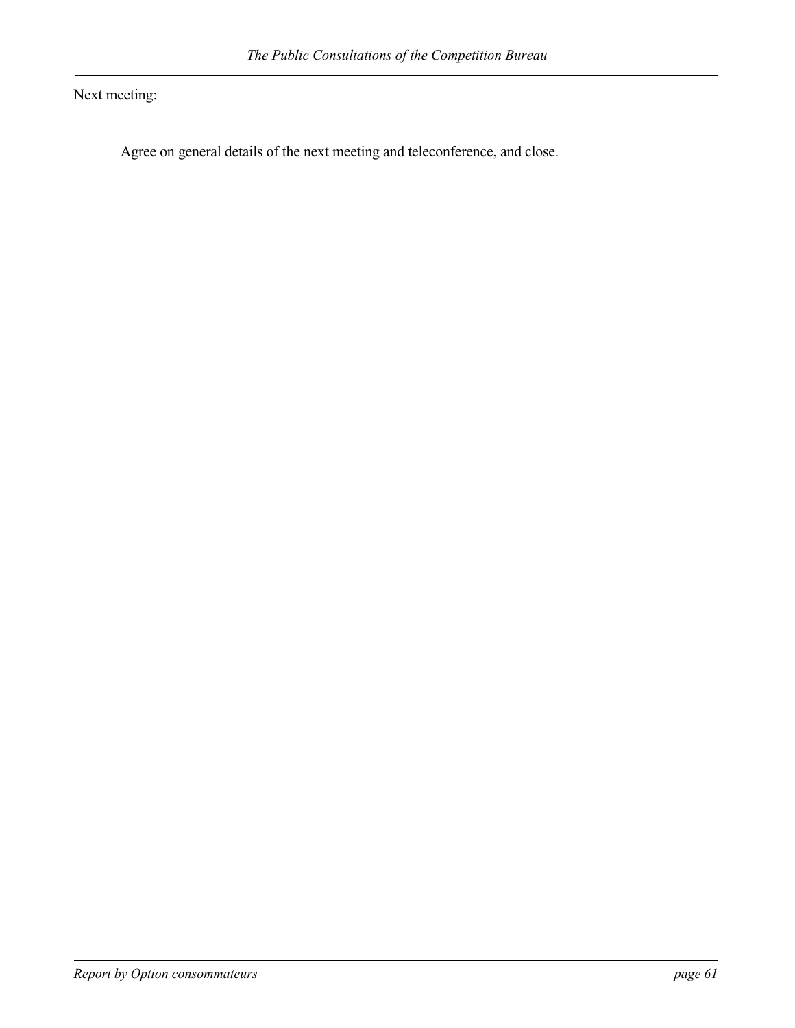Next meeting:

Agree on general details of the next meeting and teleconference, and close.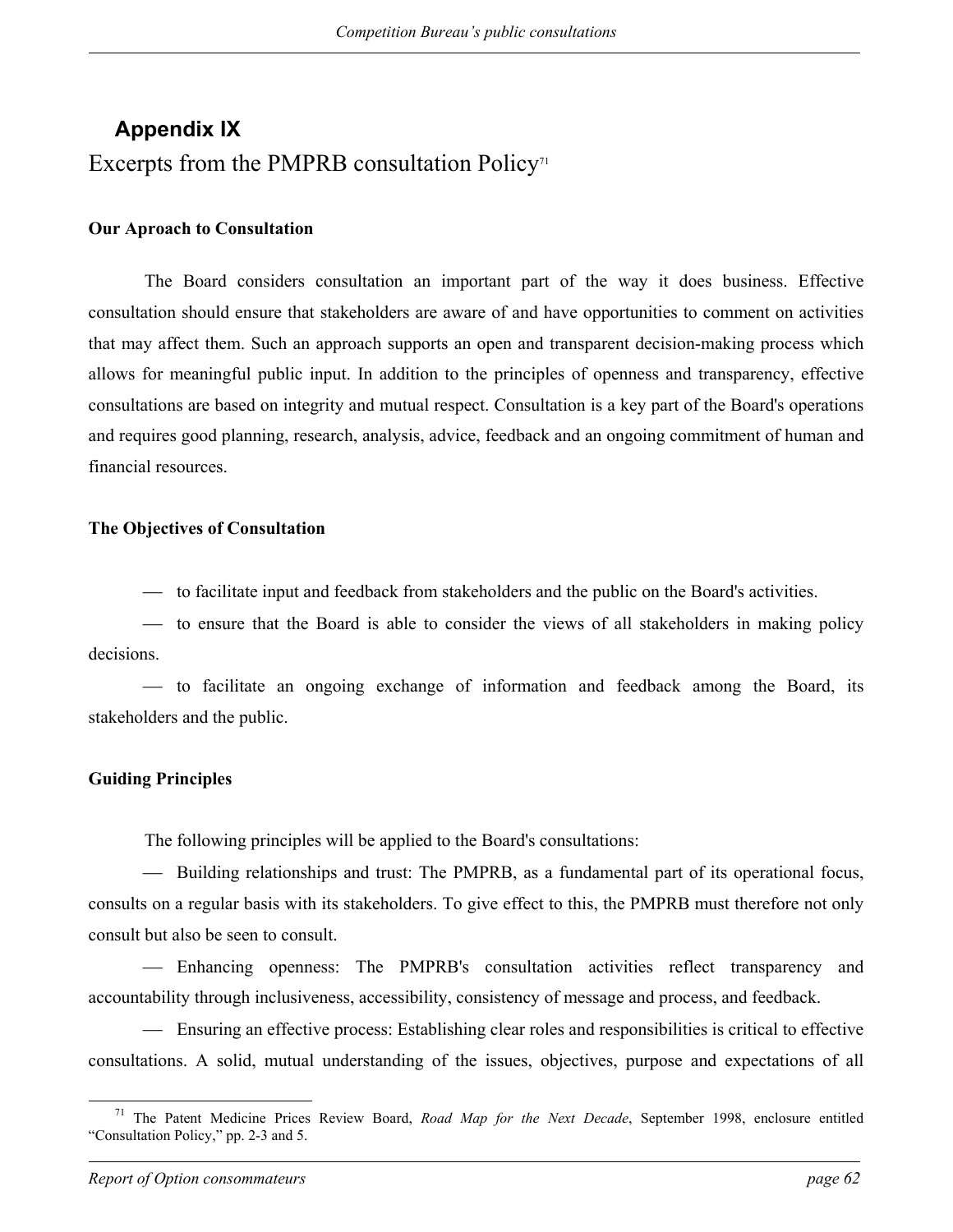## Appendix IX

# Excerpts from the PMPRB consultation Policy[71]

**Our Aproach to Consultation**

The Board considers consultation an important part of the way it does business. Effective consultation should ensure that stakeholders are aware of and have opportunities to comment on activities that may affect them. Such an approach supports an open and transparent decision-making process which allows for meaningful public input. In addition to the principles of openness and transparency, effective consultations are based on integrity and mutual respect. Consultation is a key part of the Board's operations and requires good planning, research, analysis, advice, feedback and an ongoing commitment of human and financial resources.

**The Objectives of Consultation**

— to facilitate input and feedback from stakeholders and the public on the Board's activities.

— to ensure that the Board is able to consider the views of all stakeholders in making policy decisions.

— to facilitate an ongoing exchange of information and feedback among the Board, its stakeholders and the public.

**Guiding Principles**

The following principles will be applied to the Board's consultations:

— Building relationships and trust: The PMPRB, as a fundamental part of its operational focus, consults on a regular basis with its stakeholders. To give effect to this, the PMPRB must therefore not only consult but also be seen to consult.

— Enhancing openness: The PMPRB's consultation activities reflect transparency and accountability through inclusiveness, accessibility, consistency of message and process, and feedback.

— Ensuring an effective process: Establishing clear roles and responsibilities is critical to effective consultations. A solid, mutual understanding of the issues, objectives, purpose and expectations of all

---

[71] The Patent Medicine Prices Review Board, *Road Map for the Next Decade*, September 1998, enclosure entitled "Consultation Policy," pp. 2-3 and 5.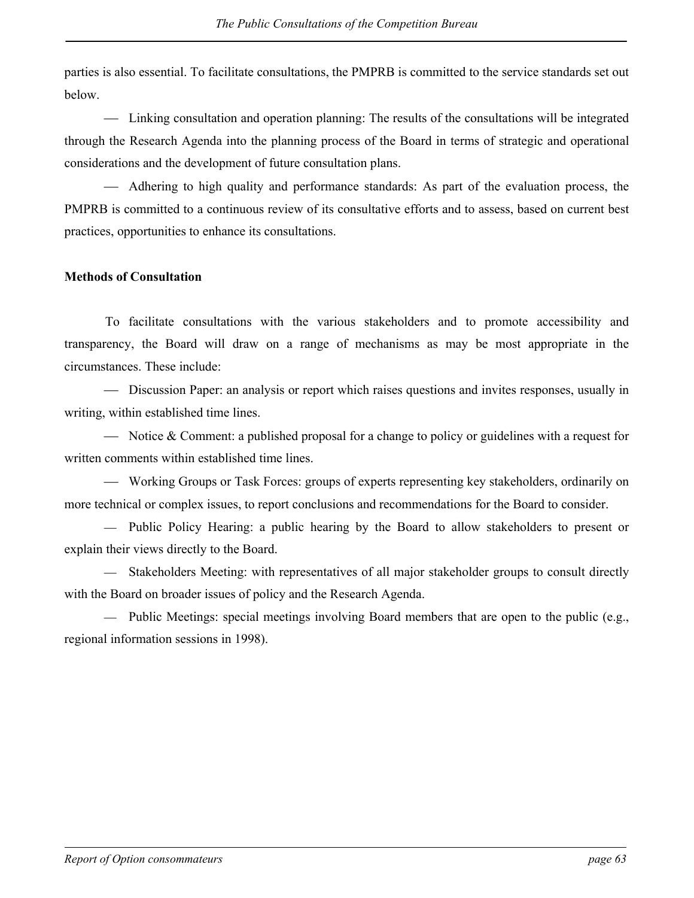parties is also essential. To facilitate consultations, the PMPRB is committed to the service standards set out below.

— Linking consultation and operation planning: The results of the consultations will be integrated through the Research Agenda into the planning process of the Board in terms of strategic and operational considerations and the development of future consultation plans.

— Adhering to high quality and performance standards: As part of the evaluation process, the PMPRB is committed to a continuous review of its consultative efforts and to assess, based on current best practices, opportunities to enhance its consultations.

**Methods of Consultation**

To facilitate consultations with the various stakeholders and to promote accessibility and transparency, the Board will draw on a range of mechanisms as may be most appropriate in the circumstances. These include:

— Discussion Paper: an analysis or report which raises questions and invites responses, usually in writing, within established time lines.

— Notice & Comment: a published proposal for a change to policy or guidelines with a request for written comments within established time lines.

— Working Groups or Task Forces: groups of experts representing key stakeholders, ordinarily on more technical or complex issues, to report conclusions and recommendations for the Board to consider.

— Public Policy Hearing: a public hearing by the Board to allow stakeholders to present or explain their views directly to the Board.

— Stakeholders Meeting: with representatives of all major stakeholder groups to consult directly with the Board on broader issues of policy and the Research Agenda.

— Public Meetings: special meetings involving Board members that are open to the public (e.g., regional information sessions in 1998).